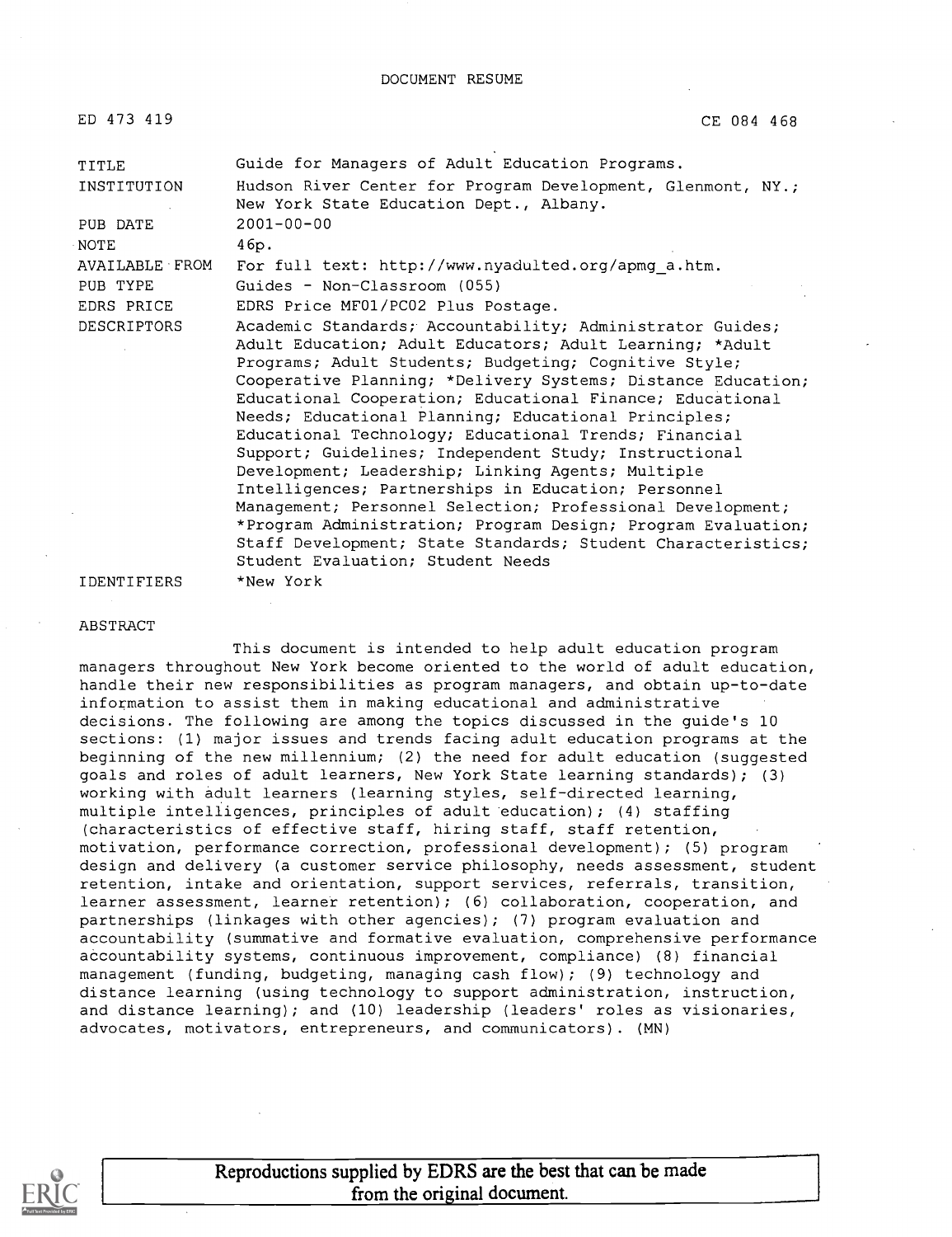# DOCUMENT RESUME

ED 473 419 CE 084 468

| | |
|---|---|
| TITLE | Guide for Managers of Adult Education Programs. |
| INSTITUTION | Hudson River Center for Program Development, Glenmont, NY.; New York State Education Dept., Albany. |
| PUB DATE | 2001-00-00 |
| NOTE | 46p. |
| AVAILABLE FROM | For full text: http://www.nyadulted.org/apmg_a.htm. |
| PUB TYPE | Guides - Non-Classroom (055) |
| EDRS PRICE | EDRS Price MF01/PC02 Plus Postage. |
| DESCRIPTORS | Academic Standards; Accountability; Administrator Guides; Adult Education; Adult Educators; Adult Learning; *Adult Programs; Adult Students; Budgeting; Cognitive Style; Cooperative Planning; *Delivery Systems; Distance Education; Educational Cooperation; Educational Finance; Educational Needs; Educational Planning; Educational Principles; Educational Technology; Educational Trends; Financial Support; Guidelines; Independent Study; Instructional Development; Leadership; Linking Agents; Multiple Intelligences; Partnerships in Education; Personnel Management; Personnel Selection; Professional Development; *Program Administration; Program Design; Program Evaluation; Staff Development; State Standards; Student Characteristics; Student Evaluation; Student Needs |
| IDENTIFIERS | *New York |

## ABSTRACT

This document is intended to help adult education program managers throughout New York become oriented to the world of adult education, handle their new responsibilities as program managers, and obtain up-to-date information to assist them in making educational and administrative decisions. The following are among the topics discussed in the guide's 10 sections: (1) major issues and trends facing adult education programs at the beginning of the new millennium; (2) the need for adult education (suggested goals and roles of adult learners, New York State learning standards); (3) working with adult learners (learning styles, self-directed learning, multiple intelligences, principles of adult education); (4) staffing (characteristics of effective staff, hiring staff, staff retention, motivation, performance correction, professional development); (5) program design and delivery (a customer service philosophy, needs assessment, student retention, intake and orientation, support services, referrals, transition, learner assessment, learner retention); (6) collaboration, cooperation, and partnerships (linkages with other agencies); (7) program evaluation and accountability (summative and formative evaluation, comprehensive performance accountability systems, continuous improvement, compliance) (8) financial management (funding, budgeting, managing cash flow); (9) technology and distance learning (using technology to support administration, instruction, and distance learning); and (10) leadership (leaders' roles as visionaries, advocates, motivators, entrepreneurs, and communicators). (MN)

Reproductions supplied by EDRS are the best that can be made from the original document.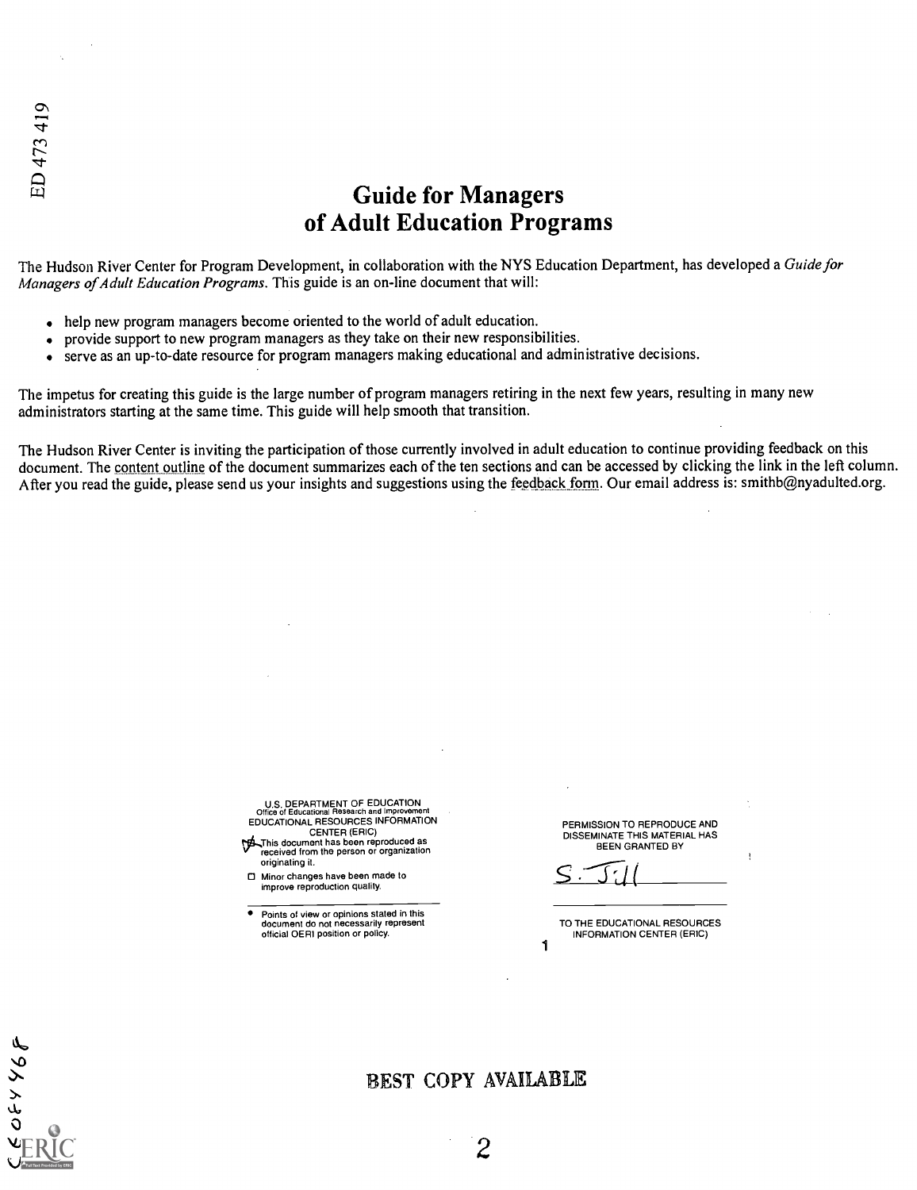# Guide for Managers of Adult Education Programs

The Hudson River Center for Program Development, in collaboration with the NYS Education Department, has developed a *Guide for Managers of Adult Education Programs*. This guide is an on-line document that will:

- help new program managers become oriented to the world of adult education.
- provide support to new program managers as they take on their new responsibilities.
- serve as an up-to-date resource for program managers making educational and administrative decisions.

The impetus for creating this guide is the large number of program managers retiring in the next few years, resulting in many new administrators starting at the same time. This guide will help smooth that transition.

The Hudson River Center is inviting the participation of those currently involved in adult education to continue providing feedback on this document. The content outline of the document summarizes each of the ten sections and can be accessed by clicking the link in the left column. After you read the guide, please send us your insights and suggestions using the feedback form. Our email address is: smithb@nyadulted.org.

U.S. DEPARTMENT OF EDUCATION
Office of Educational Research and Improvement
EDUCATIONAL RESOURCES INFORMATION CENTER (ERIC)

- [x] This document has been reproduced as received from the person or organization originating it.
- [ ] Minor changes have been made to improve reproduction quality.

- Points of view or opinions stated in this document do not necessarily represent official OERI position or policy.

PERMISSION TO REPRODUCE AND DISSEMINATE THIS MATERIAL HAS BEEN GRANTED BY

S. Jill

TO THE EDUCATIONAL RESOURCES INFORMATION CENTER (ERIC)

BEST COPY AVAILABLE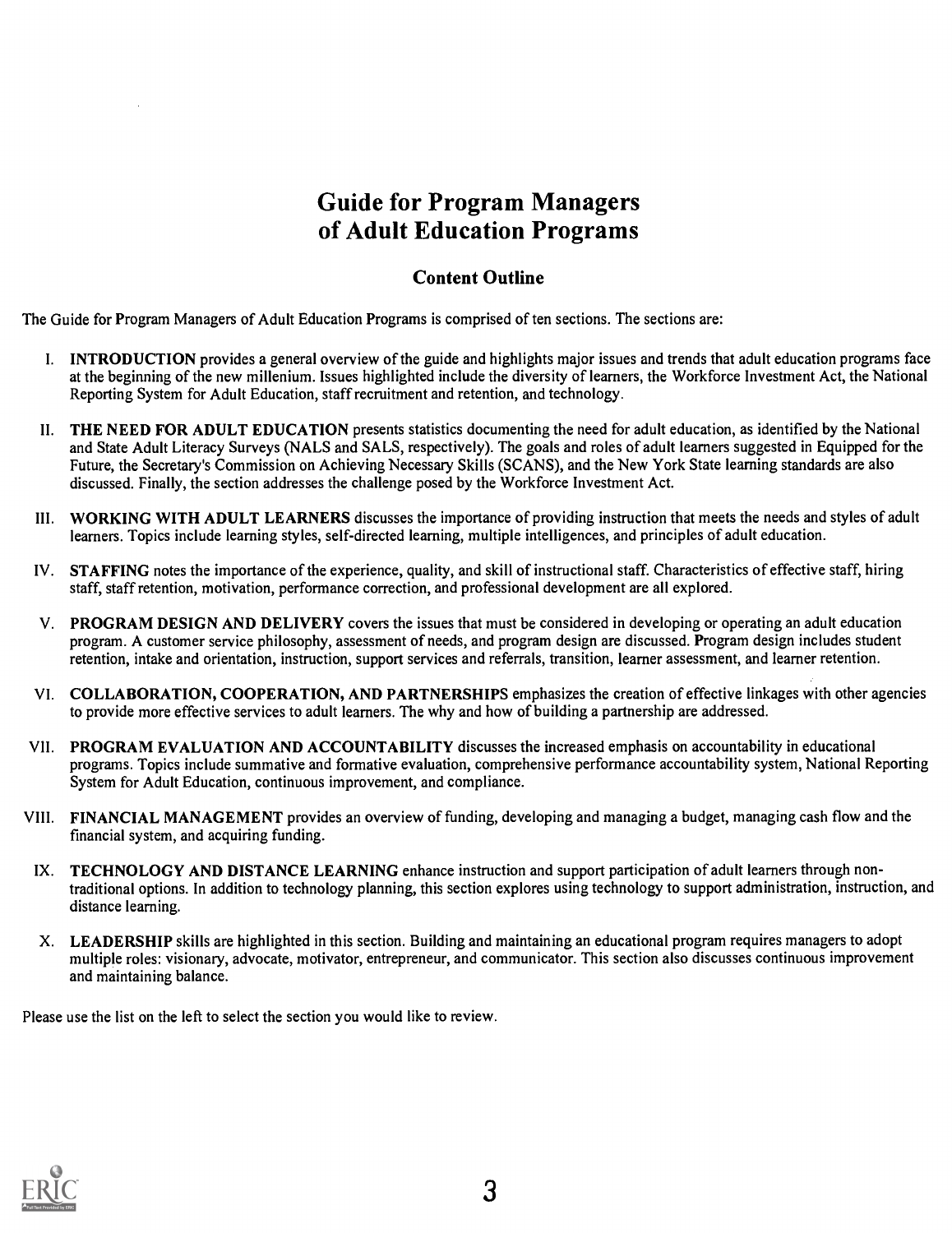# Guide for Program Managers of Adult Education Programs

## Content Outline

The Guide for Program Managers of Adult Education Programs is comprised of ten sections. The sections are:

I. **INTRODUCTION** provides a general overview of the guide and highlights major issues and trends that adult education programs face at the beginning of the new millenium. Issues highlighted include the diversity of learners, the Workforce Investment Act, the National Reporting System for Adult Education, staff recruitment and retention, and technology.

II. **THE NEED FOR ADULT EDUCATION** presents statistics documenting the need for adult education, as identified by the National and State Adult Literacy Surveys (NALS and SALS, respectively). The goals and roles of adult learners suggested in Equipped for the Future, the Secretary's Commission on Achieving Necessary Skills (SCANS), and the New York State learning standards are also discussed. Finally, the section addresses the challenge posed by the Workforce Investment Act.

III. **WORKING WITH ADULT LEARNERS** discusses the importance of providing instruction that meets the needs and styles of adult learners. Topics include learning styles, self-directed learning, multiple intelligences, and principles of adult education.

IV. **STAFFING** notes the importance of the experience, quality, and skill of instructional staff. Characteristics of effective staff, hiring staff, staff retention, motivation, performance correction, and professional development are all explored.

V. **PROGRAM DESIGN AND DELIVERY** covers the issues that must be considered in developing or operating an adult education program. A customer service philosophy, assessment of needs, and program design are discussed. Program design includes student retention, intake and orientation, instruction, support services and referrals, transition, learner assessment, and learner retention.

VI. **COLLABORATION, COOPERATION, AND PARTNERSHIPS** emphasizes the creation of effective linkages with other agencies to provide more effective services to adult learners. The why and how of building a partnership are addressed.

VII. **PROGRAM EVALUATION AND ACCOUNTABILITY** discusses the increased emphasis on accountability in educational programs. Topics include summative and formative evaluation, comprehensive performance accountability system, National Reporting System for Adult Education, continuous improvement, and compliance.

VIII. **FINANCIAL MANAGEMENT** provides an overview of funding, developing and managing a budget, managing cash flow and the financial system, and acquiring funding.

IX. **TECHNOLOGY AND DISTANCE LEARNING** enhance instruction and support participation of adult learners through non-traditional options. In addition to technology planning, this section explores using technology to support administration, instruction, and distance learning.

X. **LEADERSHIP** skills are highlighted in this section. Building and maintaining an educational program requires managers to adopt multiple roles: visionary, advocate, motivator, entrepreneur, and communicator. This section also discusses continuous improvement and maintaining balance.

Please use the list on the left to select the section you would like to review.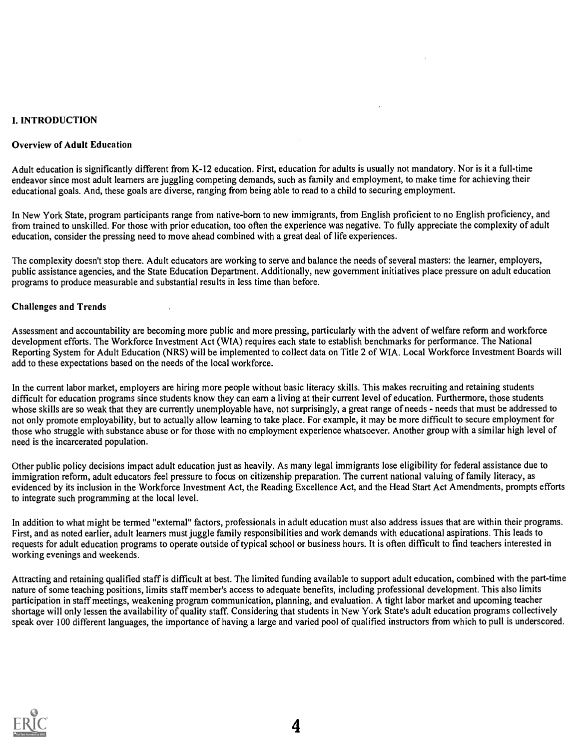## I. INTRODUCTION

### Overview of Adult Education

Adult education is significantly different from K-12 education. First, education for adults is usually not mandatory. Nor is it a full-time endeavor since most adult learners are juggling competing demands, such as family and employment, to make time for achieving their educational goals. And, these goals are diverse, ranging from being able to read to a child to securing employment.

In New York State, program participants range from native-born to new immigrants, from English proficient to no English proficiency, and from trained to unskilled. For those with prior education, too often the experience was negative. To fully appreciate the complexity of adult education, consider the pressing need to move ahead combined with a great deal of life experiences.

The complexity doesn't stop there. Adult educators are working to serve and balance the needs of several masters: the learner, employers, public assistance agencies, and the State Education Department. Additionally, new government initiatives place pressure on adult education programs to produce measurable and substantial results in less time than before.

### Challenges and Trends

Assessment and accountability are becoming more public and more pressing, particularly with the advent of welfare reform and workforce development efforts. The Workforce Investment Act (WIA) requires each state to establish benchmarks for performance. The National Reporting System for Adult Education (NRS) will be implemented to collect data on Title 2 of WIA. Local Workforce Investment Boards will add to these expectations based on the needs of the local workforce.

In the current labor market, employers are hiring more people without basic literacy skills. This makes recruiting and retaining students difficult for education programs since students know they can earn a living at their current level of education. Furthermore, those students whose skills are so weak that they are currently unemployable have, not surprisingly, a great range of needs - needs that must be addressed to not only promote employability, but to actually allow learning to take place. For example, it may be more difficult to secure employment for those who struggle with substance abuse or for those with no employment experience whatsoever. Another group with a similar high level of need is the incarcerated population.

Other public policy decisions impact adult education just as heavily. As many legal immigrants lose eligibility for federal assistance due to immigration reform, adult educators feel pressure to focus on citizenship preparation. The current national valuing of family literacy, as evidenced by its inclusion in the Workforce Investment Act, the Reading Excellence Act, and the Head Start Act Amendments, prompts efforts to integrate such programming at the local level.

In addition to what might be termed "external" factors, professionals in adult education must also address issues that are within their programs. First, and as noted earlier, adult learners must juggle family responsibilities and work demands with educational aspirations. This leads to requests for adult education programs to operate outside of typical school or business hours. It is often difficult to find teachers interested in working evenings and weekends.

Attracting and retaining qualified staff is difficult at best. The limited funding available to support adult education, combined with the part-time nature of some teaching positions, limits staff member's access to adequate benefits, including professional development. This also limits participation in staff meetings, weakening program communication, planning, and evaluation. A tight labor market and upcoming teacher shortage will only lessen the availability of quality staff. Considering that students in New York State's adult education programs collectively speak over 100 different languages, the importance of having a large and varied pool of qualified instructors from which to pull is underscored.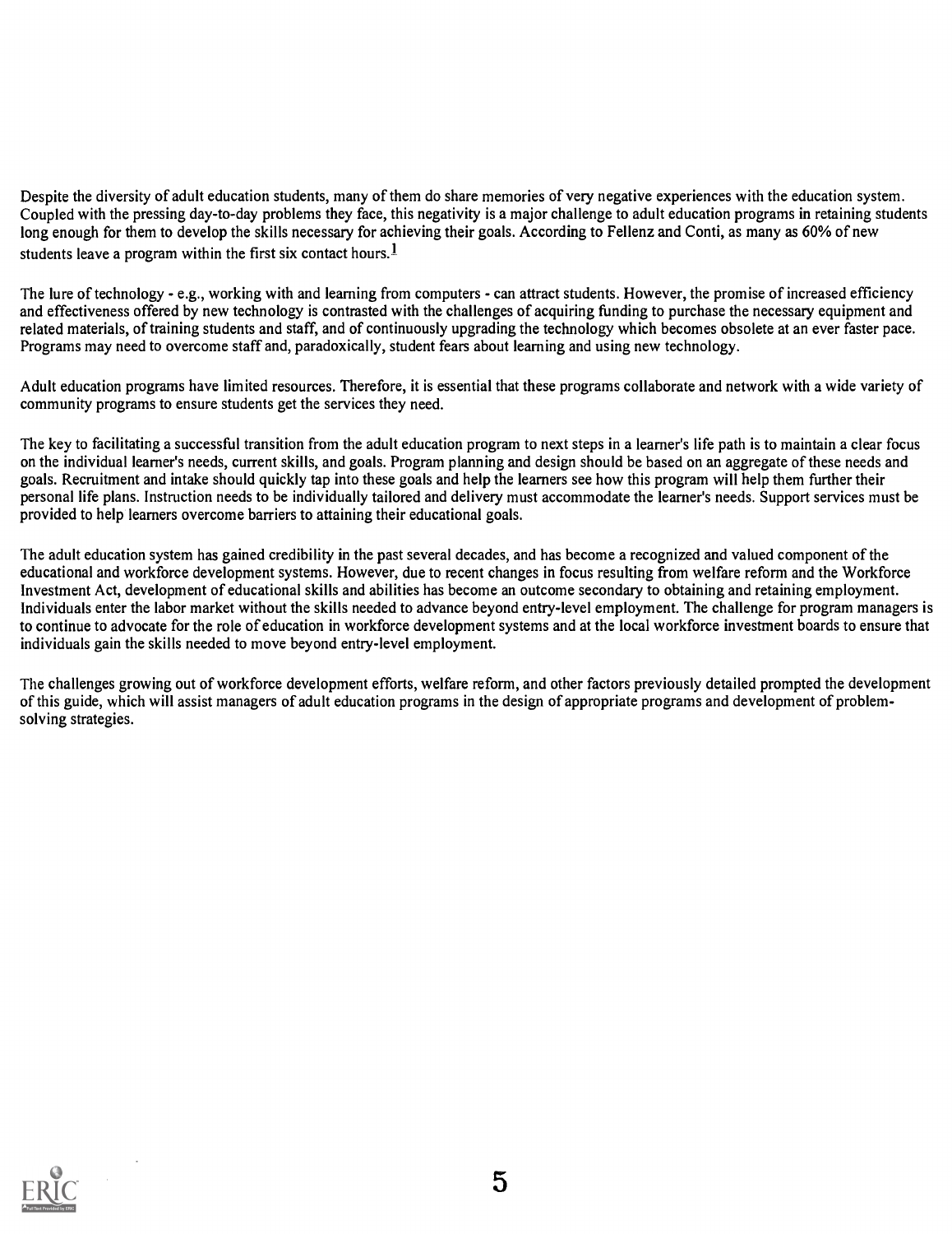Despite the diversity of adult education students, many of them do share memories of very negative experiences with the education system. Coupled with the pressing day-to-day problems they face, this negativity is a major challenge to adult education programs in retaining students long enough for them to develop the skills necessary for achieving their goals. According to Fellenz and Conti, as many as 60% of new students leave a program within the first six contact hours.[1]

The lure of technology - e.g., working with and learning from computers - can attract students. However, the promise of increased efficiency and effectiveness offered by new technology is contrasted with the challenges of acquiring funding to purchase the necessary equipment and related materials, of training students and staff, and of continuously upgrading the technology which becomes obsolete at an ever faster pace. Programs may need to overcome staff and, paradoxically, student fears about learning and using new technology.

Adult education programs have limited resources. Therefore, it is essential that these programs collaborate and network with a wide variety of community programs to ensure students get the services they need.

The key to facilitating a successful transition from the adult education program to next steps in a learner's life path is to maintain a clear focus on the individual learner's needs, current skills, and goals. Program planning and design should be based on an aggregate of these needs and goals. Recruitment and intake should quickly tap into these goals and help the learners see how this program will help them further their personal life plans. Instruction needs to be individually tailored and delivery must accommodate the learner's needs. Support services must be provided to help learners overcome barriers to attaining their educational goals.

The adult education system has gained credibility in the past several decades, and has become a recognized and valued component of the educational and workforce development systems. However, due to recent changes in focus resulting from welfare reform and the Workforce Investment Act, development of educational skills and abilities has become an outcome secondary to obtaining and retaining employment. Individuals enter the labor market without the skills needed to advance beyond entry-level employment. The challenge for program managers is to continue to advocate for the role of education in workforce development systems and at the local workforce investment boards to ensure that individuals gain the skills needed to move beyond entry-level employment.

The challenges growing out of workforce development efforts, welfare reform, and other factors previously detailed prompted the development of this guide, which will assist managers of adult education programs in the design of appropriate programs and development of problem-solving strategies.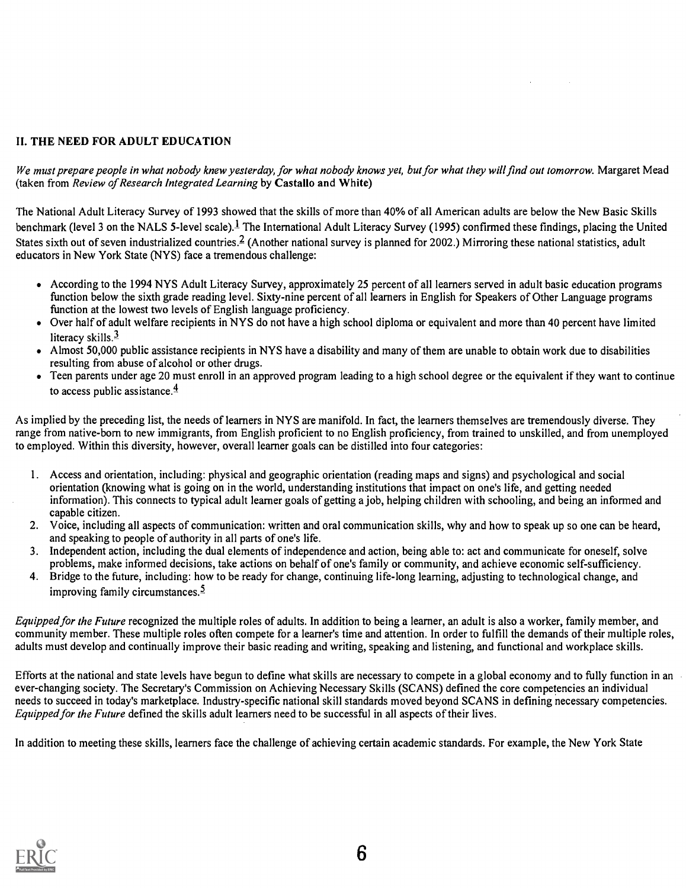## II. THE NEED FOR ADULT EDUCATION

*We must prepare people in what nobody knew yesterday, for what nobody knows yet, but for what they will find out tomorrow.* Margaret Mead (taken from *Review of Research Integrated Learning* by **Castallo and White**)

The National Adult Literacy Survey of 1993 showed that the skills of more than 40% of all American adults are below the New Basic Skills benchmark (level 3 on the NALS 5-level scale).[1] The International Adult Literacy Survey (1995) confirmed these findings, placing the United States sixth out of seven industrialized countries.[2] (Another national survey is planned for 2002.) Mirroring these national statistics, adult educators in New York State (NYS) face a tremendous challenge:

- According to the 1994 NYS Adult Literacy Survey, approximately 25 percent of all learners served in adult basic education programs function below the sixth grade reading level. Sixty-nine percent of all learners in English for Speakers of Other Language programs function at the lowest two levels of English language proficiency.
- Over half of adult welfare recipients in NYS do not have a high school diploma or equivalent and more than 40 percent have limited literacy skills.[3]
- Almost 50,000 public assistance recipients in NYS have a disability and many of them are unable to obtain work due to disabilities resulting from abuse of alcohol or other drugs.
- Teen parents under age 20 must enroll in an approved program leading to a high school degree or the equivalent if they want to continue to access public assistance.[4]

As implied by the preceding list, the needs of learners in NYS are manifold. In fact, the learners themselves are tremendously diverse. They range from native-born to new immigrants, from English proficient to no English proficiency, from trained to unskilled, and from unemployed to employed. Within this diversity, however, overall learner goals can be distilled into four categories:

1. Access and orientation, including: physical and geographic orientation (reading maps and signs) and psychological and social orientation (knowing what is going on in the world, understanding institutions that impact on one's life, and getting needed information). This connects to typical adult learner goals of getting a job, helping children with schooling, and being an informed and capable citizen.
2. Voice, including all aspects of communication: written and oral communication skills, why and how to speak up so one can be heard, and speaking to people of authority in all parts of one's life.
3. Independent action, including the dual elements of independence and action, being able to: act and communicate for oneself, solve problems, make informed decisions, take actions on behalf of one's family or community, and achieve economic self-sufficiency.
4. Bridge to the future, including: how to be ready for change, continuing life-long learning, adjusting to technological change, and improving family circumstances.[5]

*Equipped for the Future* recognized the multiple roles of adults. In addition to being a learner, an adult is also a worker, family member, and community member. These multiple roles often compete for a learner's time and attention. In order to fulfill the demands of their multiple roles, adults must develop and continually improve their basic reading and writing, speaking and listening, and functional and workplace skills.

Efforts at the national and state levels have begun to define what skills are necessary to compete in a global economy and to fully function in an ever-changing society. The Secretary's Commission on Achieving Necessary Skills (SCANS) defined the core competencies an individual needs to succeed in today's marketplace. Industry-specific national skill standards moved beyond SCANS in defining necessary competencies. *Equipped for the Future* defined the skills adult learners need to be successful in all aspects of their lives.

In addition to meeting these skills, learners face the challenge of achieving certain academic standards. For example, the New York State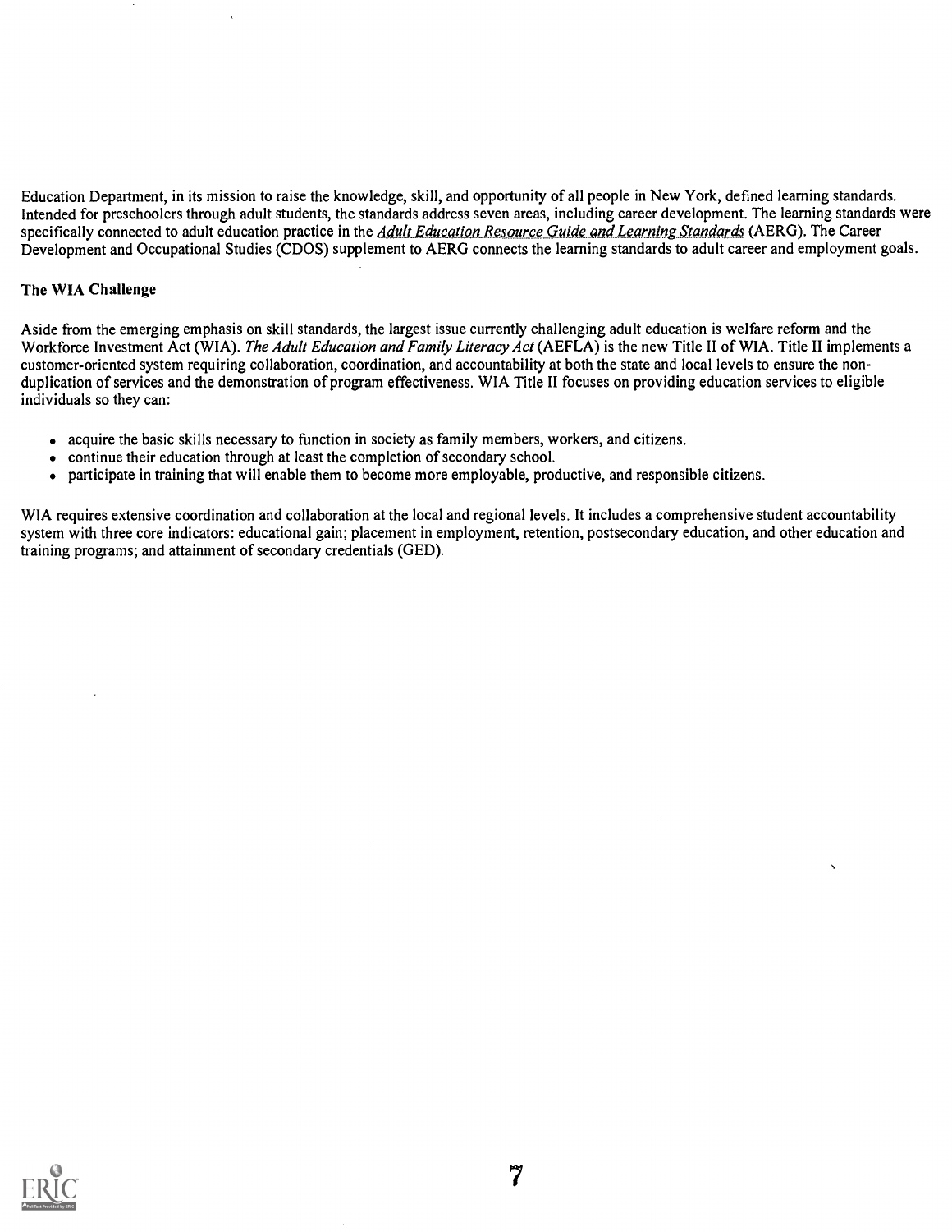Education Department, in its mission to raise the knowledge, skill, and opportunity of all people in New York, defined learning standards. Intended for preschoolers through adult students, the standards address seven areas, including career development. The learning standards were specifically connected to adult education practice in the *Adult Education Resource Guide and Learning Standards* (AERG). The Career Development and Occupational Studies (CDOS) supplement to AERG connects the learning standards to adult career and employment goals.

### The WIA Challenge

Aside from the emerging emphasis on skill standards, the largest issue currently challenging adult education is welfare reform and the Workforce Investment Act (WIA). *The Adult Education and Family Literacy Act* (AEFLA) is the new Title II of WIA. Title II implements a customer-oriented system requiring collaboration, coordination, and accountability at both the state and local levels to ensure the non-duplication of services and the demonstration of program effectiveness. WIA Title II focuses on providing education services to eligible individuals so they can:

- acquire the basic skills necessary to function in society as family members, workers, and citizens.
- continue their education through at least the completion of secondary school.
- participate in training that will enable them to become more employable, productive, and responsible citizens.

WIA requires extensive coordination and collaboration at the local and regional levels. It includes a comprehensive student accountability system with three core indicators: educational gain; placement in employment, retention, postsecondary education, and other education and training programs; and attainment of secondary credentials (GED).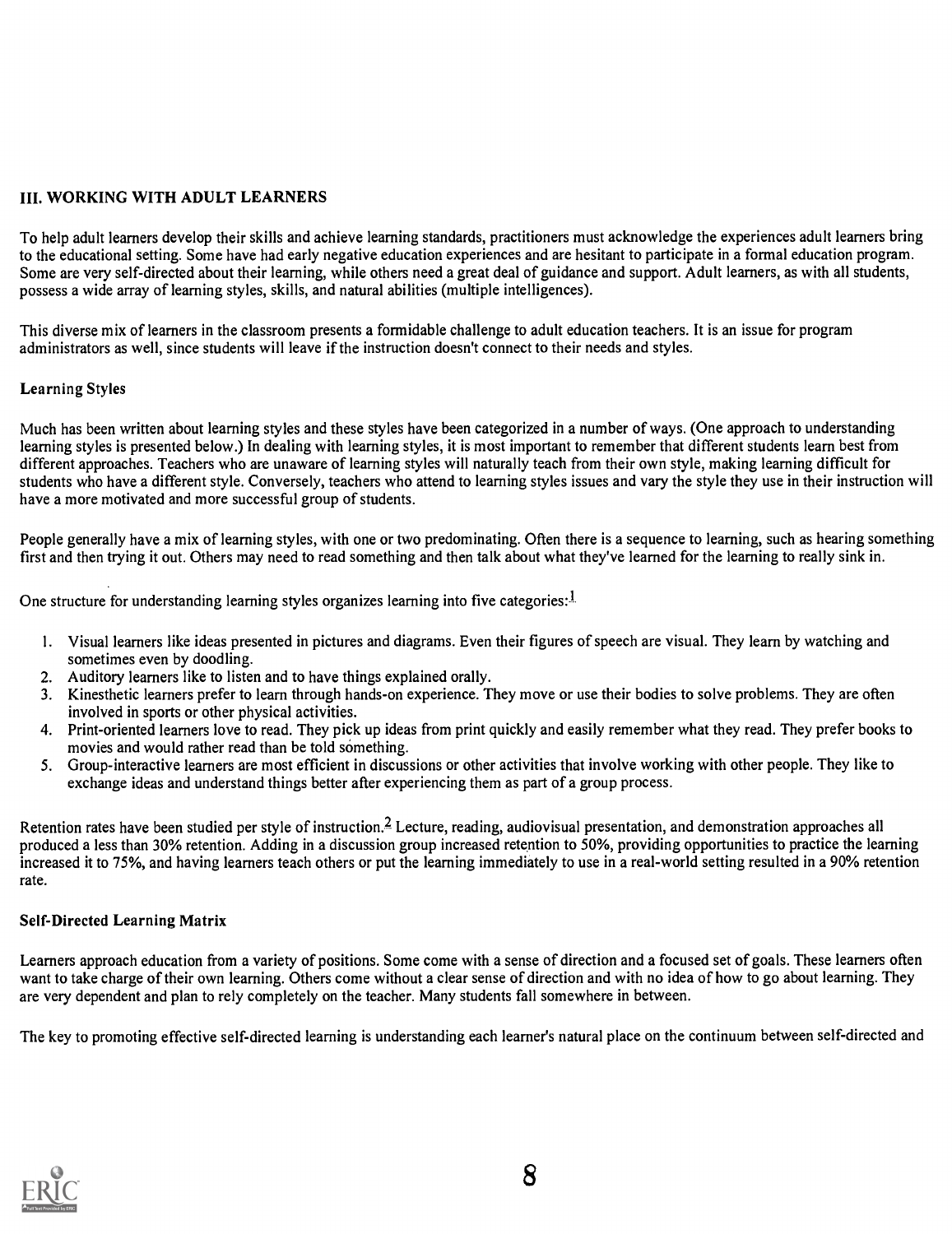## III. WORKING WITH ADULT LEARNERS

To help adult learners develop their skills and achieve learning standards, practitioners must acknowledge the experiences adult learners bring to the educational setting. Some have had early negative education experiences and are hesitant to participate in a formal education program. Some are very self-directed about their learning, while others need a great deal of guidance and support. Adult learners, as with all students, possess a wide array of learning styles, skills, and natural abilities (multiple intelligences).

This diverse mix of learners in the classroom presents a formidable challenge to adult education teachers. It is an issue for program administrators as well, since students will leave if the instruction doesn't connect to their needs and styles.

### Learning Styles

Much has been written about learning styles and these styles have been categorized in a number of ways. (One approach to understanding learning styles is presented below.) In dealing with learning styles, it is most important to remember that different students learn best from different approaches. Teachers who are unaware of learning styles will naturally teach from their own style, making learning difficult for students who have a different style. Conversely, teachers who attend to learning styles issues and vary the style they use in their instruction will have a more motivated and more successful group of students.

People generally have a mix of learning styles, with one or two predominating. Often there is a sequence to learning, such as hearing something first and then trying it out. Others may need to read something and then talk about what they've learned for the learning to really sink in.

One structure for understanding learning styles organizes learning into five categories:[1]

1. Visual learners like ideas presented in pictures and diagrams. Even their figures of speech are visual. They learn by watching and sometimes even by doodling.
2. Auditory learners like to listen and to have things explained orally.
3. Kinesthetic learners prefer to learn through hands-on experience. They move or use their bodies to solve problems. They are often involved in sports or other physical activities.
4. Print-oriented learners love to read. They pick up ideas from print quickly and easily remember what they read. They prefer books to movies and would rather read than be told something.
5. Group-interactive learners are most efficient in discussions or other activities that involve working with other people. They like to exchange ideas and understand things better after experiencing them as part of a group process.

Retention rates have been studied per style of instruction.[2] Lecture, reading, audiovisual presentation, and demonstration approaches all produced a less than 30% retention. Adding in a discussion group increased retention to 50%, providing opportunities to practice the learning increased it to 75%, and having learners teach others or put the learning immediately to use in a real-world setting resulted in a 90% retention rate.

### Self-Directed Learning Matrix

Learners approach education from a variety of positions. Some come with a sense of direction and a focused set of goals. These learners often want to take charge of their own learning. Others come without a clear sense of direction and with no idea of how to go about learning. They are very dependent and plan to rely completely on the teacher. Many students fall somewhere in between.

The key to promoting effective self-directed learning is understanding each learner's natural place on the continuum between self-directed and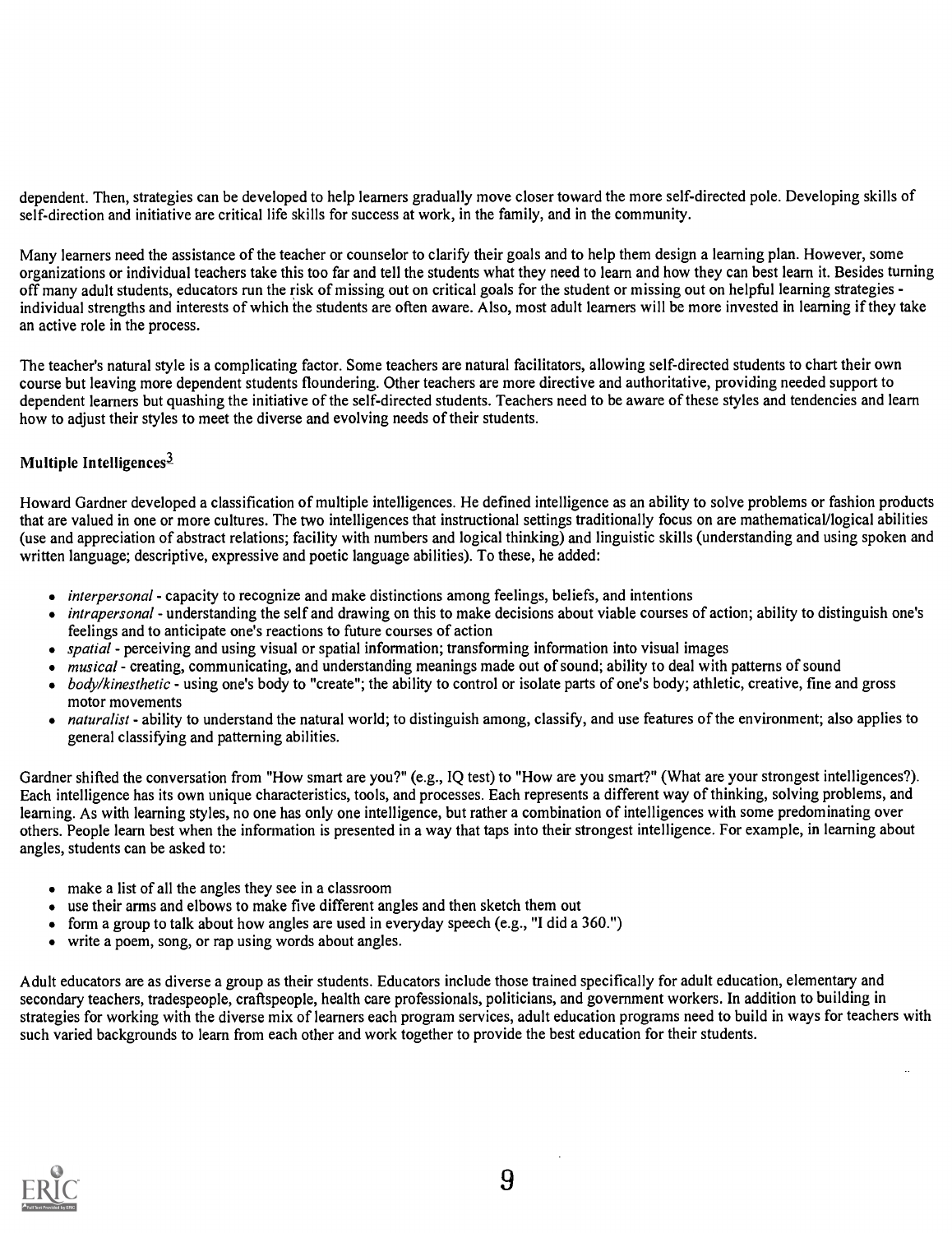dependent. Then, strategies can be developed to help learners gradually move closer toward the more self-directed pole. Developing skills of self-direction and initiative are critical life skills for success at work, in the family, and in the community.

Many learners need the assistance of the teacher or counselor to clarify their goals and to help them design a learning plan. However, some organizations or individual teachers take this too far and tell the students what they need to learn and how they can best learn it. Besides turning off many adult students, educators run the risk of missing out on critical goals for the student or missing out on helpful learning strategies - individual strengths and interests of which the students are often aware. Also, most adult learners will be more invested in learning if they take an active role in the process.

The teacher's natural style is a complicating factor. Some teachers are natural facilitators, allowing self-directed students to chart their own course but leaving more dependent students floundering. Other teachers are more directive and authoritative, providing needed support to dependent learners but quashing the initiative of the self-directed students. Teachers need to be aware of these styles and tendencies and learn how to adjust their styles to meet the diverse and evolving needs of their students.

### Multiple Intelligences[3]

Howard Gardner developed a classification of multiple intelligences. He defined intelligence as an ability to solve problems or fashion products that are valued in one or more cultures. The two intelligences that instructional settings traditionally focus on are mathematical/logical abilities (use and appreciation of abstract relations; facility with numbers and logical thinking) and linguistic skills (understanding and using spoken and written language; descriptive, expressive and poetic language abilities). To these, he added:

- *interpersonal* - capacity to recognize and make distinctions among feelings, beliefs, and intentions
- *intrapersonal* - understanding the self and drawing on this to make decisions about viable courses of action; ability to distinguish one's feelings and to anticipate one's reactions to future courses of action
- *spatial* - perceiving and using visual or spatial information; transforming information into visual images
- *musical* - creating, communicating, and understanding meanings made out of sound; ability to deal with patterns of sound
- *body/kinesthetic* - using one's body to "create"; the ability to control or isolate parts of one's body; athletic, creative, fine and gross motor movements
- *naturalist* - ability to understand the natural world; to distinguish among, classify, and use features of the environment; also applies to general classifying and patterning abilities.

Gardner shifted the conversation from "How smart are you?" (e.g., IQ test) to "How are you smart?" (What are your strongest intelligences?). Each intelligence has its own unique characteristics, tools, and processes. Each represents a different way of thinking, solving problems, and learning. As with learning styles, no one has only one intelligence, but rather a combination of intelligences with some predominating over others. People learn best when the information is presented in a way that taps into their strongest intelligence. For example, in learning about angles, students can be asked to:

- make a list of all the angles they see in a classroom
- use their arms and elbows to make five different angles and then sketch them out
- form a group to talk about how angles are used in everyday speech (e.g., "I did a 360.")
- write a poem, song, or rap using words about angles.

Adult educators are as diverse a group as their students. Educators include those trained specifically for adult education, elementary and secondary teachers, tradespeople, craftspeople, health care professionals, politicians, and government workers. In addition to building in strategies for working with the diverse mix of learners each program services, adult education programs need to build in ways for teachers with such varied backgrounds to learn from each other and work together to provide the best education for their students.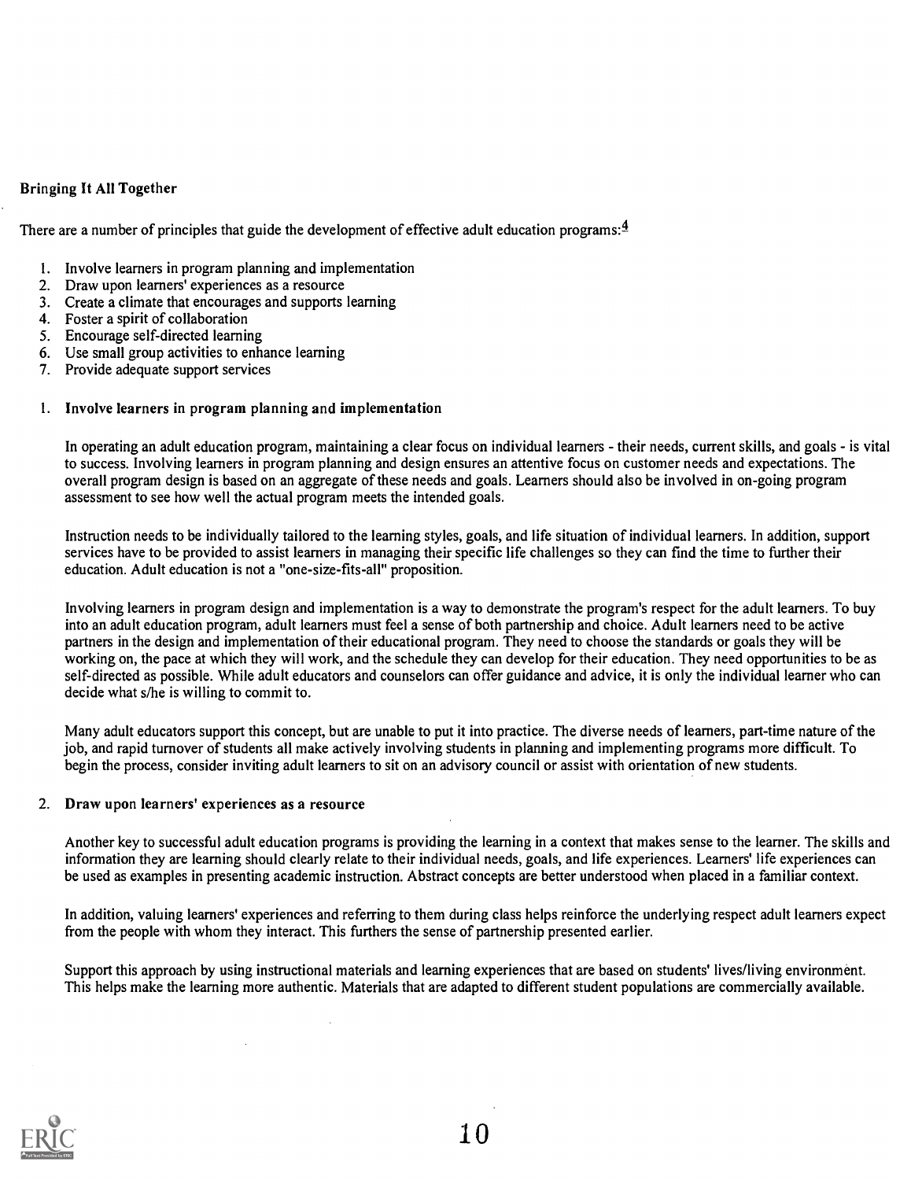### Bringing It All Together

There are a number of principles that guide the development of effective adult education programs:[4]

1. Involve learners in program planning and implementation
2. Draw upon learners' experiences as a resource
3. Create a climate that encourages and supports learning
4. Foster a spirit of collaboration
5. Encourage self-directed learning
6. Use small group activities to enhance learning
7. Provide adequate support services

1. **Involve learners in program planning and implementation**

   In operating an adult education program, maintaining a clear focus on individual learners - their needs, current skills, and goals - is vital to success. Involving learners in program planning and design ensures an attentive focus on customer needs and expectations. The overall program design is based on an aggregate of these needs and goals. Learners should also be involved in on-going program assessment to see how well the actual program meets the intended goals.

   Instruction needs to be individually tailored to the learning styles, goals, and life situation of individual learners. In addition, support services have to be provided to assist learners in managing their specific life challenges so they can find the time to further their education. Adult education is not a "one-size-fits-all" proposition.

   Involving learners in program design and implementation is a way to demonstrate the program's respect for the adult learners. To buy into an adult education program, adult learners must feel a sense of both partnership and choice. Adult learners need to be active partners in the design and implementation of their educational program. They need to choose the standards or goals they will be working on, the pace at which they will work, and the schedule they can develop for their education. They need opportunities to be as self-directed as possible. While adult educators and counselors can offer guidance and advice, it is only the individual learner who can decide what s/he is willing to commit to.

   Many adult educators support this concept, but are unable to put it into practice. The diverse needs of learners, part-time nature of the job, and rapid turnover of students all make actively involving students in planning and implementing programs more difficult. To begin the process, consider inviting adult learners to sit on an advisory council or assist with orientation of new students.

2. **Draw upon learners' experiences as a resource**

   Another key to successful adult education programs is providing the learning in a context that makes sense to the learner. The skills and information they are learning should clearly relate to their individual needs, goals, and life experiences. Learners' life experiences can be used as examples in presenting academic instruction. Abstract concepts are better understood when placed in a familiar context.

   In addition, valuing learners' experiences and referring to them during class helps reinforce the underlying respect adult learners expect from the people with whom they interact. This furthers the sense of partnership presented earlier.

   Support this approach by using instructional materials and learning experiences that are based on students' lives/living environment. This helps make the learning more authentic. Materials that are adapted to different student populations are commercially available.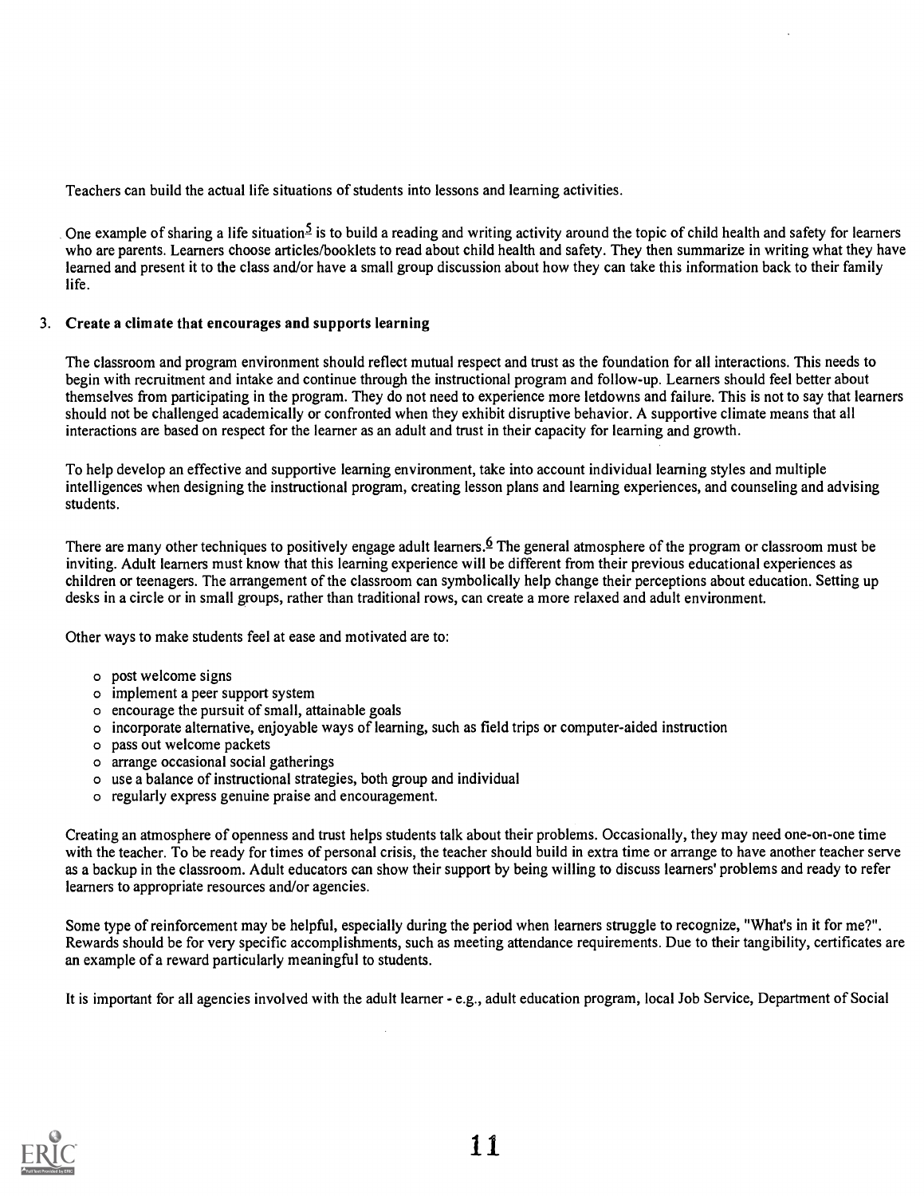Teachers can build the actual life situations of students into lessons and learning activities.

One example of sharing a life situation[5] is to build a reading and writing activity around the topic of child health and safety for learners who are parents. Learners choose articles/booklets to read about child health and safety. They then summarize in writing what they have learned and present it to the class and/or have a small group discussion about how they can take this information back to their family life.

3. **Create a climate that encourages and supports learning**

The classroom and program environment should reflect mutual respect and trust as the foundation for all interactions. This needs to begin with recruitment and intake and continue through the instructional program and follow-up. Learners should feel better about themselves from participating in the program. They do not need to experience more letdowns and failure. This is not to say that learners should not be challenged academically or confronted when they exhibit disruptive behavior. A supportive climate means that all interactions are based on respect for the learner as an adult and trust in their capacity for learning and growth.

To help develop an effective and supportive learning environment, take into account individual learning styles and multiple intelligences when designing the instructional program, creating lesson plans and learning experiences, and counseling and advising students.

There are many other techniques to positively engage adult learners.[6] The general atmosphere of the program or classroom must be inviting. Adult learners must know that this learning experience will be different from their previous educational experiences as children or teenagers. The arrangement of the classroom can symbolically help change their perceptions about education. Setting up desks in a circle or in small groups, rather than traditional rows, can create a more relaxed and adult environment.

Other ways to make students feel at ease and motivated are to:

- post welcome signs
- implement a peer support system
- encourage the pursuit of small, attainable goals
- incorporate alternative, enjoyable ways of learning, such as field trips or computer-aided instruction
- pass out welcome packets
- arrange occasional social gatherings
- use a balance of instructional strategies, both group and individual
- regularly express genuine praise and encouragement.

Creating an atmosphere of openness and trust helps students talk about their problems. Occasionally, they may need one-on-one time with the teacher. To be ready for times of personal crisis, the teacher should build in extra time or arrange to have another teacher serve as a backup in the classroom. Adult educators can show their support by being willing to discuss learners' problems and ready to refer learners to appropriate resources and/or agencies.

Some type of reinforcement may be helpful, especially during the period when learners struggle to recognize, "What's in it for me?". Rewards should be for very specific accomplishments, such as meeting attendance requirements. Due to their tangibility, certificates are an example of a reward particularly meaningful to students.

It is important for all agencies involved with the adult learner - e.g., adult education program, local Job Service, Department of Social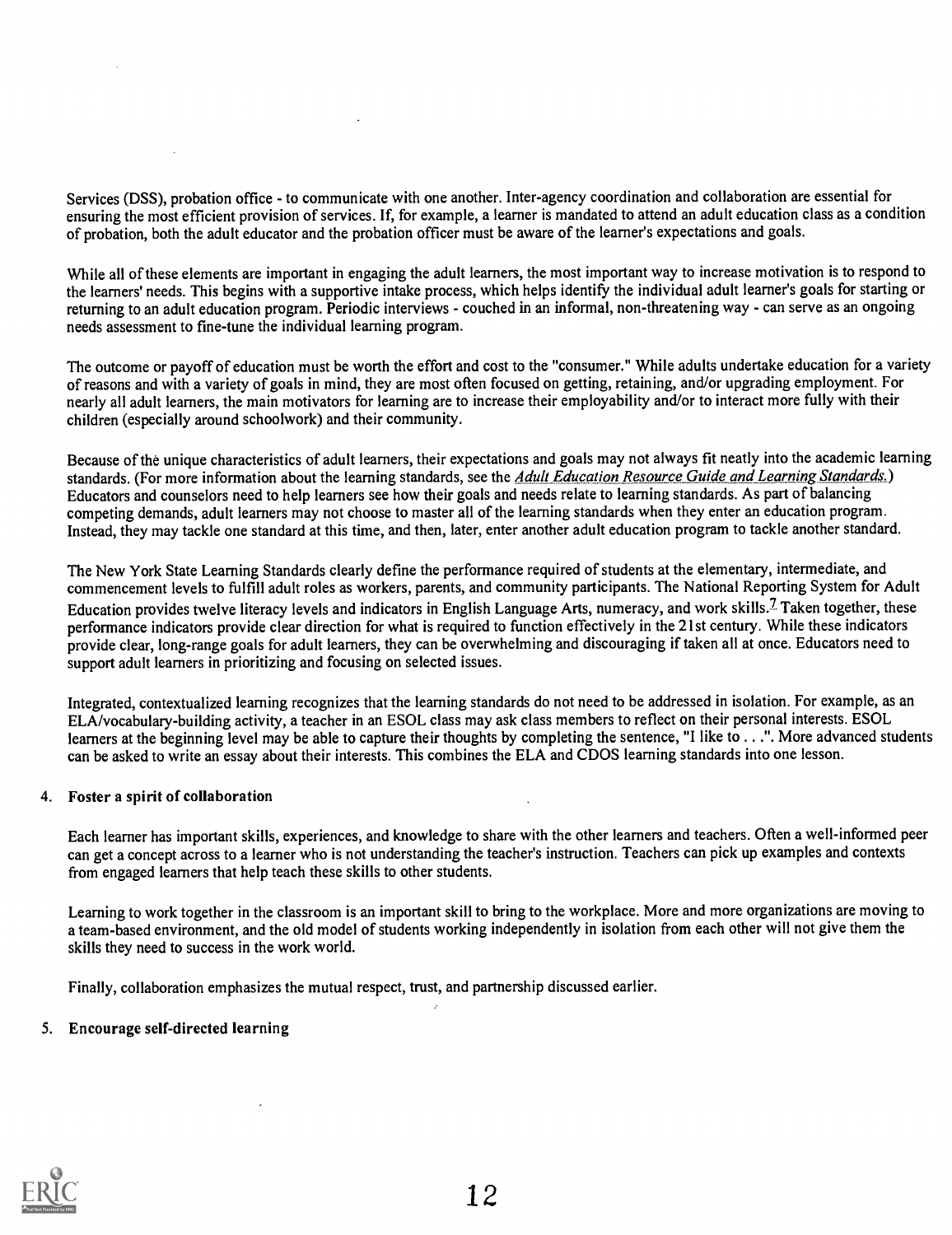Services (DSS), probation office - to communicate with one another. Inter-agency coordination and collaboration are essential for ensuring the most efficient provision of services. If, for example, a learner is mandated to attend an adult education class as a condition of probation, both the adult educator and the probation officer must be aware of the learner's expectations and goals.

While all of these elements are important in engaging the adult learners, the most important way to increase motivation is to respond to the learners' needs. This begins with a supportive intake process, which helps identify the individual adult learner's goals for starting or returning to an adult education program. Periodic interviews - couched in an informal, non-threatening way - can serve as an ongoing needs assessment to fine-tune the individual learning program.

The outcome or payoff of education must be worth the effort and cost to the "consumer." While adults undertake education for a variety of reasons and with a variety of goals in mind, they are most often focused on getting, retaining, and/or upgrading employment. For nearly all adult learners, the main motivators for learning are to increase their employability and/or to interact more fully with their children (especially around schoolwork) and their community.

Because of the unique characteristics of adult learners, their expectations and goals may not always fit neatly into the academic learning standards. (For more information about the learning standards, see the *Adult Education Resource Guide and Learning Standards.*) Educators and counselors need to help learners see how their goals and needs relate to learning standards. As part of balancing competing demands, adult learners may not choose to master all of the learning standards when they enter an education program. Instead, they may tackle one standard at this time, and then, later, enter another adult education program to tackle another standard.

The New York State Learning Standards clearly define the performance required of students at the elementary, intermediate, and commencement levels to fulfill adult roles as workers, parents, and community participants. The National Reporting System for Adult Education provides twelve literacy levels and indicators in English Language Arts, numeracy, and work skills.[7] Taken together, these performance indicators provide clear direction for what is required to function effectively in the 21st century. While these indicators provide clear, long-range goals for adult learners, they can be overwhelming and discouraging if taken all at once. Educators need to support adult learners in prioritizing and focusing on selected issues.

Integrated, contextualized learning recognizes that the learning standards do not need to be addressed in isolation. For example, as an ELA/vocabulary-building activity, a teacher in an ESOL class may ask class members to reflect on their personal interests. ESOL learners at the beginning level may be able to capture their thoughts by completing the sentence, "I like to . . .". More advanced students can be asked to write an essay about their interests. This combines the ELA and CDOS learning standards into one lesson.

4. **Foster a spirit of collaboration**

Each learner has important skills, experiences, and knowledge to share with the other learners and teachers. Often a well-informed peer can get a concept across to a learner who is not understanding the teacher's instruction. Teachers can pick up examples and contexts from engaged learners that help teach these skills to other students.

Learning to work together in the classroom is an important skill to bring to the workplace. More and more organizations are moving to a team-based environment, and the old model of students working independently in isolation from each other will not give them the skills they need to success in the work world.

Finally, collaboration emphasizes the mutual respect, trust, and partnership discussed earlier.

5. **Encourage self-directed learning**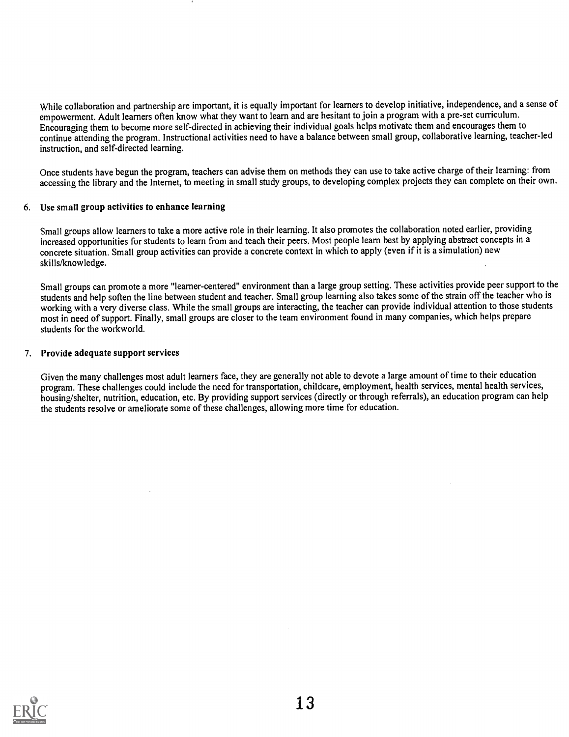While collaboration and partnership are important, it is equally important for learners to develop initiative, independence, and a sense of empowerment. Adult learners often know what they want to learn and are hesitant to join a program with a pre-set curriculum. Encouraging them to become more self-directed in achieving their individual goals helps motivate them and encourages them to continue attending the program. Instructional activities need to have a balance between small group, collaborative learning, teacher-led instruction, and self-directed learning.

Once students have begun the program, teachers can advise them on methods they can use to take active charge of their learning: from accessing the library and the Internet, to meeting in small study groups, to developing complex projects they can complete on their own.

6. **Use small group activities to enhance learning**

   Small groups allow learners to take a more active role in their learning. It also promotes the collaboration noted earlier, providing increased opportunities for students to learn from and teach their peers. Most people learn best by applying abstract concepts in a concrete situation. Small group activities can provide a concrete context in which to apply (even if it is a simulation) new skills/knowledge.

   Small groups can promote a more "learner-centered" environment than a large group setting. These activities provide peer support to the students and help soften the line between student and teacher. Small group learning also takes some of the strain off the teacher who is working with a very diverse class. While the small groups are interacting, the teacher can provide individual attention to those students most in need of support. Finally, small groups are closer to the team environment found in many companies, which helps prepare students for the workworld.

7. **Provide adequate support services**

   Given the many challenges most adult learners face, they are generally not able to devote a large amount of time to their education program. These challenges could include the need for transportation, childcare, employment, health services, mental health services, housing/shelter, nutrition, education, etc. By providing support services (directly or through referrals), an education program can help the students resolve or ameliorate some of these challenges, allowing more time for education.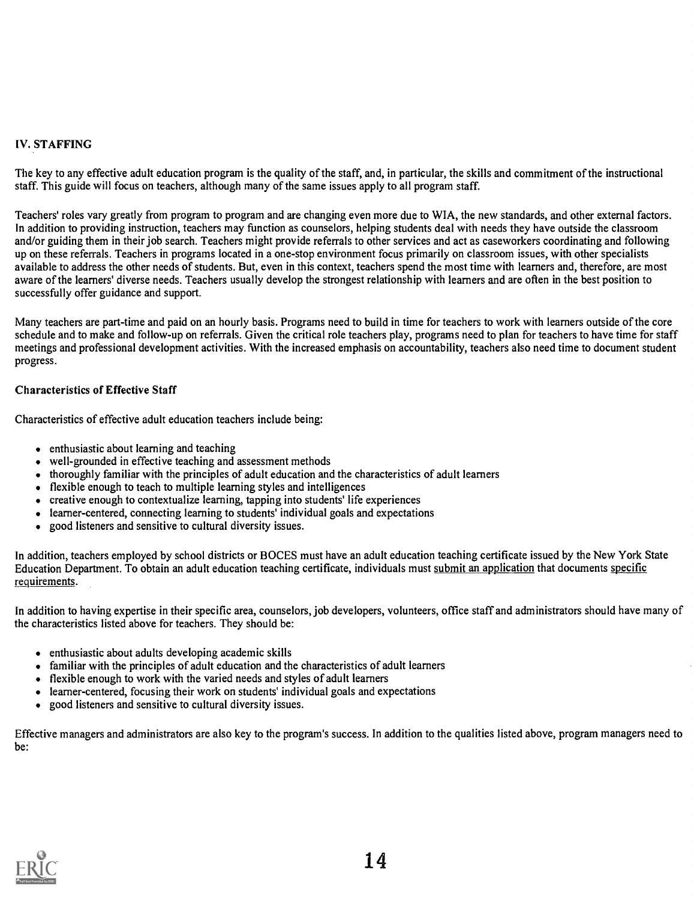## IV. STAFFING

The key to any effective adult education program is the quality of the staff, and, in particular, the skills and commitment of the instructional staff. This guide will focus on teachers, although many of the same issues apply to all program staff.

Teachers' roles vary greatly from program to program and are changing even more due to WIA, the new standards, and other external factors. In addition to providing instruction, teachers may function as counselors, helping students deal with needs they have outside the classroom and/or guiding them in their job search. Teachers might provide referrals to other services and act as caseworkers coordinating and following up on these referrals. Teachers in programs located in a one-stop environment focus primarily on classroom issues, with other specialists available to address the other needs of students. But, even in this context, teachers spend the most time with learners and, therefore, are most aware of the learners' diverse needs. Teachers usually develop the strongest relationship with learners and are often in the best position to successfully offer guidance and support.

Many teachers are part-time and paid on an hourly basis. Programs need to build in time for teachers to work with learners outside of the core schedule and to make and follow-up on referrals. Given the critical role teachers play, programs need to plan for teachers to have time for staff meetings and professional development activities. With the increased emphasis on accountability, teachers also need time to document student progress.

### Characteristics of Effective Staff

Characteristics of effective adult education teachers include being:

- enthusiastic about learning and teaching
- well-grounded in effective teaching and assessment methods
- thoroughly familiar with the principles of adult education and the characteristics of adult learners
- flexible enough to teach to multiple learning styles and intelligences
- creative enough to contextualize learning, tapping into students' life experiences
- learner-centered, connecting learning to students' individual goals and expectations
- good listeners and sensitive to cultural diversity issues.

In addition, teachers employed by school districts or BOCES must have an adult education teaching certificate issued by the New York State Education Department. To obtain an adult education teaching certificate, individuals must submit an application that documents specific requirements.

In addition to having expertise in their specific area, counselors, job developers, volunteers, office staff and administrators should have many of the characteristics listed above for teachers. They should be:

- enthusiastic about adults developing academic skills
- familiar with the principles of adult education and the characteristics of adult learners
- flexible enough to work with the varied needs and styles of adult learners
- learner-centered, focusing their work on students' individual goals and expectations
- good listeners and sensitive to cultural diversity issues.

Effective managers and administrators are also key to the program's success. In addition to the qualities listed above, program managers need to be: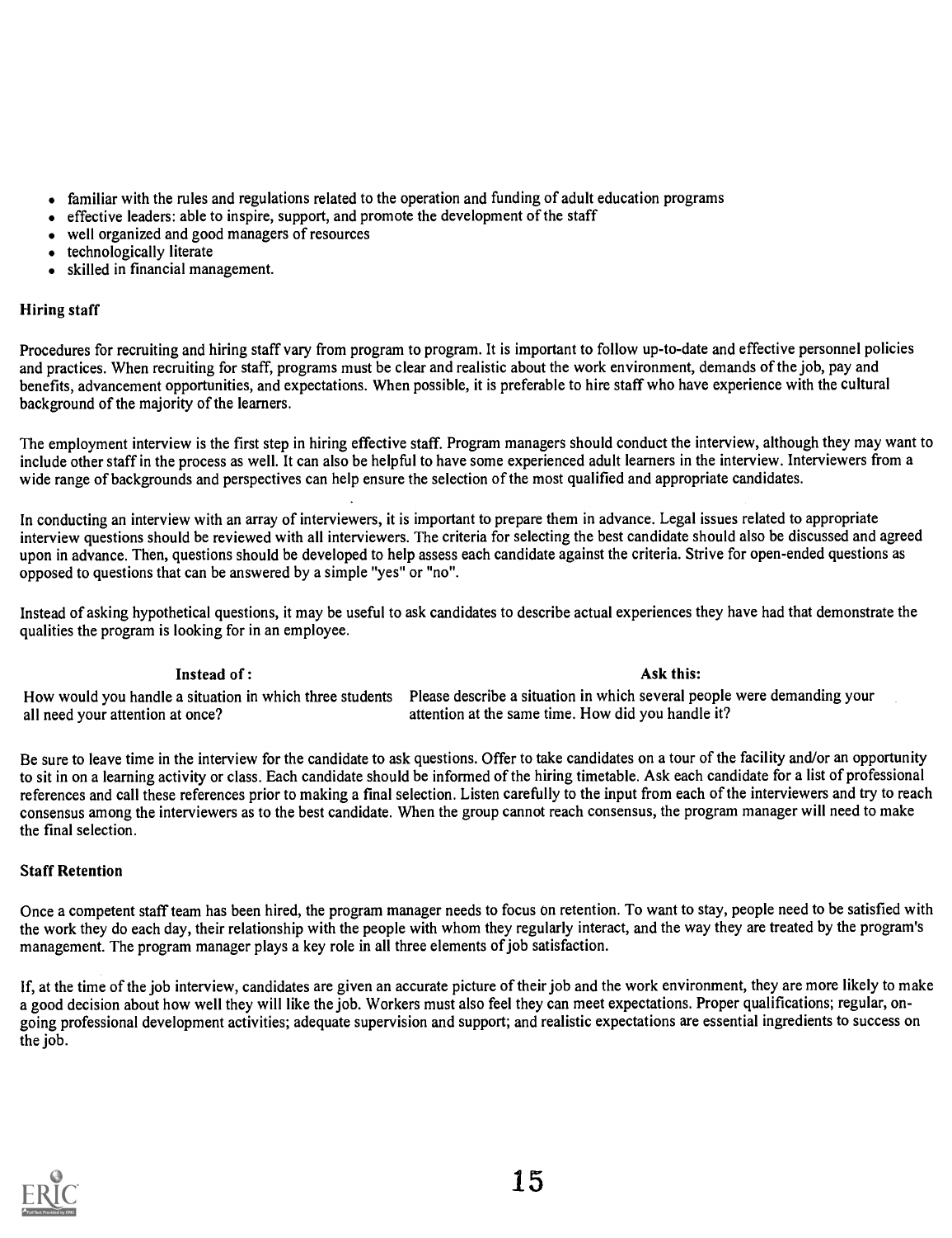- familiar with the rules and regulations related to the operation and funding of adult education programs
- effective leaders: able to inspire, support, and promote the development of the staff
- well organized and good managers of resources
- technologically literate
- skilled in financial management.

### Hiring staff

Procedures for recruiting and hiring staff vary from program to program. It is important to follow up-to-date and effective personnel policies and practices. When recruiting for staff, programs must be clear and realistic about the work environment, demands of the job, pay and benefits, advancement opportunities, and expectations. When possible, it is preferable to hire staff who have experience with the cultural background of the majority of the learners.

The employment interview is the first step in hiring effective staff. Program managers should conduct the interview, although they may want to include other staff in the process as well. It can also be helpful to have some experienced adult learners in the interview. Interviewers from a wide range of backgrounds and perspectives can help ensure the selection of the most qualified and appropriate candidates.

In conducting an interview with an array of interviewers, it is important to prepare them in advance. Legal issues related to appropriate interview questions should be reviewed with all interviewers. The criteria for selecting the best candidate should also be discussed and agreed upon in advance. Then, questions should be developed to help assess each candidate against the criteria. Strive for open-ended questions as opposed to questions that can be answered by a simple "yes" or "no".

Instead of asking hypothetical questions, it may be useful to ask candidates to describe actual experiences they have had that demonstrate the qualities the program is looking for in an employee.

| Instead of: | Ask this: |
|---|---|
| How would you handle a situation in which three students all need your attention at once? | Please describe a situation in which several people were demanding your attention at the same time. How did you handle it? |

Be sure to leave time in the interview for the candidate to ask questions. Offer to take candidates on a tour of the facility and/or an opportunity to sit in on a learning activity or class. Each candidate should be informed of the hiring timetable. Ask each candidate for a list of professional references and call these references prior to making a final selection. Listen carefully to the input from each of the interviewers and try to reach consensus among the interviewers as to the best candidate. When the group cannot reach consensus, the program manager will need to make the final selection.

### Staff Retention

Once a competent staff team has been hired, the program manager needs to focus on retention. To want to stay, people need to be satisfied with the work they do each day, their relationship with the people with whom they regularly interact, and the way they are treated by the program's management. The program manager plays a key role in all three elements of job satisfaction.

If, at the time of the job interview, candidates are given an accurate picture of their job and the work environment, they are more likely to make a good decision about how well they will like the job. Workers must also feel they can meet expectations. Proper qualifications; regular, on-going professional development activities; adequate supervision and support; and realistic expectations are essential ingredients to success on the job.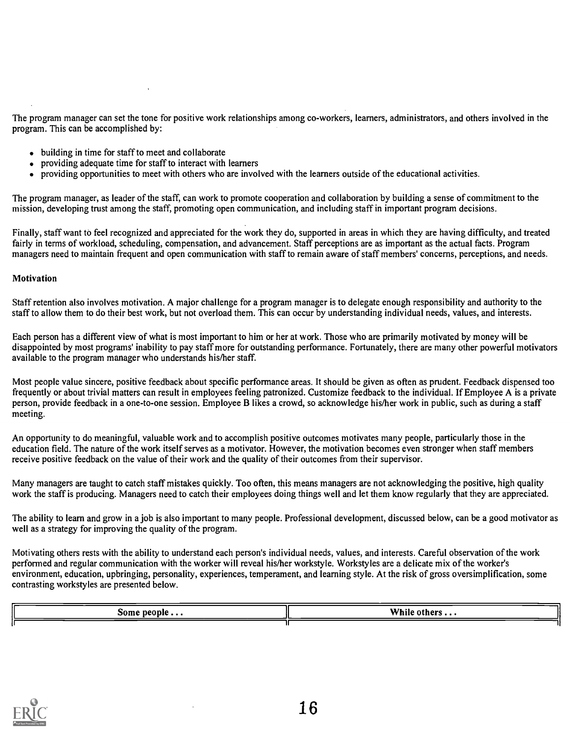The program manager can set the tone for positive work relationships among co-workers, learners, administrators, and others involved in the program. This can be accomplished by:

- building in time for staff to meet and collaborate
- providing adequate time for staff to interact with learners
- providing opportunities to meet with others who are involved with the learners outside of the educational activities.

The program manager, as leader of the staff, can work to promote cooperation and collaboration by building a sense of commitment to the mission, developing trust among the staff, promoting open communication, and including staff in important program decisions.

Finally, staff want to feel recognized and appreciated for the work they do, supported in areas in which they are having difficulty, and treated fairly in terms of workload, scheduling, compensation, and advancement. Staff perceptions are as important as the actual facts. Program managers need to maintain frequent and open communication with staff to remain aware of staff members' concerns, perceptions, and needs.

### Motivation

Staff retention also involves motivation. A major challenge for a program manager is to delegate enough responsibility and authority to the staff to allow them to do their best work, but not overload them. This can occur by understanding individual needs, values, and interests.

Each person has a different view of what is most important to him or her at work. Those who are primarily motivated by money will be disappointed by most programs' inability to pay staff more for outstanding performance. Fortunately, there are many other powerful motivators available to the program manager who understands his/her staff.

Most people value sincere, positive feedback about specific performance areas. It should be given as often as prudent. Feedback dispensed too frequently or about trivial matters can result in employees feeling patronized. Customize feedback to the individual. If Employee A is a private person, provide feedback in a one-to-one session. Employee B likes a crowd, so acknowledge his/her work in public, such as during a staff meeting.

An opportunity to do meaningful, valuable work and to accomplish positive outcomes motivates many people, particularly those in the education field. The nature of the work itself serves as a motivator. However, the motivation becomes even stronger when staff members receive positive feedback on the value of their work and the quality of their outcomes from their supervisor.

Many managers are taught to catch staff mistakes quickly. Too often, this means managers are not acknowledging the positive, high quality work the staff is producing. Managers need to catch their employees doing things well and let them know regularly that they are appreciated.

The ability to learn and grow in a job is also important to many people. Professional development, discussed below, can be a good motivator as well as a strategy for improving the quality of the program.

Motivating others rests with the ability to understand each person's individual needs, values, and interests. Careful observation of the work performed and regular communication with the worker will reveal his/her workstyle. Workstyles are a delicate mix of the worker's environment, education, upbringing, personality, experiences, temperament, and learning style. At the risk of gross oversimplification, some contrasting workstyles are presented below.

| Some people . . . | While others . . . |
|---|---|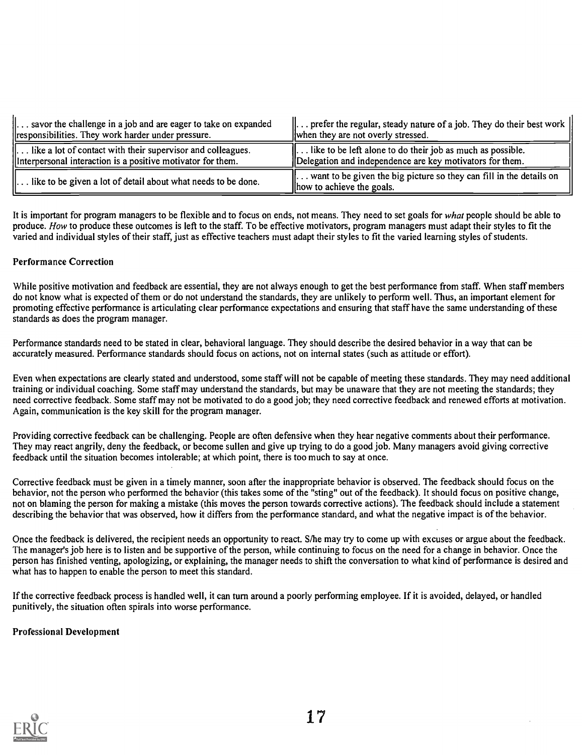| | |
|---|---|
| . . . savor the challenge in a job and are eager to take on expanded responsibilities. They work harder under pressure. | . . . prefer the regular, steady nature of a job. They do their best work when they are not overly stressed. |
| . . . like a lot of contact with their supervisor and colleagues. Interpersonal interaction is a positive motivator for them. | . . . like to be left alone to do their job as much as possible. Delegation and independence are key motivators for them. |
| . . . like to be given a lot of detail about what needs to be done. | . . . want to be given the big picture so they can fill in the details on how to achieve the goals. |

It is important for program managers to be flexible and to focus on ends, not means. They need to set goals for *what* people should be able to produce. *How* to produce these outcomes is left to the staff. To be effective motivators, program managers must adapt their styles to fit the varied and individual styles of their staff, just as effective teachers must adapt their styles to fit the varied learning styles of students.

### Performance Correction

While positive motivation and feedback are essential, they are not always enough to get the best performance from staff. When staff members do not know what is expected of them or do not understand the standards, they are unlikely to perform well. Thus, an important element for promoting effective performance is articulating clear performance expectations and ensuring that staff have the same understanding of these standards as does the program manager.

Performance standards need to be stated in clear, behavioral language. They should describe the desired behavior in a way that can be accurately measured. Performance standards should focus on actions, not on internal states (such as attitude or effort).

Even when expectations are clearly stated and understood, some staff will not be capable of meeting these standards. They may need additional training or individual coaching. Some staff may understand the standards, but may be unaware that they are not meeting the standards; they need corrective feedback. Some staff may not be motivated to do a good job; they need corrective feedback and renewed efforts at motivation. Again, communication is the key skill for the program manager.

Providing corrective feedback can be challenging. People are often defensive when they hear negative comments about their performance. They may react angrily, deny the feedback, or become sullen and give up trying to do a good job. Many managers avoid giving corrective feedback until the situation becomes intolerable; at which point, there is too much to say at once.

Corrective feedback must be given in a timely manner, soon after the inappropriate behavior is observed. The feedback should focus on the behavior, not the person who performed the behavior (this takes some of the "sting" out of the feedback). It should focus on positive change, not on blaming the person for making a mistake (this moves the person towards corrective actions). The feedback should include a statement describing the behavior that was observed, how it differs from the performance standard, and what the negative impact is of the behavior.

Once the feedback is delivered, the recipient needs an opportunity to react. S/he may try to come up with excuses or argue about the feedback. The manager's job here is to listen and be supportive of the person, while continuing to focus on the need for a change in behavior. Once the person has finished venting, apologizing, or explaining, the manager needs to shift the conversation to what kind of performance is desired and what has to happen to enable the person to meet this standard.

If the corrective feedback process is handled well, it can turn around a poorly performing employee. If it is avoided, delayed, or handled punitively, the situation often spirals into worse performance.

### Professional Development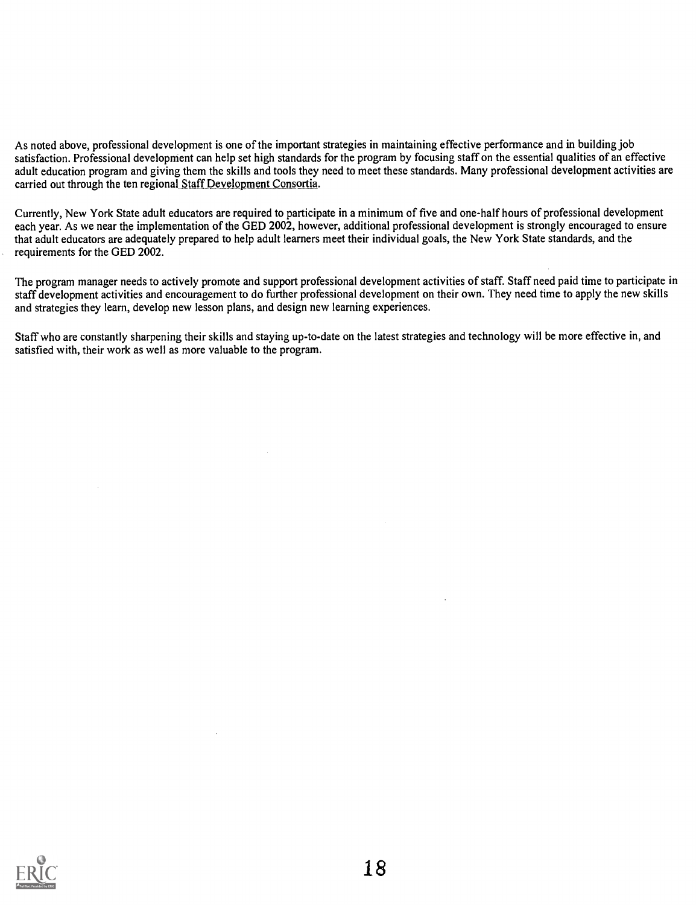As noted above, professional development is one of the important strategies in maintaining effective performance and in building job satisfaction. Professional development can help set high standards for the program by focusing staff on the essential qualities of an effective adult education program and giving them the skills and tools they need to meet these standards. Many professional development activities are carried out through the ten regional Staff Development Consortia.

Currently, New York State adult educators are required to participate in a minimum of five and one-half hours of professional development each year. As we near the implementation of the GED 2002, however, additional professional development is strongly encouraged to ensure that adult educators are adequately prepared to help adult learners meet their individual goals, the New York State standards, and the requirements for the GED 2002.

The program manager needs to actively promote and support professional development activities of staff. Staff need paid time to participate in staff development activities and encouragement to do further professional development on their own. They need time to apply the new skills and strategies they learn, develop new lesson plans, and design new learning experiences.

Staff who are constantly sharpening their skills and staying up-to-date on the latest strategies and technology will be more effective in, and satisfied with, their work as well as more valuable to the program.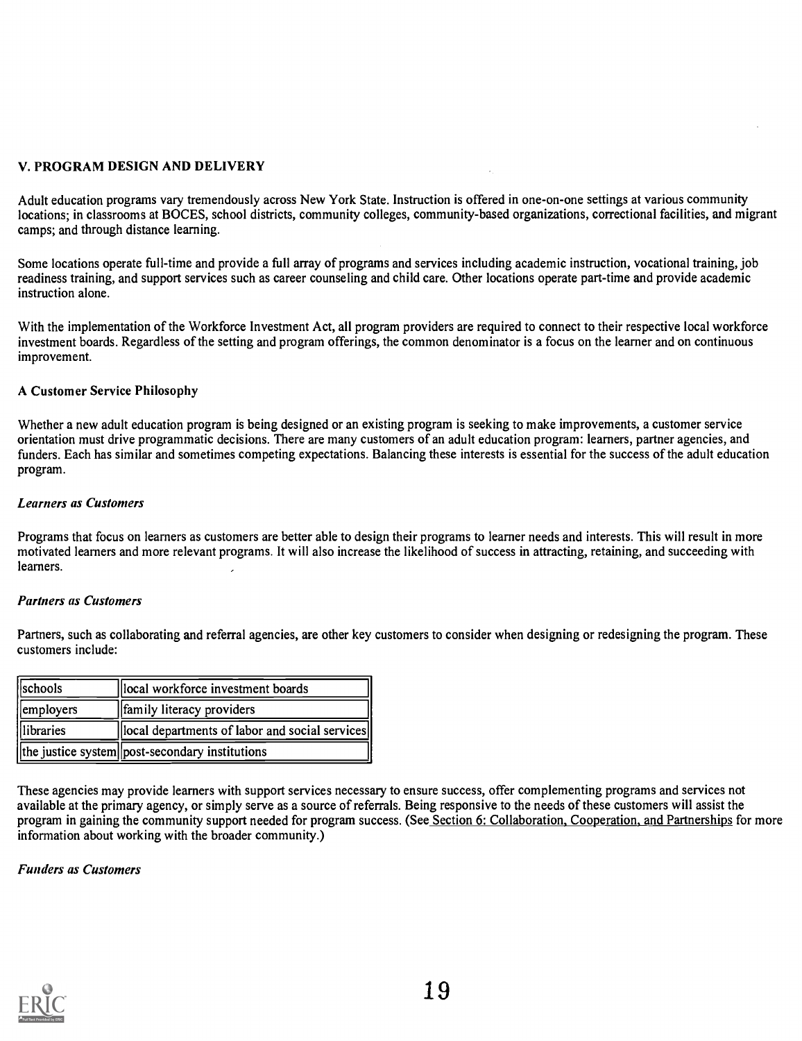## V. PROGRAM DESIGN AND DELIVERY

Adult education programs vary tremendously across New York State. Instruction is offered in one-on-one settings at various community locations; in classrooms at BOCES, school districts, community colleges, community-based organizations, correctional facilities, and migrant camps; and through distance learning.

Some locations operate full-time and provide a full array of programs and services including academic instruction, vocational training, job readiness training, and support services such as career counseling and child care. Other locations operate part-time and provide academic instruction alone.

With the implementation of the Workforce Investment Act, all program providers are required to connect to their respective local workforce investment boards. Regardless of the setting and program offerings, the common denominator is a focus on the learner and on continuous improvement.

### A Customer Service Philosophy

Whether a new adult education program is being designed or an existing program is seeking to make improvements, a customer service orientation must drive programmatic decisions. There are many customers of an adult education program: learners, partner agencies, and funders. Each has similar and sometimes competing expectations. Balancing these interests is essential for the success of the adult education program.

#### *Learners as Customers*

Programs that focus on learners as customers are better able to design their programs to learner needs and interests. This will result in more motivated learners and more relevant programs. It will also increase the likelihood of success in attracting, retaining, and succeeding with learners.

#### *Partners as Customers*

Partners, such as collaborating and referral agencies, are other key customers to consider when designing or redesigning the program. These customers include:

| | |
|---|---|
| schools | local workforce investment boards |
| employers | family literacy providers |
| libraries | local departments of labor and social services |
| the justice system | post-secondary institutions |

These agencies may provide learners with support services necessary to ensure success, offer complementing programs and services not available at the primary agency, or simply serve as a source of referrals. Being responsive to the needs of these customers will assist the program in gaining the community support needed for program success. (See Section 6: Collaboration, Cooperation, and Partnerships for more information about working with the broader community.)

#### *Funders as Customers*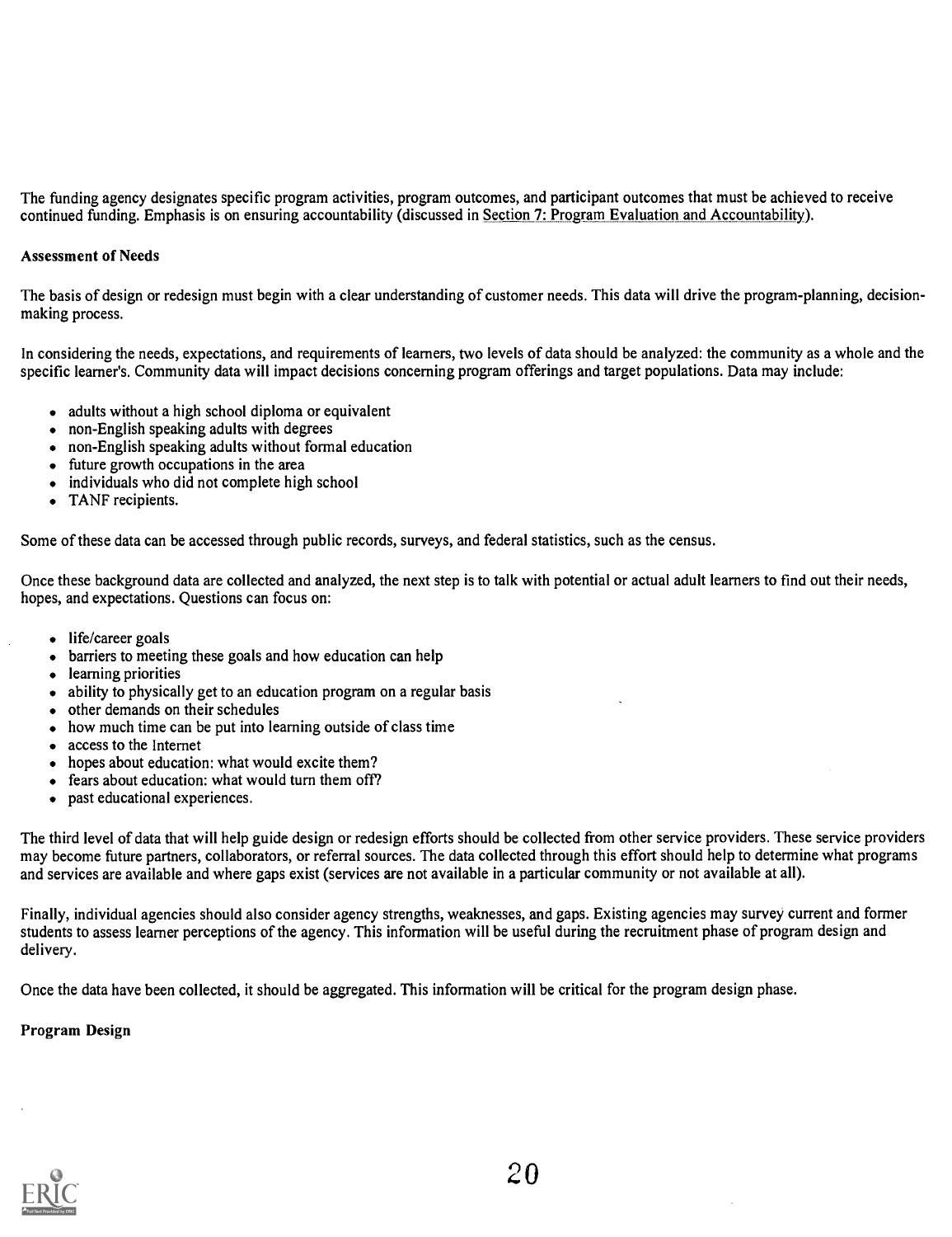The funding agency designates specific program activities, program outcomes, and participant outcomes that must be achieved to receive continued funding. Emphasis is on ensuring accountability (discussed in Section 7: Program Evaluation and Accountability).

**Assessment of Needs**

The basis of design or redesign must begin with a clear understanding of customer needs. This data will drive the program-planning, decision-making process.

In considering the needs, expectations, and requirements of learners, two levels of data should be analyzed: the community as a whole and the specific learner's. Community data will impact decisions concerning program offerings and target populations. Data may include:

- adults without a high school diploma or equivalent
- non-English speaking adults with degrees
- non-English speaking adults without formal education
- future growth occupations in the area
- individuals who did not complete high school
- TANF recipients.

Some of these data can be accessed through public records, surveys, and federal statistics, such as the census.

Once these background data are collected and analyzed, the next step is to talk with potential or actual adult learners to find out their needs, hopes, and expectations. Questions can focus on:

- life/career goals
- barriers to meeting these goals and how education can help
- learning priorities
- ability to physically get to an education program on a regular basis
- other demands on their schedules
- how much time can be put into learning outside of class time
- access to the Internet
- hopes about education: what would excite them?
- fears about education: what would turn them off?
- past educational experiences.

The third level of data that will help guide design or redesign efforts should be collected from other service providers. These service providers may become future partners, collaborators, or referral sources. The data collected through this effort should help to determine what programs and services are available and where gaps exist (services are not available in a particular community or not available at all).

Finally, individual agencies should also consider agency strengths, weaknesses, and gaps. Existing agencies may survey current and former students to assess learner perceptions of the agency. This information will be useful during the recruitment phase of program design and delivery.

Once the data have been collected, it should be aggregated. This information will be critical for the program design phase.

**Program Design**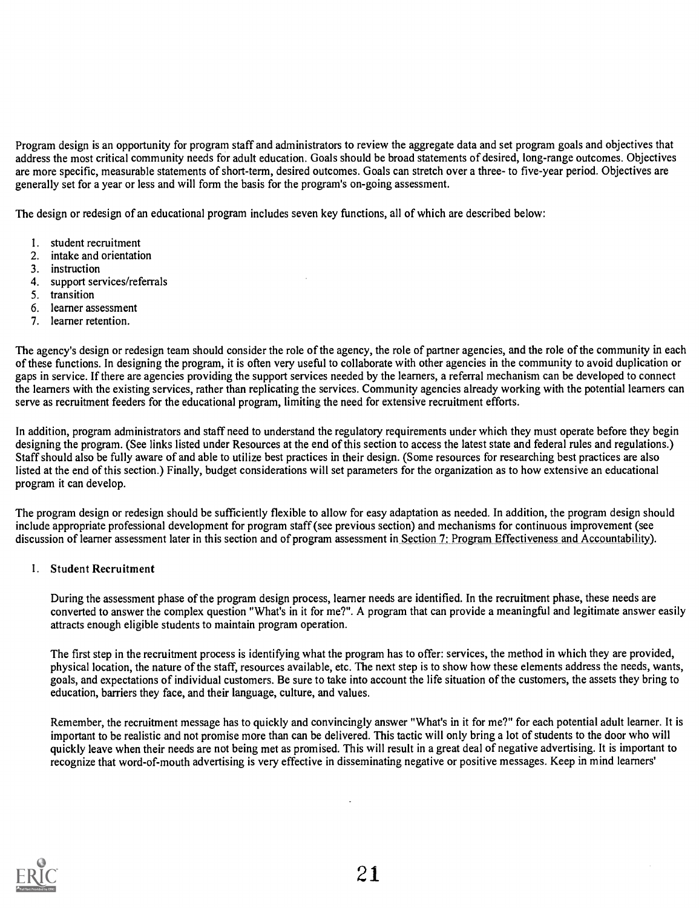Program design is an opportunity for program staff and administrators to review the aggregate data and set program goals and objectives that address the most critical community needs for adult education. Goals should be broad statements of desired, long-range outcomes. Objectives are more specific, measurable statements of short-term, desired outcomes. Goals can stretch over a three- to five-year period. Objectives are generally set for a year or less and will form the basis for the program's on-going assessment.

The design or redesign of an educational program includes seven key functions, all of which are described below:

1. student recruitment
2. intake and orientation
3. instruction
4. support services/referrals
5. transition
6. learner assessment
7. learner retention.

The agency's design or redesign team should consider the role of the agency, the role of partner agencies, and the role of the community in each of these functions. In designing the program, it is often very useful to collaborate with other agencies in the community to avoid duplication or gaps in service. If there are agencies providing the support services needed by the learners, a referral mechanism can be developed to connect the learners with the existing services, rather than replicating the services. Community agencies already working with the potential learners can serve as recruitment feeders for the educational program, limiting the need for extensive recruitment efforts.

In addition, program administrators and staff need to understand the regulatory requirements under which they must operate before they begin designing the program. (See links listed under Resources at the end of this section to access the latest state and federal rules and regulations.) Staff should also be fully aware of and able to utilize best practices in their design. (Some resources for researching best practices are also listed at the end of this section.) Finally, budget considerations will set parameters for the organization as to how extensive an educational program it can develop.

The program design or redesign should be sufficiently flexible to allow for easy adaptation as needed. In addition, the program design should include appropriate professional development for program staff (see previous section) and mechanisms for continuous improvement (see discussion of learner assessment later in this section and of program assessment in Section 7: Program Effectiveness and Accountability).

1. **Student Recruitment**

   During the assessment phase of the program design process, learner needs are identified. In the recruitment phase, these needs are converted to answer the complex question "What's in it for me?". A program that can provide a meaningful and legitimate answer easily attracts enough eligible students to maintain program operation.

   The first step in the recruitment process is identifying what the program has to offer: services, the method in which they are provided, physical location, the nature of the staff, resources available, etc. The next step is to show how these elements address the needs, wants, goals, and expectations of individual customers. Be sure to take into account the life situation of the customers, the assets they bring to education, barriers they face, and their language, culture, and values.

   Remember, the recruitment message has to quickly and convincingly answer "What's in it for me?" for each potential adult learner. It is important to be realistic and not promise more than can be delivered. This tactic will only bring a lot of students to the door who will quickly leave when their needs are not being met as promised. This will result in a great deal of negative advertising. It is important to recognize that word-of-mouth advertising is very effective in disseminating negative or positive messages. Keep in mind learners'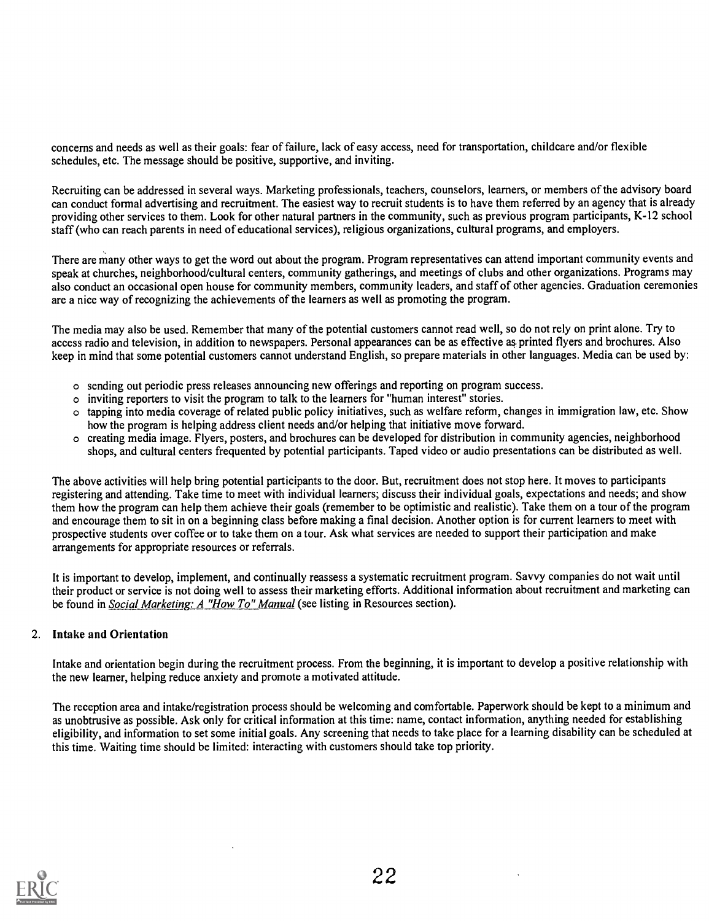concerns and needs as well as their goals: fear of failure, lack of easy access, need for transportation, childcare and/or flexible schedules, etc. The message should be positive, supportive, and inviting.

Recruiting can be addressed in several ways. Marketing professionals, teachers, counselors, learners, or members of the advisory board can conduct formal advertising and recruitment. The easiest way to recruit students is to have them referred by an agency that is already providing other services to them. Look for other natural partners in the community, such as previous program participants, K-12 school staff (who can reach parents in need of educational services), religious organizations, cultural programs, and employers.

There are many other ways to get the word out about the program. Program representatives can attend important community events and speak at churches, neighborhood/cultural centers, community gatherings, and meetings of clubs and other organizations. Programs may also conduct an occasional open house for community members, community leaders, and staff of other agencies. Graduation ceremonies are a nice way of recognizing the achievements of the learners as well as promoting the program.

The media may also be used. Remember that many of the potential customers cannot read well, so do not rely on print alone. Try to access radio and television, in addition to newspapers. Personal appearances can be as effective as printed flyers and brochures. Also keep in mind that some potential customers cannot understand English, so prepare materials in other languages. Media can be used by:

- sending out periodic press releases announcing new offerings and reporting on program success.
- inviting reporters to visit the program to talk to the learners for "human interest" stories.
- tapping into media coverage of related public policy initiatives, such as welfare reform, changes in immigration law, etc. Show how the program is helping address client needs and/or helping that initiative move forward.
- creating media image. Flyers, posters, and brochures can be developed for distribution in community agencies, neighborhood shops, and cultural centers frequented by potential participants. Taped video or audio presentations can be distributed as well.

The above activities will help bring potential participants to the door. But, recruitment does not stop here. It moves to participants registering and attending. Take time to meet with individual learners; discuss their individual goals, expectations and needs; and show them how the program can help them achieve their goals (remember to be optimistic and realistic). Take them on a tour of the program and encourage them to sit in on a beginning class before making a final decision. Another option is for current learners to meet with prospective students over coffee or to take them on a tour. Ask what services are needed to support their participation and make arrangements for appropriate resources or referrals.

It is important to develop, implement, and continually reassess a systematic recruitment program. Savvy companies do not wait until their product or service is not doing well to assess their marketing efforts. Additional information about recruitment and marketing can be found in *Social Marketing: A "How To" Manual* (see listing in Resources section).

## 2. Intake and Orientation

Intake and orientation begin during the recruitment process. From the beginning, it is important to develop a positive relationship with the new learner, helping reduce anxiety and promote a motivated attitude.

The reception area and intake/registration process should be welcoming and comfortable. Paperwork should be kept to a minimum and as unobtrusive as possible. Ask only for critical information at this time: name, contact information, anything needed for establishing eligibility, and information to set some initial goals. Any screening that needs to take place for a learning disability can be scheduled at this time. Waiting time should be limited: interacting with customers should take top priority.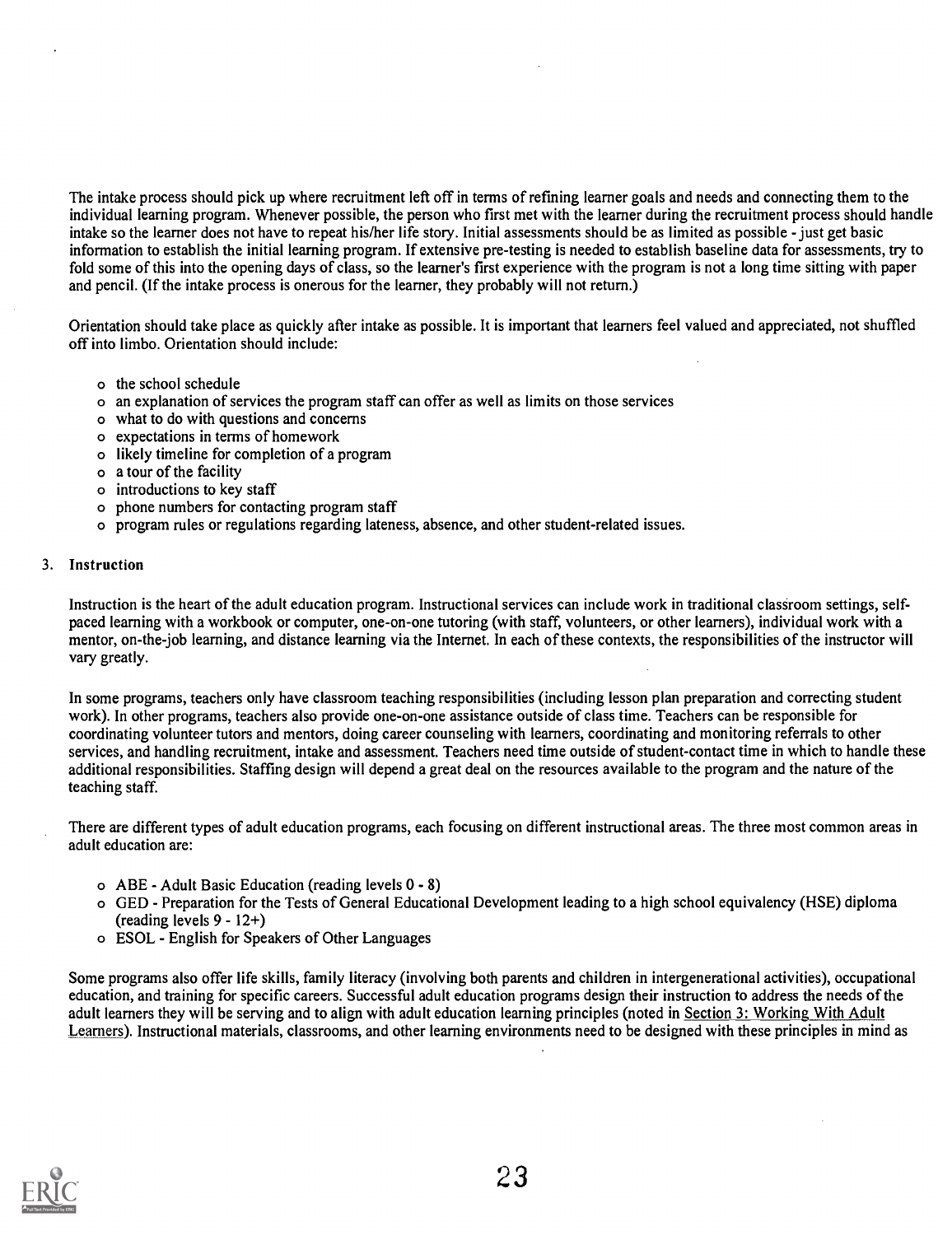The intake process should pick up where recruitment left off in terms of refining learner goals and needs and connecting them to the individual learning program. Whenever possible, the person who first met with the learner during the recruitment process should handle intake so the learner does not have to repeat his/her life story. Initial assessments should be as limited as possible - just get basic information to establish the initial learning program. If extensive pre-testing is needed to establish baseline data for assessments, try to fold some of this into the opening days of class, so the learner's first experience with the program is not a long time sitting with paper and pencil. (If the intake process is onerous for the learner, they probably will not return.)

Orientation should take place as quickly after intake as possible. It is important that learners feel valued and appreciated, not shuffled off into limbo. Orientation should include:

- the school schedule
- an explanation of services the program staff can offer as well as limits on those services
- what to do with questions and concerns
- expectations in terms of homework
- likely timeline for completion of a program
- a tour of the facility
- introductions to key staff
- phone numbers for contacting program staff
- program rules or regulations regarding lateness, absence, and other student-related issues.

### 3. Instruction

Instruction is the heart of the adult education program. Instructional services can include work in traditional classroom settings, self-paced learning with a workbook or computer, one-on-one tutoring (with staff, volunteers, or other learners), individual work with a mentor, on-the-job learning, and distance learning via the Internet. In each of these contexts, the responsibilities of the instructor will vary greatly.

In some programs, teachers only have classroom teaching responsibilities (including lesson plan preparation and correcting student work). In other programs, teachers also provide one-on-one assistance outside of class time. Teachers can be responsible for coordinating volunteer tutors and mentors, doing career counseling with learners, coordinating and monitoring referrals to other services, and handling recruitment, intake and assessment. Teachers need time outside of student-contact time in which to handle these additional responsibilities. Staffing design will depend a great deal on the resources available to the program and the nature of the teaching staff.

There are different types of adult education programs, each focusing on different instructional areas. The three most common areas in adult education are:

- ABE - Adult Basic Education (reading levels 0 - 8)
- GED - Preparation for the Tests of General Educational Development leading to a high school equivalency (HSE) diploma (reading levels 9 - 12+)
- ESOL - English for Speakers of Other Languages

Some programs also offer life skills, family literacy (involving both parents and children in intergenerational activities), occupational education, and training for specific careers. Successful adult education programs design their instruction to address the needs of the adult learners they will be serving and to align with adult education learning principles (noted in Section 3: Working With Adult Learners). Instructional materials, classrooms, and other learning environments need to be designed with these principles in mind as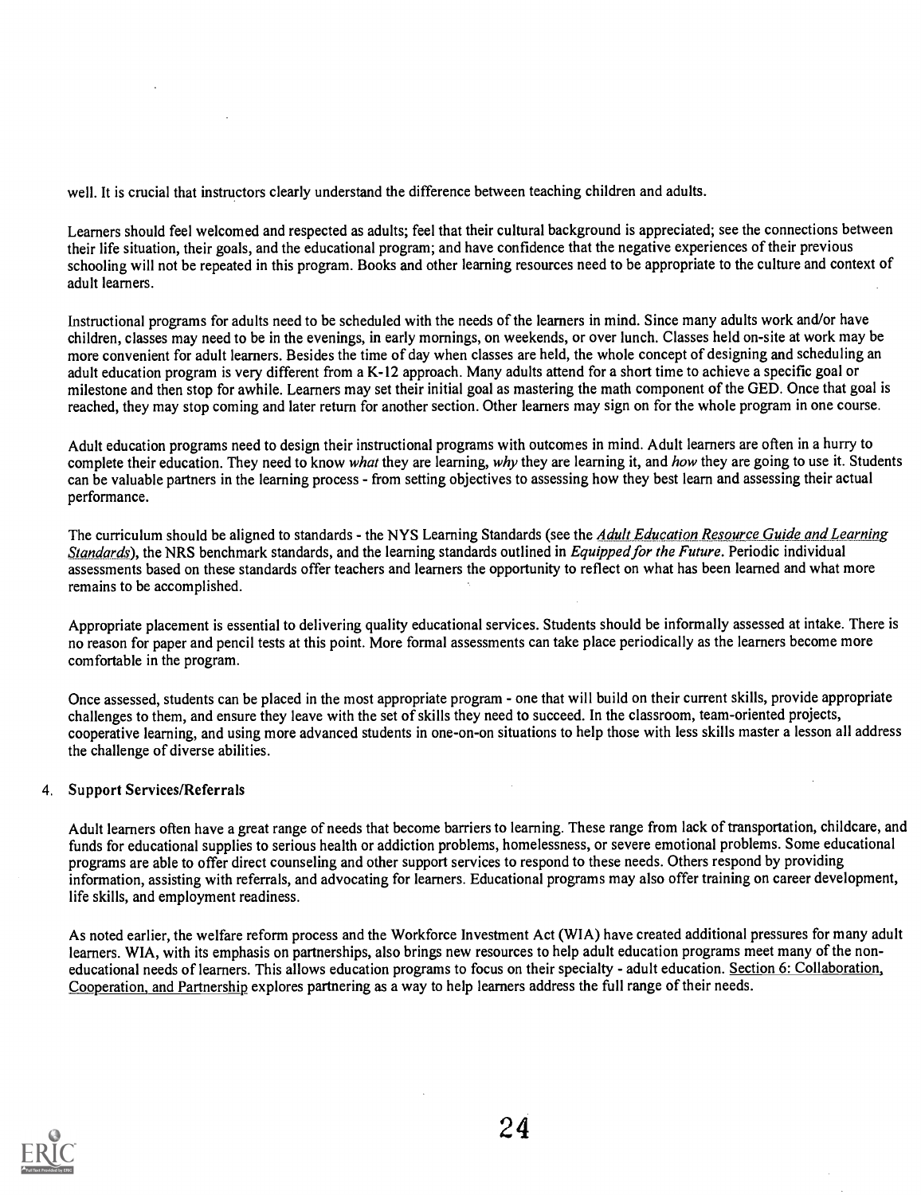well. It is crucial that instructors clearly understand the difference between teaching children and adults.

Learners should feel welcomed and respected as adults; feel that their cultural background is appreciated; see the connections between their life situation, their goals, and the educational program; and have confidence that the negative experiences of their previous schooling will not be repeated in this program. Books and other learning resources need to be appropriate to the culture and context of adult learners.

Instructional programs for adults need to be scheduled with the needs of the learners in mind. Since many adults work and/or have children, classes may need to be in the evenings, in early mornings, on weekends, or over lunch. Classes held on-site at work may be more convenient for adult learners. Besides the time of day when classes are held, the whole concept of designing and scheduling an adult education program is very different from a K-12 approach. Many adults attend for a short time to achieve a specific goal or milestone and then stop for awhile. Learners may set their initial goal as mastering the math component of the GED. Once that goal is reached, they may stop coming and later return for another section. Other learners may sign on for the whole program in one course.

Adult education programs need to design their instructional programs with outcomes in mind. Adult learners are often in a hurry to complete their education. They need to know *what* they are learning, *why* they are learning it, and *how* they are going to use it. Students can be valuable partners in the learning process - from setting objectives to assessing how they best learn and assessing their actual performance.

The curriculum should be aligned to standards - the NYS Learning Standards (see the *Adult Education Resource Guide and Learning Standards*), the NRS benchmark standards, and the learning standards outlined in *Equipped for the Future*. Periodic individual assessments based on these standards offer teachers and learners the opportunity to reflect on what has been learned and what more remains to be accomplished.

Appropriate placement is essential to delivering quality educational services. Students should be informally assessed at intake. There is no reason for paper and pencil tests at this point. More formal assessments can take place periodically as the learners become more comfortable in the program.

Once assessed, students can be placed in the most appropriate program - one that will build on their current skills, provide appropriate challenges to them, and ensure they leave with the set of skills they need to succeed. In the classroom, team-oriented projects, cooperative learning, and using more advanced students in one-on-on situations to help those with less skills master a lesson all address the challenge of diverse abilities.

4. **Support Services/Referrals**

Adult learners often have a great range of needs that become barriers to learning. These range from lack of transportation, childcare, and funds for educational supplies to serious health or addiction problems, homelessness, or severe emotional problems. Some educational programs are able to offer direct counseling and other support services to respond to these needs. Others respond by providing information, assisting with referrals, and advocating for learners. Educational programs may also offer training on career development, life skills, and employment readiness.

As noted earlier, the welfare reform process and the Workforce Investment Act (WIA) have created additional pressures for many adult learners. WIA, with its emphasis on partnerships, also brings new resources to help adult education programs meet many of the non-educational needs of learners. This allows education programs to focus on their specialty - adult education. Section 6: Collaboration, Cooperation, and Partnership explores partnering as a way to help learners address the full range of their needs.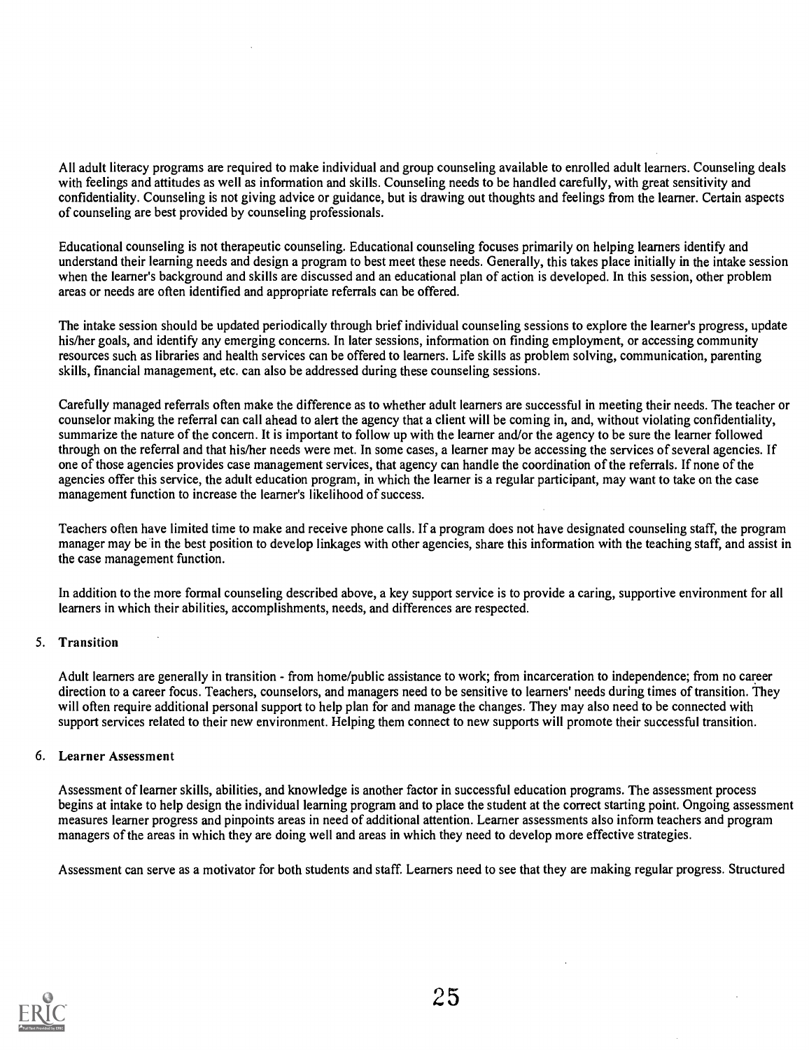All adult literacy programs are required to make individual and group counseling available to enrolled adult learners. Counseling deals with feelings and attitudes as well as information and skills. Counseling needs to be handled carefully, with great sensitivity and confidentiality. Counseling is not giving advice or guidance, but is drawing out thoughts and feelings from the learner. Certain aspects of counseling are best provided by counseling professionals.

Educational counseling is not therapeutic counseling. Educational counseling focuses primarily on helping learners identify and understand their learning needs and design a program to best meet these needs. Generally, this takes place initially in the intake session when the learner's background and skills are discussed and an educational plan of action is developed. In this session, other problem areas or needs are often identified and appropriate referrals can be offered.

The intake session should be updated periodically through brief individual counseling sessions to explore the learner's progress, update his/her goals, and identify any emerging concerns. In later sessions, information on finding employment, or accessing community resources such as libraries and health services can be offered to learners. Life skills as problem solving, communication, parenting skills, financial management, etc. can also be addressed during these counseling sessions.

Carefully managed referrals often make the difference as to whether adult learners are successful in meeting their needs. The teacher or counselor making the referral can call ahead to alert the agency that a client will be coming in, and, without violating confidentiality, summarize the nature of the concern. It is important to follow up with the learner and/or the agency to be sure the learner followed through on the referral and that his/her needs were met. In some cases, a learner may be accessing the services of several agencies. If one of those agencies provides case management services, that agency can handle the coordination of the referrals. If none of the agencies offer this service, the adult education program, in which the learner is a regular participant, may want to take on the case management function to increase the learner's likelihood of success.

Teachers often have limited time to make and receive phone calls. If a program does not have designated counseling staff, the program manager may be in the best position to develop linkages with other agencies, share this information with the teaching staff, and assist in the case management function.

In addition to the more formal counseling described above, a key support service is to provide a caring, supportive environment for all learners in which their abilities, accomplishments, needs, and differences are respected.

5. **Transition**

Adult learners are generally in transition - from home/public assistance to work; from incarceration to independence; from no career direction to a career focus. Teachers, counselors, and managers need to be sensitive to learners' needs during times of transition. They will often require additional personal support to help plan for and manage the changes. They may also need to be connected with support services related to their new environment. Helping them connect to new supports will promote their successful transition.

6. **Learner Assessment**

Assessment of learner skills, abilities, and knowledge is another factor in successful education programs. The assessment process begins at intake to help design the individual learning program and to place the student at the correct starting point. Ongoing assessment measures learner progress and pinpoints areas in need of additional attention. Learner assessments also inform teachers and program managers of the areas in which they are doing well and areas in which they need to develop more effective strategies.

Assessment can serve as a motivator for both students and staff. Learners need to see that they are making regular progress. Structured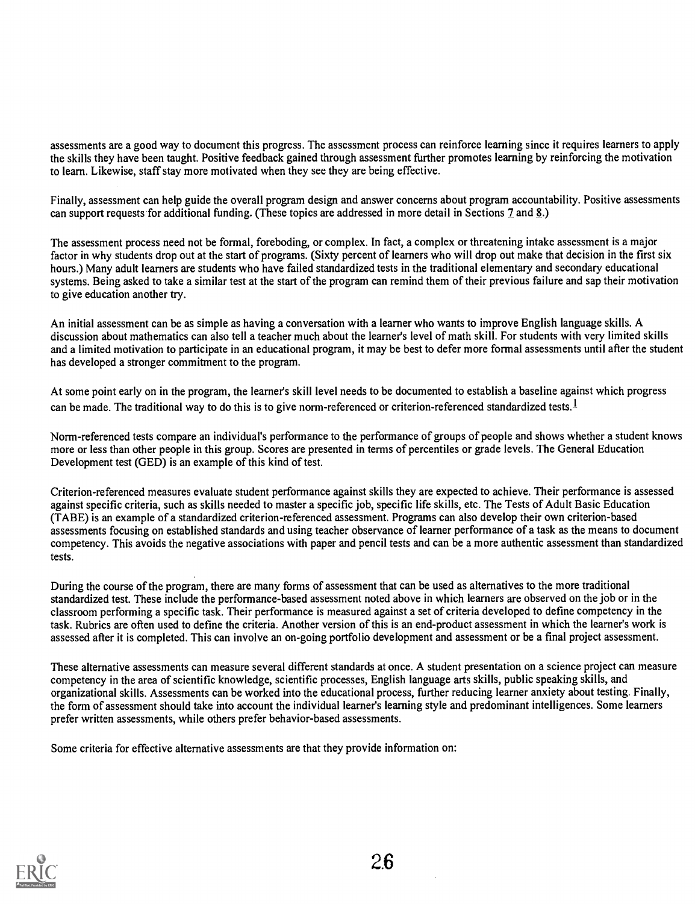assessments are a good way to document this progress. The assessment process can reinforce learning since it requires learners to apply the skills they have been taught. Positive feedback gained through assessment further promotes learning by reinforcing the motivation to learn. Likewise, staff stay more motivated when they see they are being effective.

Finally, assessment can help guide the overall program design and answer concerns about program accountability. Positive assessments can support requests for additional funding. (These topics are addressed in more detail in Sections 7 and 8.)

The assessment process need not be formal, foreboding, or complex. In fact, a complex or threatening intake assessment is a major factor in why students drop out at the start of programs. (Sixty percent of learners who will drop out make that decision in the first six hours.) Many adult learners are students who have failed standardized tests in the traditional elementary and secondary educational systems. Being asked to take a similar test at the start of the program can remind them of their previous failure and sap their motivation to give education another try.

An initial assessment can be as simple as having a conversation with a learner who wants to improve English language skills. A discussion about mathematics can also tell a teacher much about the learner's level of math skill. For students with very limited skills and a limited motivation to participate in an educational program, it may be best to defer more formal assessments until after the student has developed a stronger commitment to the program.

At some point early on in the program, the learner's skill level needs to be documented to establish a baseline against which progress can be made. The traditional way to do this is to give norm-referenced or criterion-referenced standardized tests.[1]

Norm-referenced tests compare an individual's performance to the performance of groups of people and shows whether a student knows more or less than other people in this group. Scores are presented in terms of percentiles or grade levels. The General Education Development test (GED) is an example of this kind of test.

Criterion-referenced measures evaluate student performance against skills they are expected to achieve. Their performance is assessed against specific criteria, such as skills needed to master a specific job, specific life skills, etc. The Tests of Adult Basic Education (TABE) is an example of a standardized criterion-referenced assessment. Programs can also develop their own criterion-based assessments focusing on established standards and using teacher observance of learner performance of a task as the means to document competency. This avoids the negative associations with paper and pencil tests and can be a more authentic assessment than standardized tests.

During the course of the program, there are many forms of assessment that can be used as alternatives to the more traditional standardized test. These include the performance-based assessment noted above in which learners are observed on the job or in the classroom performing a specific task. Their performance is measured against a set of criteria developed to define competency in the task. Rubrics are often used to define the criteria. Another version of this is an end-product assessment in which the learner's work is assessed after it is completed. This can involve an on-going portfolio development and assessment or be a final project assessment.

These alternative assessments can measure several different standards at once. A student presentation on a science project can measure competency in the area of scientific knowledge, scientific processes, English language arts skills, public speaking skills, and organizational skills. Assessments can be worked into the educational process, further reducing learner anxiety about testing. Finally, the form of assessment should take into account the individual learner's learning style and predominant intelligences. Some learners prefer written assessments, while others prefer behavior-based assessments.

Some criteria for effective alternative assessments are that they provide information on: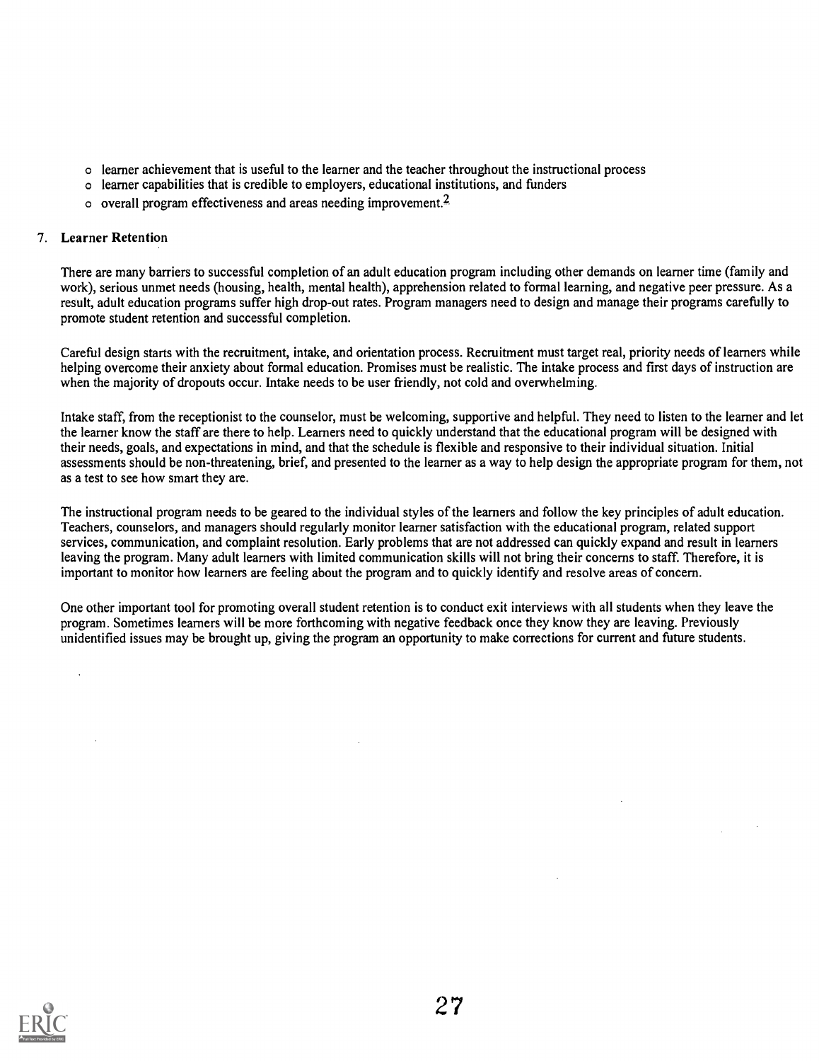- learner achievement that is useful to the learner and the teacher throughout the instructional process
- learner capabilities that is credible to employers, educational institutions, and funders
- overall program effectiveness and areas needing improvement.[2]

7. **Learner Retention**

There are many barriers to successful completion of an adult education program including other demands on learner time (family and work), serious unmet needs (housing, health, mental health), apprehension related to formal learning, and negative peer pressure. As a result, adult education programs suffer high drop-out rates. Program managers need to design and manage their programs carefully to promote student retention and successful completion.

Careful design starts with the recruitment, intake, and orientation process. Recruitment must target real, priority needs of learners while helping overcome their anxiety about formal education. Promises must be realistic. The intake process and first days of instruction are when the majority of dropouts occur. Intake needs to be user friendly, not cold and overwhelming.

Intake staff, from the receptionist to the counselor, must be welcoming, supportive and helpful. They need to listen to the learner and let the learner know the staff are there to help. Learners need to quickly understand that the educational program will be designed with their needs, goals, and expectations in mind, and that the schedule is flexible and responsive to their individual situation. Initial assessments should be non-threatening, brief, and presented to the learner as a way to help design the appropriate program for them, not as a test to see how smart they are.

The instructional program needs to be geared to the individual styles of the learners and follow the key principles of adult education. Teachers, counselors, and managers should regularly monitor learner satisfaction with the educational program, related support services, communication, and complaint resolution. Early problems that are not addressed can quickly expand and result in learners leaving the program. Many adult learners with limited communication skills will not bring their concerns to staff. Therefore, it is important to monitor how learners are feeling about the program and to quickly identify and resolve areas of concern.

One other important tool for promoting overall student retention is to conduct exit interviews with all students when they leave the program. Sometimes learners will be more forthcoming with negative feedback once they know they are leaving. Previously unidentified issues may be brought up, giving the program an opportunity to make corrections for current and future students.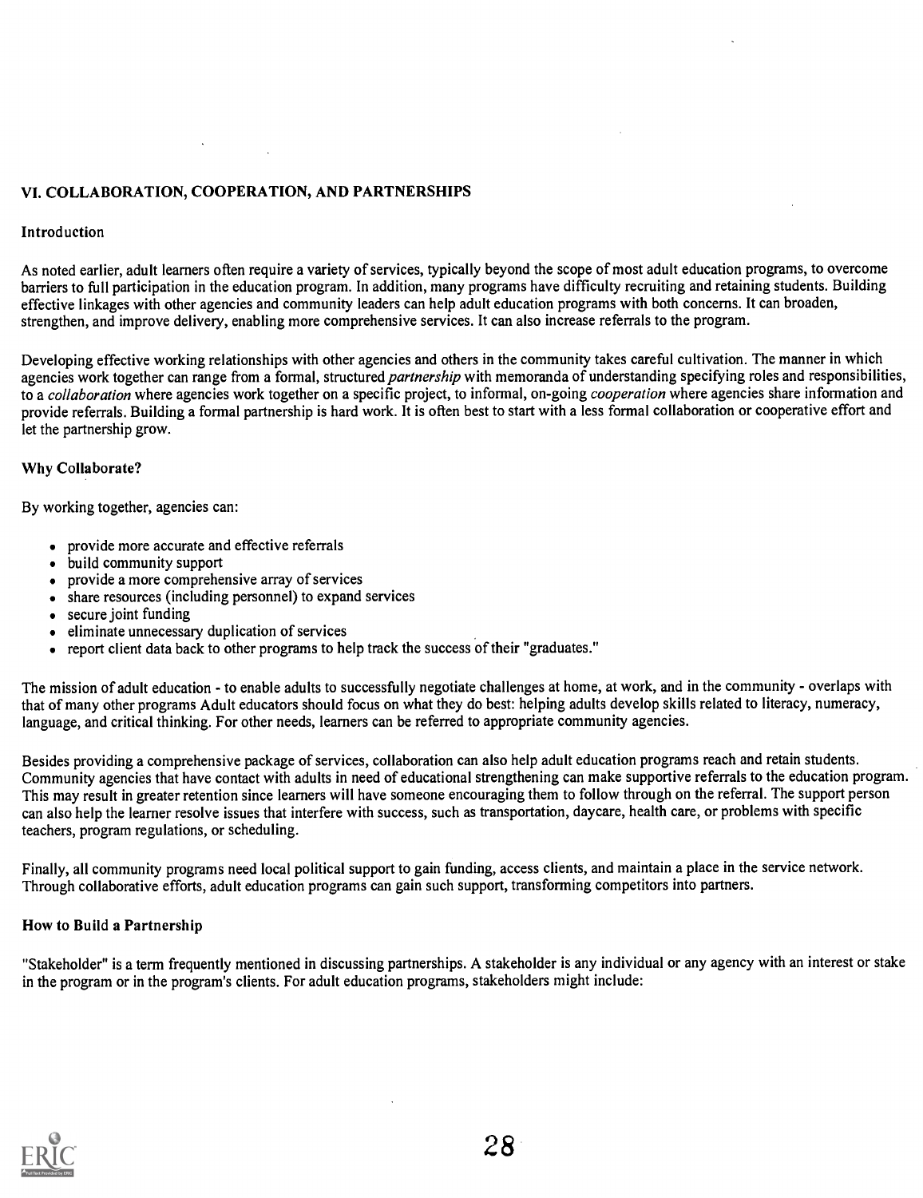## VI. COLLABORATION, COOPERATION, AND PARTNERSHIPS

### Introduction

As noted earlier, adult learners often require a variety of services, typically beyond the scope of most adult education programs, to overcome barriers to full participation in the education program. In addition, many programs have difficulty recruiting and retaining students. Building effective linkages with other agencies and community leaders can help adult education programs with both concerns. It can broaden, strengthen, and improve delivery, enabling more comprehensive services. It can also increase referrals to the program.

Developing effective working relationships with other agencies and others in the community takes careful cultivation. The manner in which agencies work together can range from a formal, structured *partnership* with memoranda of understanding specifying roles and responsibilities, to a *collaboration* where agencies work together on a specific project, to informal, on-going *cooperation* where agencies share information and provide referrals. Building a formal partnership is hard work. It is often best to start with a less formal collaboration or cooperative effort and let the partnership grow.

### Why Collaborate?

By working together, agencies can:

- provide more accurate and effective referrals
- build community support
- provide a more comprehensive array of services
- share resources (including personnel) to expand services
- secure joint funding
- eliminate unnecessary duplication of services
- report client data back to other programs to help track the success of their "graduates."

The mission of adult education - to enable adults to successfully negotiate challenges at home, at work, and in the community - overlaps with that of many other programs Adult educators should focus on what they do best: helping adults develop skills related to literacy, numeracy, language, and critical thinking. For other needs, learners can be referred to appropriate community agencies.

Besides providing a comprehensive package of services, collaboration can also help adult education programs reach and retain students. Community agencies that have contact with adults in need of educational strengthening can make supportive referrals to the education program. This may result in greater retention since learners will have someone encouraging them to follow through on the referral. The support person can also help the learner resolve issues that interfere with success, such as transportation, daycare, health care, or problems with specific teachers, program regulations, or scheduling.

Finally, all community programs need local political support to gain funding, access clients, and maintain a place in the service network. Through collaborative efforts, adult education programs can gain such support, transforming competitors into partners.

### How to Build a Partnership

"Stakeholder" is a term frequently mentioned in discussing partnerships. A stakeholder is any individual or any agency with an interest or stake in the program or in the program's clients. For adult education programs, stakeholders might include: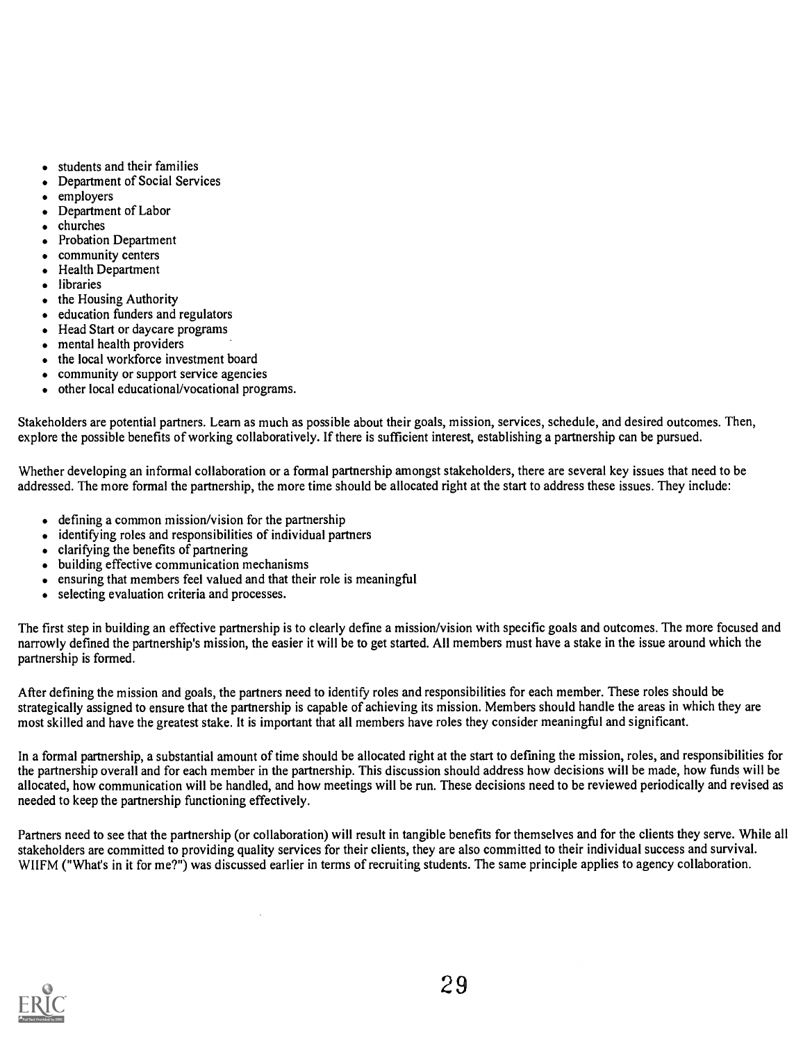- students and their families
- Department of Social Services
- employers
- Department of Labor
- churches
- Probation Department
- community centers
- Health Department
- libraries
- the Housing Authority
- education funders and regulators
- Head Start or daycare programs
- mental health providers
- the local workforce investment board
- community or support service agencies
- other local educational/vocational programs.

Stakeholders are potential partners. Learn as much as possible about their goals, mission, services, schedule, and desired outcomes. Then, explore the possible benefits of working collaboratively. If there is sufficient interest, establishing a partnership can be pursued.

Whether developing an informal collaboration or a formal partnership amongst stakeholders, there are several key issues that need to be addressed. The more formal the partnership, the more time should be allocated right at the start to address these issues. They include:

- defining a common mission/vision for the partnership
- identifying roles and responsibilities of individual partners
- clarifying the benefits of partnering
- building effective communication mechanisms
- ensuring that members feel valued and that their role is meaningful
- selecting evaluation criteria and processes.

The first step in building an effective partnership is to clearly define a mission/vision with specific goals and outcomes. The more focused and narrowly defined the partnership's mission, the easier it will be to get started. All members must have a stake in the issue around which the partnership is formed.

After defining the mission and goals, the partners need to identify roles and responsibilities for each member. These roles should be strategically assigned to ensure that the partnership is capable of achieving its mission. Members should handle the areas in which they are most skilled and have the greatest stake. It is important that all members have roles they consider meaningful and significant.

In a formal partnership, a substantial amount of time should be allocated right at the start to defining the mission, roles, and responsibilities for the partnership overall and for each member in the partnership. This discussion should address how decisions will be made, how funds will be allocated, how communication will be handled, and how meetings will be run. These decisions need to be reviewed periodically and revised as needed to keep the partnership functioning effectively.

Partners need to see that the partnership (or collaboration) will result in tangible benefits for themselves and for the clients they serve. While all stakeholders are committed to providing quality services for their clients, they are also committed to their individual success and survival. WIIFM ("What's in it for me?") was discussed earlier in terms of recruiting students. The same principle applies to agency collaboration.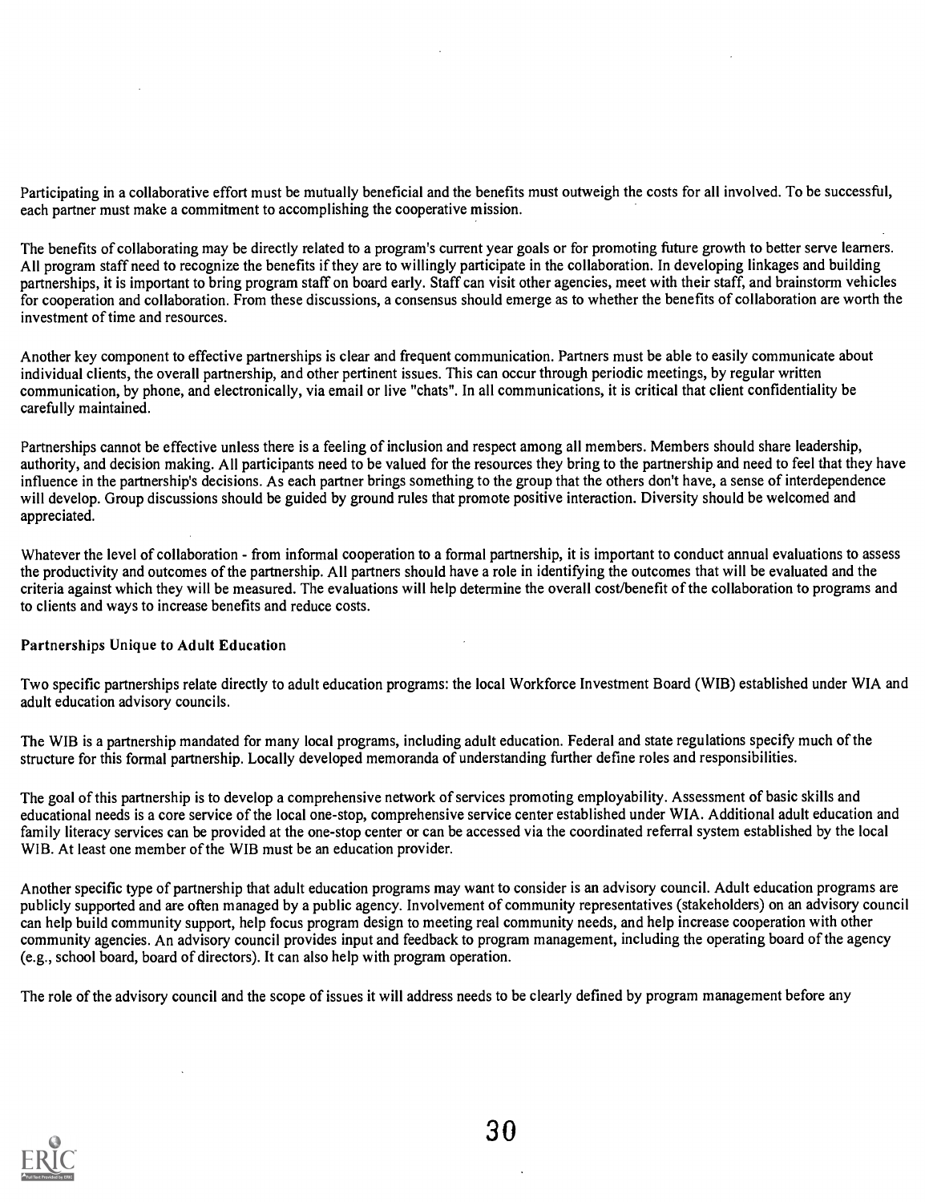Participating in a collaborative effort must be mutually beneficial and the benefits must outweigh the costs for all involved. To be successful, each partner must make a commitment to accomplishing the cooperative mission.

The benefits of collaborating may be directly related to a program's current year goals or for promoting future growth to better serve learners. All program staff need to recognize the benefits if they are to willingly participate in the collaboration. In developing linkages and building partnerships, it is important to bring program staff on board early. Staff can visit other agencies, meet with their staff, and brainstorm vehicles for cooperation and collaboration. From these discussions, a consensus should emerge as to whether the benefits of collaboration are worth the investment of time and resources.

Another key component to effective partnerships is clear and frequent communication. Partners must be able to easily communicate about individual clients, the overall partnership, and other pertinent issues. This can occur through periodic meetings, by regular written communication, by phone, and electronically, via email or live "chats". In all communications, it is critical that client confidentiality be carefully maintained.

Partnerships cannot be effective unless there is a feeling of inclusion and respect among all members. Members should share leadership, authority, and decision making. All participants need to be valued for the resources they bring to the partnership and need to feel that they have influence in the partnership's decisions. As each partner brings something to the group that the others don't have, a sense of interdependence will develop. Group discussions should be guided by ground rules that promote positive interaction. Diversity should be welcomed and appreciated.

Whatever the level of collaboration - from informal cooperation to a formal partnership, it is important to conduct annual evaluations to assess the productivity and outcomes of the partnership. All partners should have a role in identifying the outcomes that will be evaluated and the criteria against which they will be measured. The evaluations will help determine the overall cost/benefit of the collaboration to programs and to clients and ways to increase benefits and reduce costs.

### Partnerships Unique to Adult Education

Two specific partnerships relate directly to adult education programs: the local Workforce Investment Board (WIB) established under WIA and adult education advisory councils.

The WIB is a partnership mandated for many local programs, including adult education. Federal and state regulations specify much of the structure for this formal partnership. Locally developed memoranda of understanding further define roles and responsibilities.

The goal of this partnership is to develop a comprehensive network of services promoting employability. Assessment of basic skills and educational needs is a core service of the local one-stop, comprehensive service center established under WIA. Additional adult education and family literacy services can be provided at the one-stop center or can be accessed via the coordinated referral system established by the local WIB. At least one member of the WIB must be an education provider.

Another specific type of partnership that adult education programs may want to consider is an advisory council. Adult education programs are publicly supported and are often managed by a public agency. Involvement of community representatives (stakeholders) on an advisory council can help build community support, help focus program design to meeting real community needs, and help increase cooperation with other community agencies. An advisory council provides input and feedback to program management, including the operating board of the agency (e.g., school board, board of directors). It can also help with program operation.

The role of the advisory council and the scope of issues it will address needs to be clearly defined by program management before any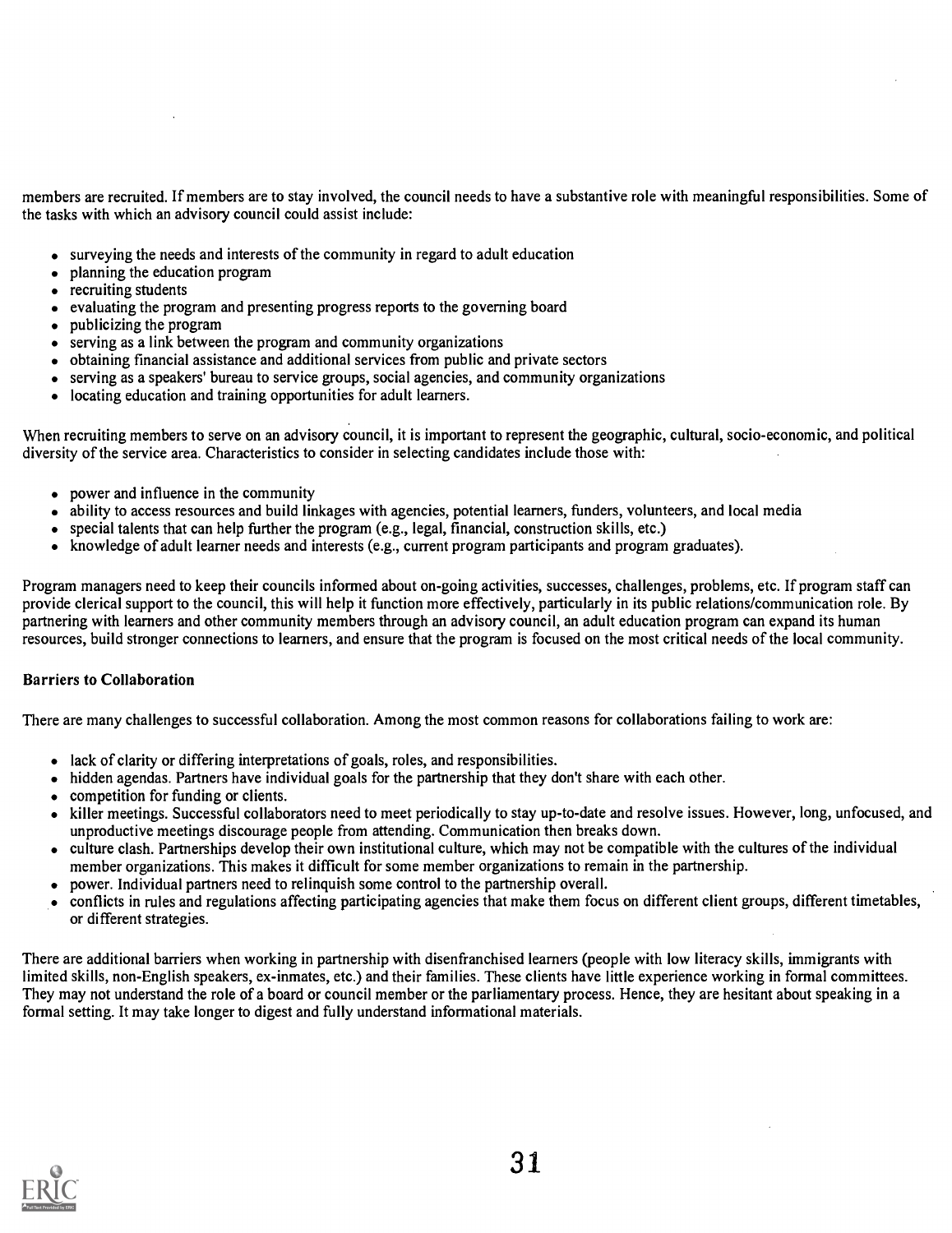members are recruited. If members are to stay involved, the council needs to have a substantive role with meaningful responsibilities. Some of the tasks with which an advisory council could assist include:

- surveying the needs and interests of the community in regard to adult education
- planning the education program
- recruiting students
- evaluating the program and presenting progress reports to the governing board
- publicizing the program
- serving as a link between the program and community organizations
- obtaining financial assistance and additional services from public and private sectors
- serving as a speakers' bureau to service groups, social agencies, and community organizations
- locating education and training opportunities for adult learners.

When recruiting members to serve on an advisory council, it is important to represent the geographic, cultural, socio-economic, and political diversity of the service area. Characteristics to consider in selecting candidates include those with:

- power and influence in the community
- ability to access resources and build linkages with agencies, potential learners, funders, volunteers, and local media
- special talents that can help further the program (e.g., legal, financial, construction skills, etc.)
- knowledge of adult learner needs and interests (e.g., current program participants and program graduates).

Program managers need to keep their councils informed about on-going activities, successes, challenges, problems, etc. If program staff can provide clerical support to the council, this will help it function more effectively, particularly in its public relations/communication role. By partnering with learners and other community members through an advisory council, an adult education program can expand its human resources, build stronger connections to learners, and ensure that the program is focused on the most critical needs of the local community.

### Barriers to Collaboration

There are many challenges to successful collaboration. Among the most common reasons for collaborations failing to work are:

- lack of clarity or differing interpretations of goals, roles, and responsibilities.
- hidden agendas. Partners have individual goals for the partnership that they don't share with each other.
- competition for funding or clients.
- killer meetings. Successful collaborators need to meet periodically to stay up-to-date and resolve issues. However, long, unfocused, and unproductive meetings discourage people from attending. Communication then breaks down.
- culture clash. Partnerships develop their own institutional culture, which may not be compatible with the cultures of the individual member organizations. This makes it difficult for some member organizations to remain in the partnership.
- power. Individual partners need to relinquish some control to the partnership overall.
- conflicts in rules and regulations affecting participating agencies that make them focus on different client groups, different timetables, or different strategies.

There are additional barriers when working in partnership with disenfranchised learners (people with low literacy skills, immigrants with limited skills, non-English speakers, ex-inmates, etc.) and their families. These clients have little experience working in formal committees. They may not understand the role of a board or council member or the parliamentary process. Hence, they are hesitant about speaking in a formal setting. It may take longer to digest and fully understand informational materials.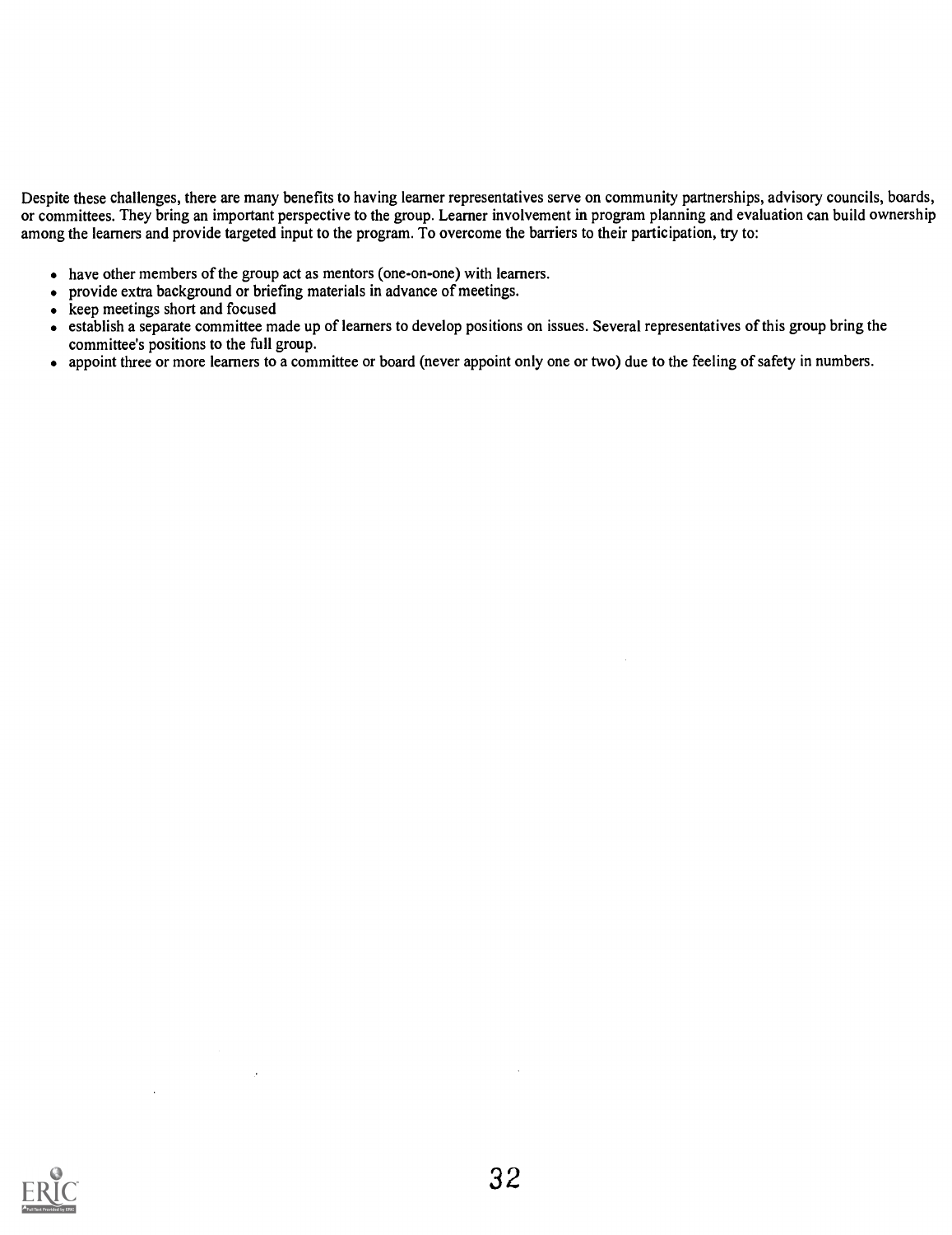Despite these challenges, there are many benefits to having learner representatives serve on community partnerships, advisory councils, boards, or committees. They bring an important perspective to the group. Learner involvement in program planning and evaluation can build ownership among the learners and provide targeted input to the program. To overcome the barriers to their participation, try to:

- have other members of the group act as mentors (one-on-one) with learners.
- provide extra background or briefing materials in advance of meetings.
- keep meetings short and focused
- establish a separate committee made up of learners to develop positions on issues. Several representatives of this group bring the committee's positions to the full group.
- appoint three or more learners to a committee or board (never appoint only one or two) due to the feeling of safety in numbers.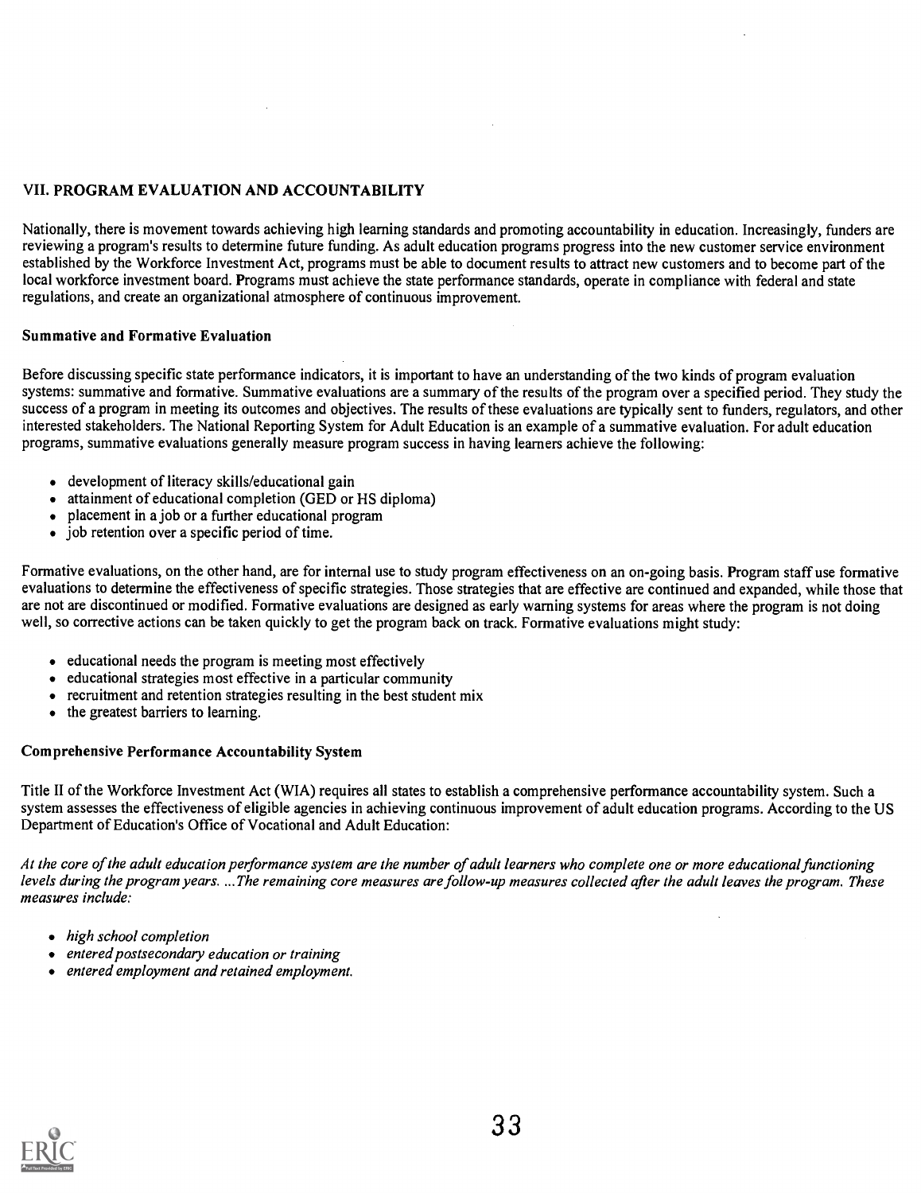## VII. PROGRAM EVALUATION AND ACCOUNTABILITY

Nationally, there is movement towards achieving high learning standards and promoting accountability in education. Increasingly, funders are reviewing a program's results to determine future funding. As adult education programs progress into the new customer service environment established by the Workforce Investment Act, programs must be able to document results to attract new customers and to become part of the local workforce investment board. Programs must achieve the state performance standards, operate in compliance with federal and state regulations, and create an organizational atmosphere of continuous improvement.

### Summative and Formative Evaluation

Before discussing specific state performance indicators, it is important to have an understanding of the two kinds of program evaluation systems: summative and formative. Summative evaluations are a summary of the results of the program over a specified period. They study the success of a program in meeting its outcomes and objectives. The results of these evaluations are typically sent to funders, regulators, and other interested stakeholders. The National Reporting System for Adult Education is an example of a summative evaluation. For adult education programs, summative evaluations generally measure program success in having learners achieve the following:

- development of literacy skills/educational gain
- attainment of educational completion (GED or HS diploma)
- placement in a job or a further educational program
- job retention over a specific period of time.

Formative evaluations, on the other hand, are for internal use to study program effectiveness on an on-going basis. Program staff use formative evaluations to determine the effectiveness of specific strategies. Those strategies that are effective are continued and expanded, while those that are not are discontinued or modified. Formative evaluations are designed as early warning systems for areas where the program is not doing well, so corrective actions can be taken quickly to get the program back on track. Formative evaluations might study:

- educational needs the program is meeting most effectively
- educational strategies most effective in a particular community
- recruitment and retention strategies resulting in the best student mix
- the greatest barriers to learning.

### Comprehensive Performance Accountability System

Title II of the Workforce Investment Act (WIA) requires all states to establish a comprehensive performance accountability system. Such a system assesses the effectiveness of eligible agencies in achieving continuous improvement of adult education programs. According to the US Department of Education's Office of Vocational and Adult Education:

*At the core of the adult education performance system are the number of adult learners who complete one or more educational functioning levels during the program years. ...The remaining core measures are follow-up measures collected after the adult leaves the program. These measures include:*

- *high school completion*
- *entered postsecondary education or training*
- *entered employment and retained employment.*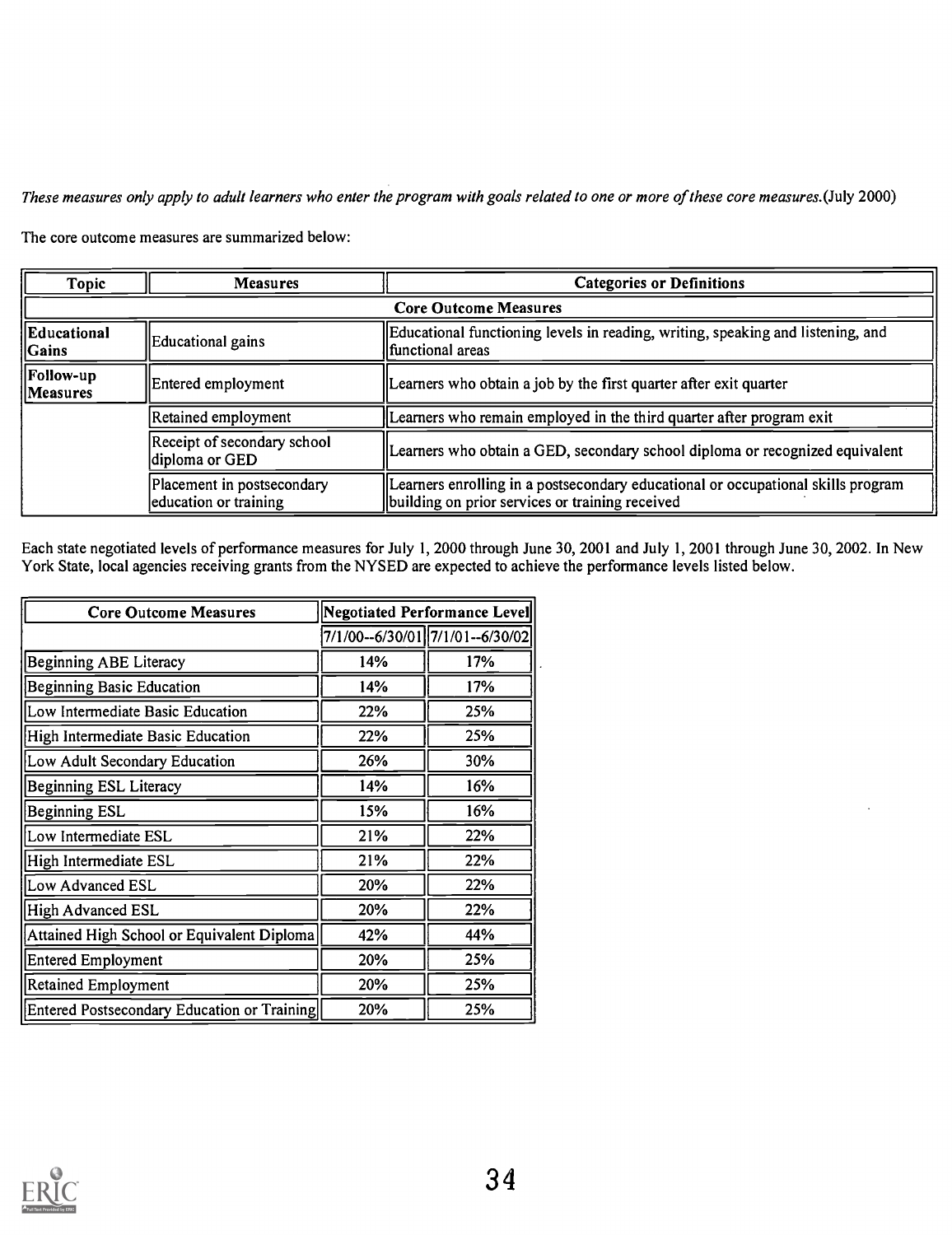*These measures only apply to adult learners who enter the program with goals related to one or more of these core measures.*(July 2000)

The core outcome measures are summarized below:

| Topic | Measures | Categories or Definitions |
|---|---|---|
| **Core Outcome Measures** | | |
| **Educational Gains** | Educational gains | Educational functioning levels in reading, writing, speaking and listening, and functional areas |
| **Follow-up Measures** | Entered employment | Learners who obtain a job by the first quarter after exit quarter |
| | Retained employment | Learners who remain employed in the third quarter after program exit |
| | Receipt of secondary school diploma or GED | Learners who obtain a GED, secondary school diploma or recognized equivalent |
| | Placement in postsecondary education or training | Learners enrolling in a postsecondary educational or occupational skills program building on prior services or training received |

Each state negotiated levels of performance measures for July 1, 2000 through June 30, 2001 and July 1, 2001 through June 30, 2002. In New York State, local agencies receiving grants from the NYSED are expected to achieve the performance levels listed below.

| Core Outcome Measures | Negotiated Performance Level | |
|---|---|---|
| | 7/1/00--6/30/01 | 7/1/01--6/30/02 |
| Beginning ABE Literacy | 14% | 17% |
| Beginning Basic Education | 14% | 17% |
| Low Intermediate Basic Education | 22% | 25% |
| High Intermediate Basic Education | 22% | 25% |
| Low Adult Secondary Education | 26% | 30% |
| Beginning ESL Literacy | 14% | 16% |
| Beginning ESL | 15% | 16% |
| Low Intermediate ESL | 21% | 22% |
| High Intermediate ESL | 21% | 22% |
| Low Advanced ESL | 20% | 22% |
| High Advanced ESL | 20% | 22% |
| Attained High School or Equivalent Diploma | 42% | 44% |
| Entered Employment | 20% | 25% |
| Retained Employment | 20% | 25% |
| Entered Postsecondary Education or Training | 20% | 25% |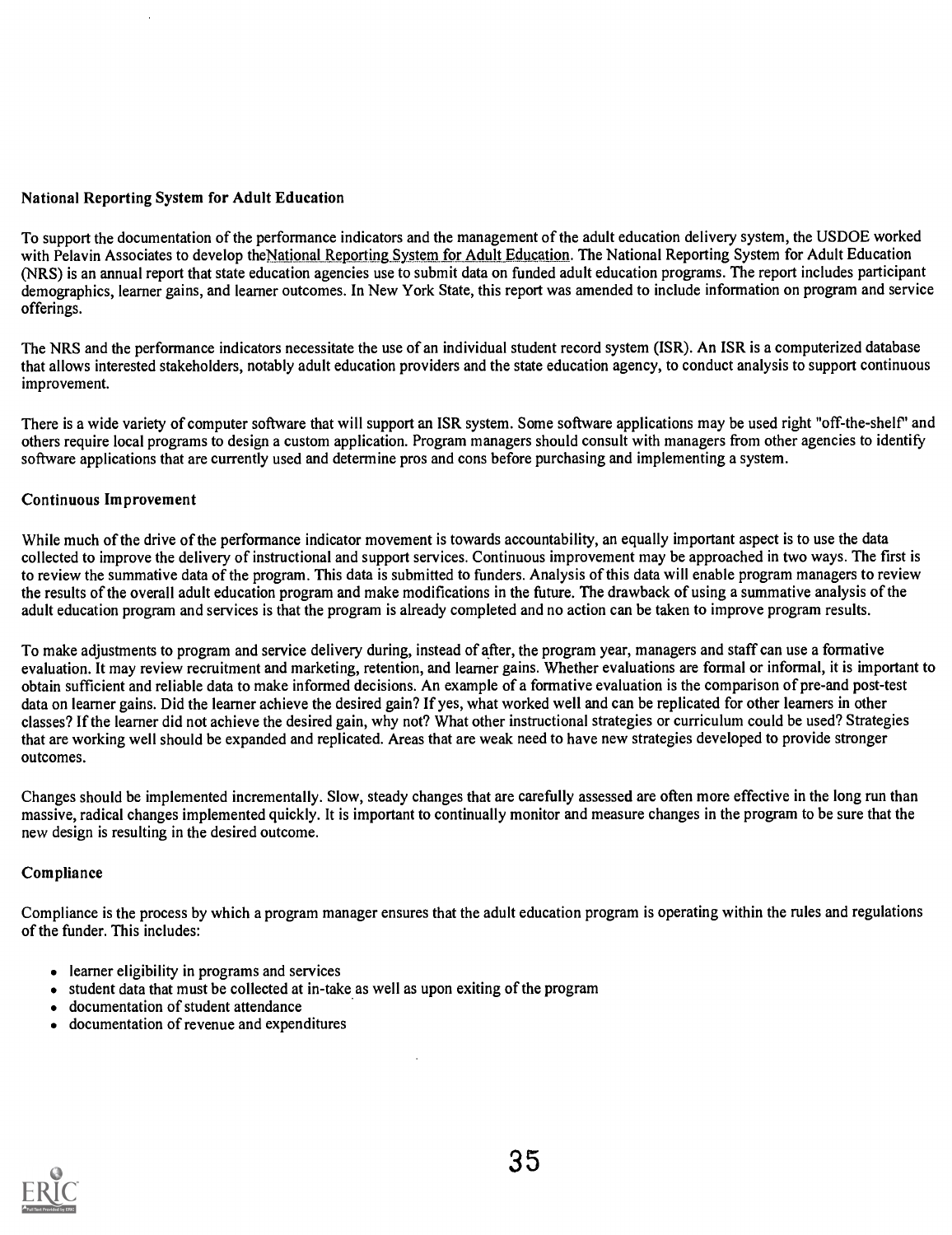### National Reporting System for Adult Education

To support the documentation of the performance indicators and the management of the adult education delivery system, the USDOE worked with Pelavin Associates to develop theNational Reporting System for Adult Education. The National Reporting System for Adult Education (NRS) is an annual report that state education agencies use to submit data on funded adult education programs. The report includes participant demographics, learner gains, and learner outcomes. In New York State, this report was amended to include information on program and service offerings.

The NRS and the performance indicators necessitate the use of an individual student record system (ISR). An ISR is a computerized database that allows interested stakeholders, notably adult education providers and the state education agency, to conduct analysis to support continuous improvement.

There is a wide variety of computer software that will support an ISR system. Some software applications may be used right "off-the-shelf" and others require local programs to design a custom application. Program managers should consult with managers from other agencies to identify software applications that are currently used and determine pros and cons before purchasing and implementing a system.

### Continuous Improvement

While much of the drive of the performance indicator movement is towards accountability, an equally important aspect is to use the data collected to improve the delivery of instructional and support services. Continuous improvement may be approached in two ways. The first is to review the summative data of the program. This data is submitted to funders. Analysis of this data will enable program managers to review the results of the overall adult education program and make modifications in the future. The drawback of using a summative analysis of the adult education program and services is that the program is already completed and no action can be taken to improve program results.

To make adjustments to program and service delivery during, instead of after, the program year, managers and staff can use a formative evaluation. It may review recruitment and marketing, retention, and learner gains. Whether evaluations are formal or informal, it is important to obtain sufficient and reliable data to make informed decisions. An example of a formative evaluation is the comparison of pre-and post-test data on learner gains. Did the learner achieve the desired gain? If yes, what worked well and can be replicated for other learners in other classes? If the learner did not achieve the desired gain, why not? What other instructional strategies or curriculum could be used? Strategies that are working well should be expanded and replicated. Areas that are weak need to have new strategies developed to provide stronger outcomes.

Changes should be implemented incrementally. Slow, steady changes that are carefully assessed are often more effective in the long run than massive, radical changes implemented quickly. It is important to continually monitor and measure changes in the program to be sure that the new design is resulting in the desired outcome.

### Compliance

Compliance is the process by which a program manager ensures that the adult education program is operating within the rules and regulations of the funder. This includes:

- learner eligibility in programs and services
- student data that must be collected at in-take as well as upon exiting of the program
- documentation of student attendance
- documentation of revenue and expenditures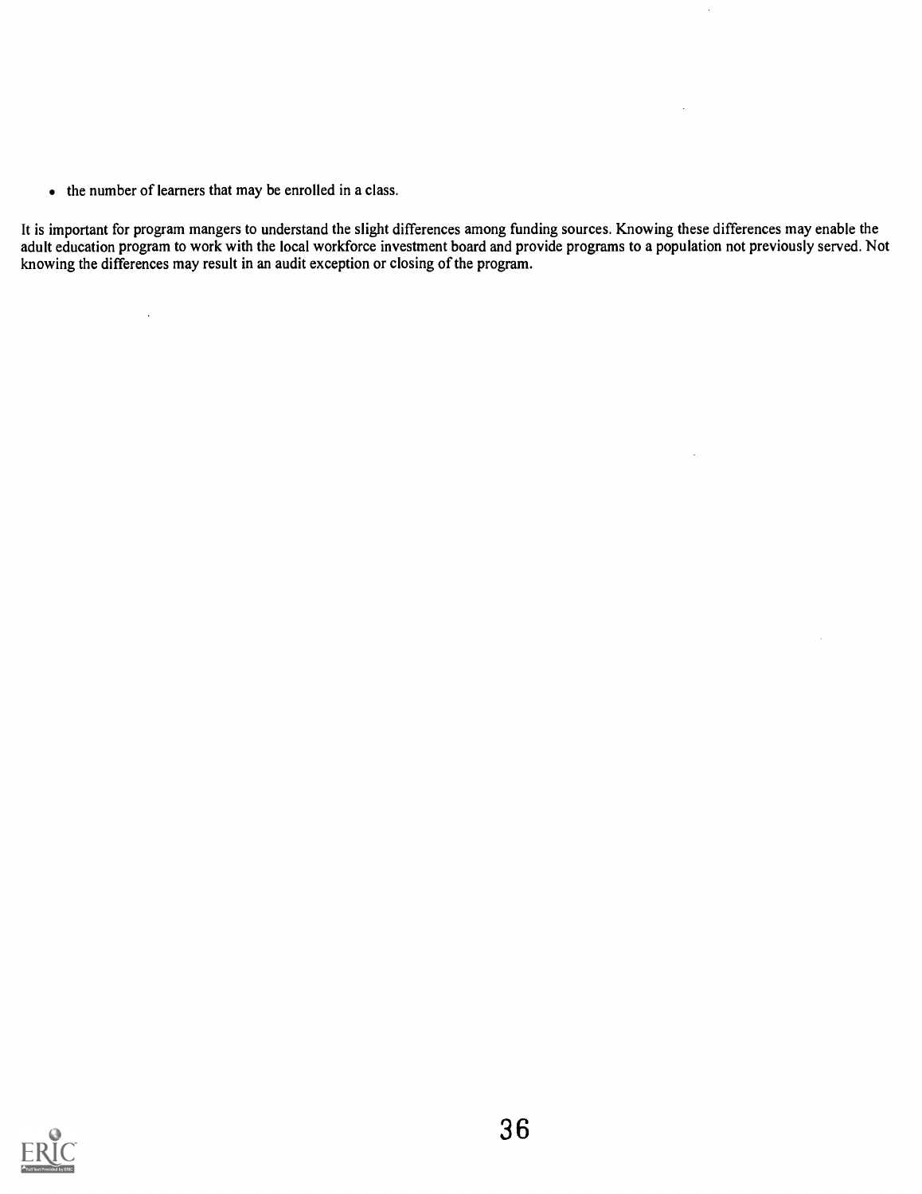- the number of learners that may be enrolled in a class.

It is important for program mangers to understand the slight differences among funding sources. Knowing these differences may enable the adult education program to work with the local workforce investment board and provide programs to a population not previously served. Not knowing the differences may result in an audit exception or closing of the program.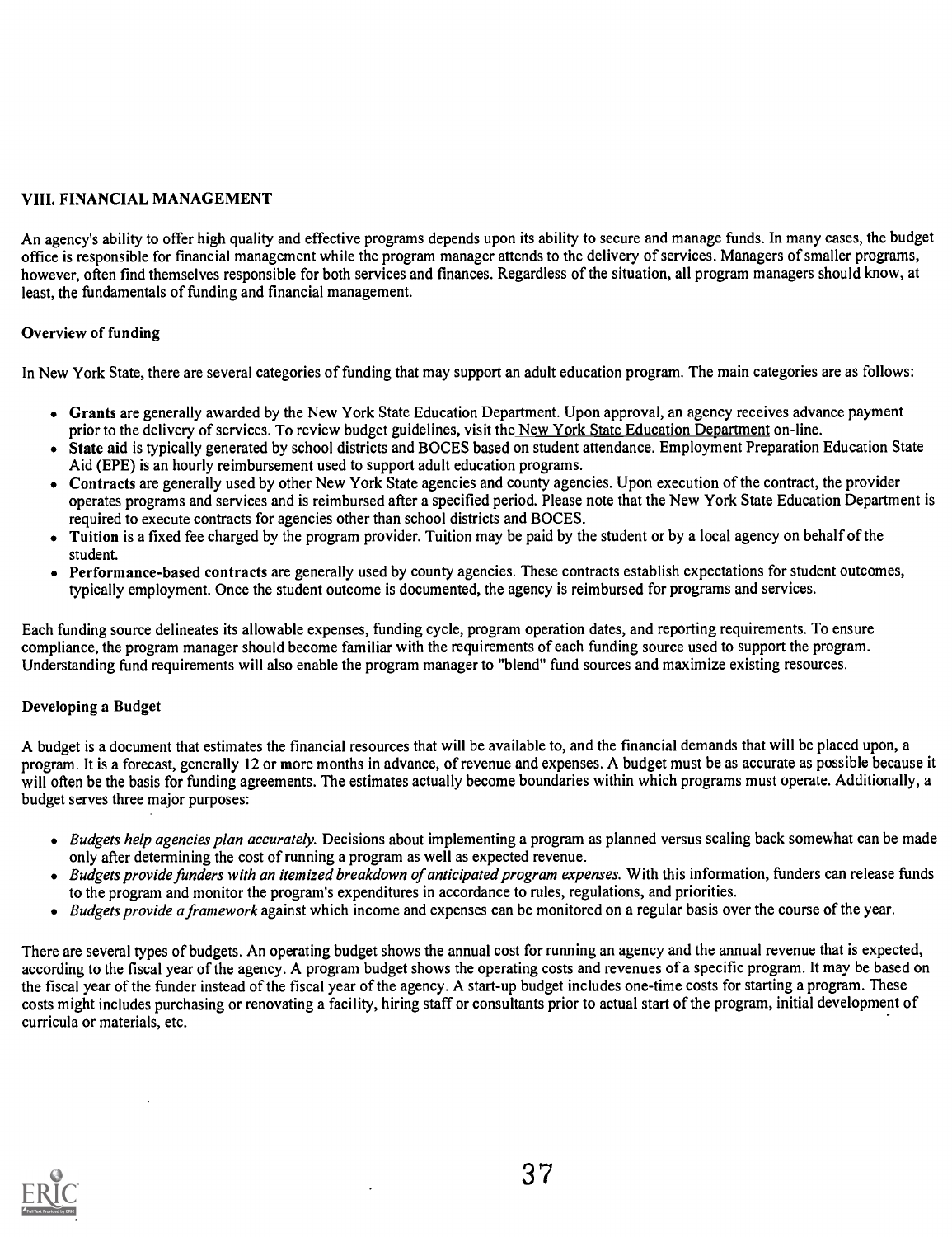## VIII. FINANCIAL MANAGEMENT

An agency's ability to offer high quality and effective programs depends upon its ability to secure and manage funds. In many cases, the budget office is responsible for financial management while the program manager attends to the delivery of services. Managers of smaller programs, however, often find themselves responsible for both services and finances. Regardless of the situation, all program managers should know, at least, the fundamentals of funding and financial management.

### Overview of funding

In New York State, there are several categories of funding that may support an adult education program. The main categories are as follows:

- **Grants** are generally awarded by the New York State Education Department. Upon approval, an agency receives advance payment prior to the delivery of services. To review budget guidelines, visit the New York State Education Department on-line.
- **State aid** is typically generated by school districts and BOCES based on student attendance. Employment Preparation Education State Aid (EPE) is an hourly reimbursement used to support adult education programs.
- **Contracts** are generally used by other New York State agencies and county agencies. Upon execution of the contract, the provider operates programs and services and is reimbursed after a specified period. Please note that the New York State Education Department is required to execute contracts for agencies other than school districts and BOCES.
- **Tuition** is a fixed fee charged by the program provider. Tuition may be paid by the student or by a local agency on behalf of the student.
- **Performance-based contracts** are generally used by county agencies. These contracts establish expectations for student outcomes, typically employment. Once the student outcome is documented, the agency is reimbursed for programs and services.

Each funding source delineates its allowable expenses, funding cycle, program operation dates, and reporting requirements. To ensure compliance, the program manager should become familiar with the requirements of each funding source used to support the program. Understanding fund requirements will also enable the program manager to "blend" fund sources and maximize existing resources.

### Developing a Budget

A budget is a document that estimates the financial resources that will be available to, and the financial demands that will be placed upon, a program. It is a forecast, generally 12 or more months in advance, of revenue and expenses. A budget must be as accurate as possible because it will often be the basis for funding agreements. The estimates actually become boundaries within which programs must operate. Additionally, a budget serves three major purposes:

- *Budgets help agencies plan accurately.* Decisions about implementing a program as planned versus scaling back somewhat can be made only after determining the cost of running a program as well as expected revenue.
- *Budgets provide funders with an itemized breakdown of anticipated program expenses.* With this information, funders can release funds to the program and monitor the program's expenditures in accordance to rules, regulations, and priorities.
- *Budgets provide a framework* against which income and expenses can be monitored on a regular basis over the course of the year.

There are several types of budgets. An operating budget shows the annual cost for running an agency and the annual revenue that is expected, according to the fiscal year of the agency. A program budget shows the operating costs and revenues of a specific program. It may be based on the fiscal year of the funder instead of the fiscal year of the agency. A start-up budget includes one-time costs for starting a program. These costs might includes purchasing or renovating a facility, hiring staff or consultants prior to actual start of the program, initial development of curricula or materials, etc.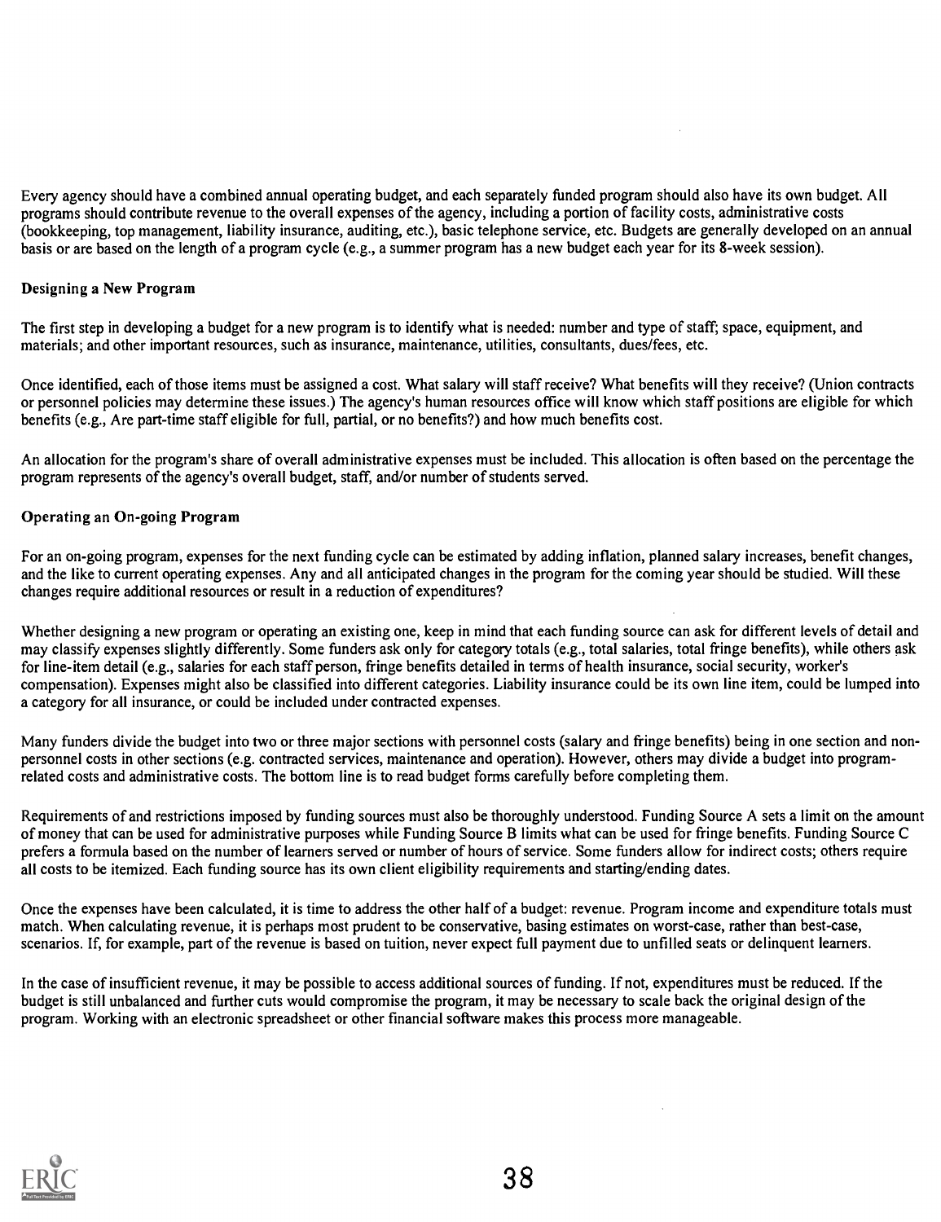Every agency should have a combined annual operating budget, and each separately funded program should also have its own budget. All programs should contribute revenue to the overall expenses of the agency, including a portion of facility costs, administrative costs (bookkeeping, top management, liability insurance, auditing, etc.), basic telephone service, etc. Budgets are generally developed on an annual basis or are based on the length of a program cycle (e.g., a summer program has a new budget each year for its 8-week session).

### Designing a New Program

The first step in developing a budget for a new program is to identify what is needed: number and type of staff; space, equipment, and materials; and other important resources, such as insurance, maintenance, utilities, consultants, dues/fees, etc.

Once identified, each of those items must be assigned a cost. What salary will staff receive? What benefits will they receive? (Union contracts or personnel policies may determine these issues.) The agency's human resources office will know which staff positions are eligible for which benefits (e.g., Are part-time staff eligible for full, partial, or no benefits?) and how much benefits cost.

An allocation for the program's share of overall administrative expenses must be included. This allocation is often based on the percentage the program represents of the agency's overall budget, staff, and/or number of students served.

### Operating an On-going Program

For an on-going program, expenses for the next funding cycle can be estimated by adding inflation, planned salary increases, benefit changes, and the like to current operating expenses. Any and all anticipated changes in the program for the coming year should be studied. Will these changes require additional resources or result in a reduction of expenditures?

Whether designing a new program or operating an existing one, keep in mind that each funding source can ask for different levels of detail and may classify expenses slightly differently. Some funders ask only for category totals (e.g., total salaries, total fringe benefits), while others ask for line-item detail (e.g., salaries for each staff person, fringe benefits detailed in terms of health insurance, social security, worker's compensation). Expenses might also be classified into different categories. Liability insurance could be its own line item, could be lumped into a category for all insurance, or could be included under contracted expenses.

Many funders divide the budget into two or three major sections with personnel costs (salary and fringe benefits) being in one section and non-personnel costs in other sections (e.g. contracted services, maintenance and operation). However, others may divide a budget into program-related costs and administrative costs. The bottom line is to read budget forms carefully before completing them.

Requirements of and restrictions imposed by funding sources must also be thoroughly understood. Funding Source A sets a limit on the amount of money that can be used for administrative purposes while Funding Source B limits what can be used for fringe benefits. Funding Source C prefers a formula based on the number of learners served or number of hours of service. Some funders allow for indirect costs; others require all costs to be itemized. Each funding source has its own client eligibility requirements and starting/ending dates.

Once the expenses have been calculated, it is time to address the other half of a budget: revenue. Program income and expenditure totals must match. When calculating revenue, it is perhaps most prudent to be conservative, basing estimates on worst-case, rather than best-case, scenarios. If, for example, part of the revenue is based on tuition, never expect full payment due to unfilled seats or delinquent learners.

In the case of insufficient revenue, it may be possible to access additional sources of funding. If not, expenditures must be reduced. If the budget is still unbalanced and further cuts would compromise the program, it may be necessary to scale back the original design of the program. Working with an electronic spreadsheet or other financial software makes this process more manageable.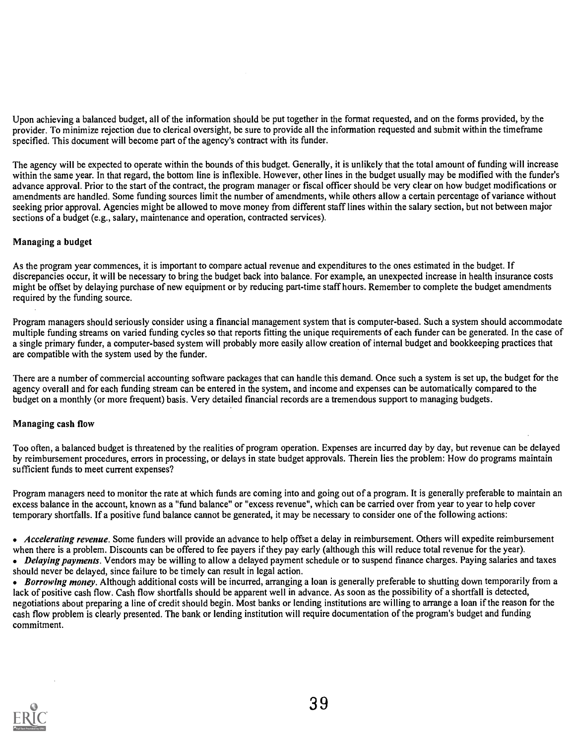Upon achieving a balanced budget, all of the information should be put together in the format requested, and on the forms provided, by the provider. To minimize rejection due to clerical oversight, be sure to provide all the information requested and submit within the timeframe specified. This document will become part of the agency's contract with its funder.

The agency will be expected to operate within the bounds of this budget. Generally, it is unlikely that the total amount of funding will increase within the same year. In that regard, the bottom line is inflexible. However, other lines in the budget usually may be modified with the funder's advance approval. Prior to the start of the contract, the program manager or fiscal officer should be very clear on how budget modifications or amendments are handled. Some funding sources limit the number of amendments, while others allow a certain percentage of variance without seeking prior approval. Agencies might be allowed to move money from different staff lines within the salary section, but not between major sections of a budget (e.g., salary, maintenance and operation, contracted services).

### Managing a budget

As the program year commences, it is important to compare actual revenue and expenditures to the ones estimated in the budget. If discrepancies occur, it will be necessary to bring the budget back into balance. For example, an unexpected increase in health insurance costs might be offset by delaying purchase of new equipment or by reducing part-time staff hours. Remember to complete the budget amendments required by the funding source.

Program managers should seriously consider using a financial management system that is computer-based. Such a system should accommodate multiple funding streams on varied funding cycles so that reports fitting the unique requirements of each funder can be generated. In the case of a single primary funder, a computer-based system will probably more easily allow creation of internal budget and bookkeeping practices that are compatible with the system used by the funder.

There are a number of commercial accounting software packages that can handle this demand. Once such a system is set up, the budget for the agency overall and for each funding stream can be entered in the system, and income and expenses can be automatically compared to the budget on a monthly (or more frequent) basis. Very detailed financial records are a tremendous support to managing budgets.

### Managing cash flow

Too often, a balanced budget is threatened by the realities of program operation. Expenses are incurred day by day, but revenue can be delayed by reimbursement procedures, errors in processing, or delays in state budget approvals. Therein lies the problem: How do programs maintain sufficient funds to meet current expenses?

Program managers need to monitor the rate at which funds are coming into and going out of a program. It is generally preferable to maintain an excess balance in the account, known as a "fund balance" or "excess revenue", which can be carried over from year to year to help cover temporary shortfalls. If a positive fund balance cannot be generated, it may be necessary to consider one of the following actions:

- *Accelerating revenue*. Some funders will provide an advance to help offset a delay in reimbursement. Others will expedite reimbursement when there is a problem. Discounts can be offered to fee payers if they pay early (although this will reduce total revenue for the year).
- *Delaying payments*. Vendors may be willing to allow a delayed payment schedule or to suspend finance charges. Paying salaries and taxes should never be delayed, since failure to be timely can result in legal action.
- *Borrowing money*. Although additional costs will be incurred, arranging a loan is generally preferable to shutting down temporarily from a lack of positive cash flow. Cash flow shortfalls should be apparent well in advance. As soon as the possibility of a shortfall is detected, negotiations about preparing a line of credit should begin. Most banks or lending institutions are willing to arrange a loan if the reason for the cash flow problem is clearly presented. The bank or lending institution will require documentation of the program's budget and funding commitment.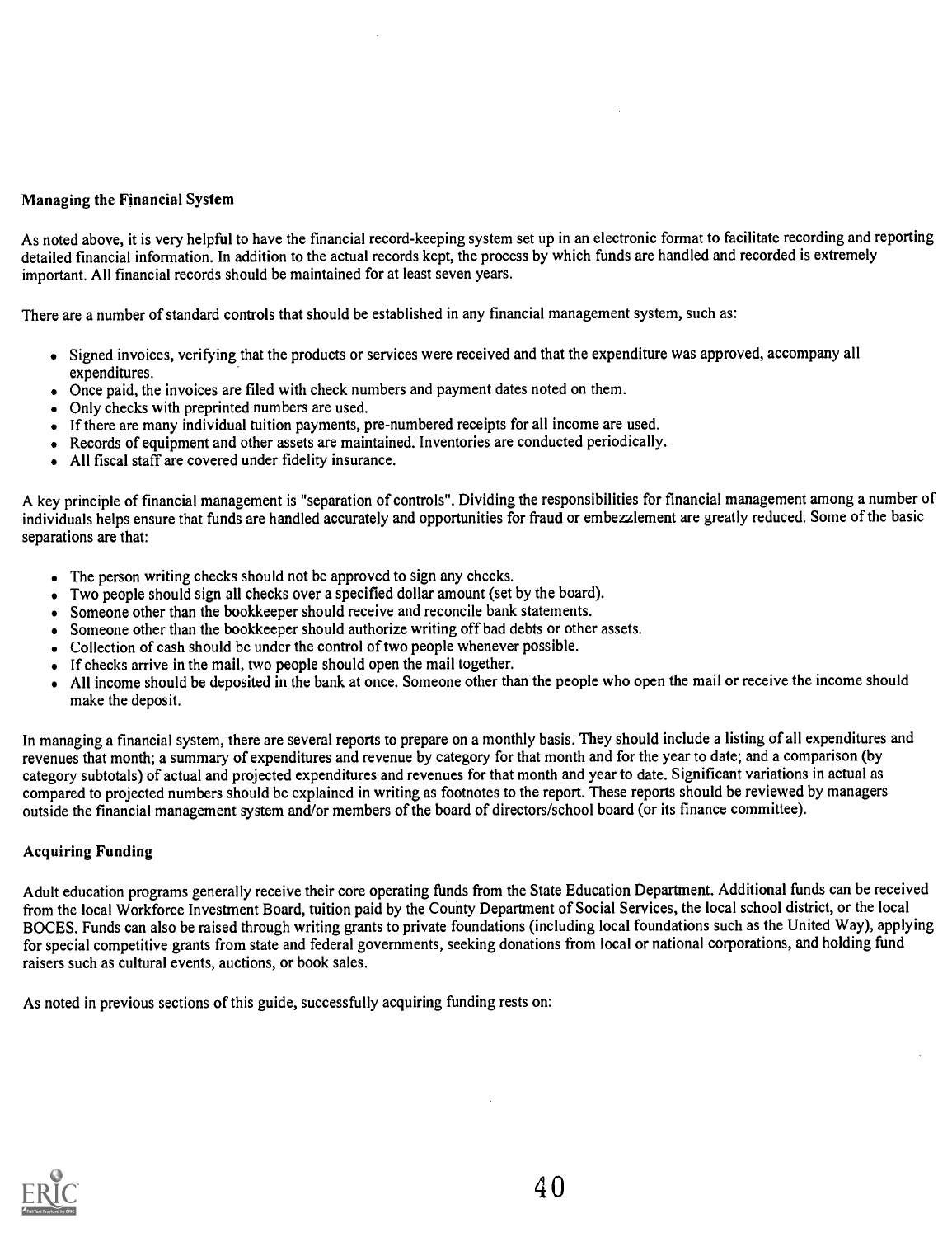### Managing the Financial System

As noted above, it is very helpful to have the financial record-keeping system set up in an electronic format to facilitate recording and reporting detailed financial information. In addition to the actual records kept, the process by which funds are handled and recorded is extremely important. All financial records should be maintained for at least seven years.

There are a number of standard controls that should be established in any financial management system, such as:

- Signed invoices, verifying that the products or services were received and that the expenditure was approved, accompany all expenditures.
- Once paid, the invoices are filed with check numbers and payment dates noted on them.
- Only checks with preprinted numbers are used.
- If there are many individual tuition payments, pre-numbered receipts for all income are used.
- Records of equipment and other assets are maintained. Inventories are conducted periodically.
- All fiscal staff are covered under fidelity insurance.

A key principle of financial management is "separation of controls". Dividing the responsibilities for financial management among a number of individuals helps ensure that funds are handled accurately and opportunities for fraud or embezzlement are greatly reduced. Some of the basic separations are that:

- The person writing checks should not be approved to sign any checks.
- Two people should sign all checks over a specified dollar amount (set by the board).
- Someone other than the bookkeeper should receive and reconcile bank statements.
- Someone other than the bookkeeper should authorize writing off bad debts or other assets.
- Collection of cash should be under the control of two people whenever possible.
- If checks arrive in the mail, two people should open the mail together.
- All income should be deposited in the bank at once. Someone other than the people who open the mail or receive the income should make the deposit.

In managing a financial system, there are several reports to prepare on a monthly basis. They should include a listing of all expenditures and revenues that month; a summary of expenditures and revenue by category for that month and for the year to date; and a comparison (by category subtotals) of actual and projected expenditures and revenues for that month and year to date. Significant variations in actual as compared to projected numbers should be explained in writing as footnotes to the report. These reports should be reviewed by managers outside the financial management system and/or members of the board of directors/school board (or its finance committee).

### Acquiring Funding

Adult education programs generally receive their core operating funds from the State Education Department. Additional funds can be received from the local Workforce Investment Board, tuition paid by the County Department of Social Services, the local school district, or the local BOCES. Funds can also be raised through writing grants to private foundations (including local foundations such as the United Way), applying for special competitive grants from state and federal governments, seeking donations from local or national corporations, and holding fund raisers such as cultural events, auctions, or book sales.

As noted in previous sections of this guide, successfully acquiring funding rests on: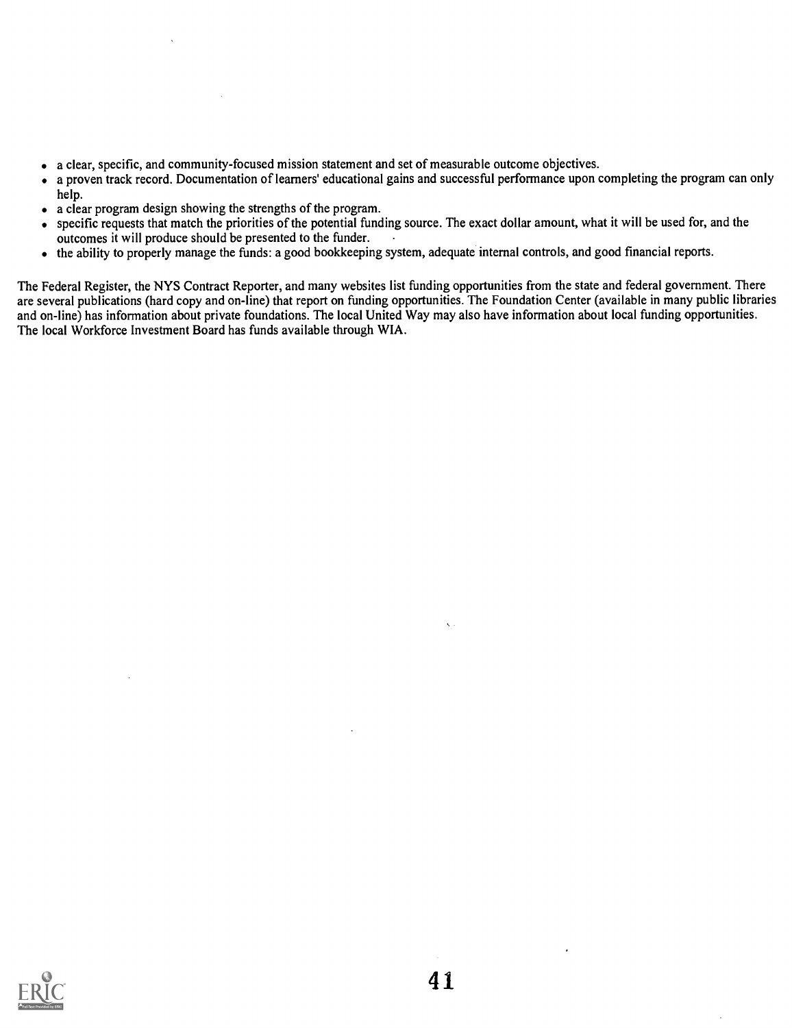- a clear, specific, and community-focused mission statement and set of measurable outcome objectives.
- a proven track record. Documentation of learners' educational gains and successful performance upon completing the program can only help.
- a clear program design showing the strengths of the program.
- specific requests that match the priorities of the potential funding source. The exact dollar amount, what it will be used for, and the outcomes it will produce should be presented to the funder.
- the ability to properly manage the funds: a good bookkeeping system, adequate internal controls, and good financial reports.

The Federal Register, the NYS Contract Reporter, and many websites list funding opportunities from the state and federal government. There are several publications (hard copy and on-line) that report on funding opportunities. The Foundation Center (available in many public libraries and on-line) has information about private foundations. The local United Way may also have information about local funding opportunities. The local Workforce Investment Board has funds available through WIA.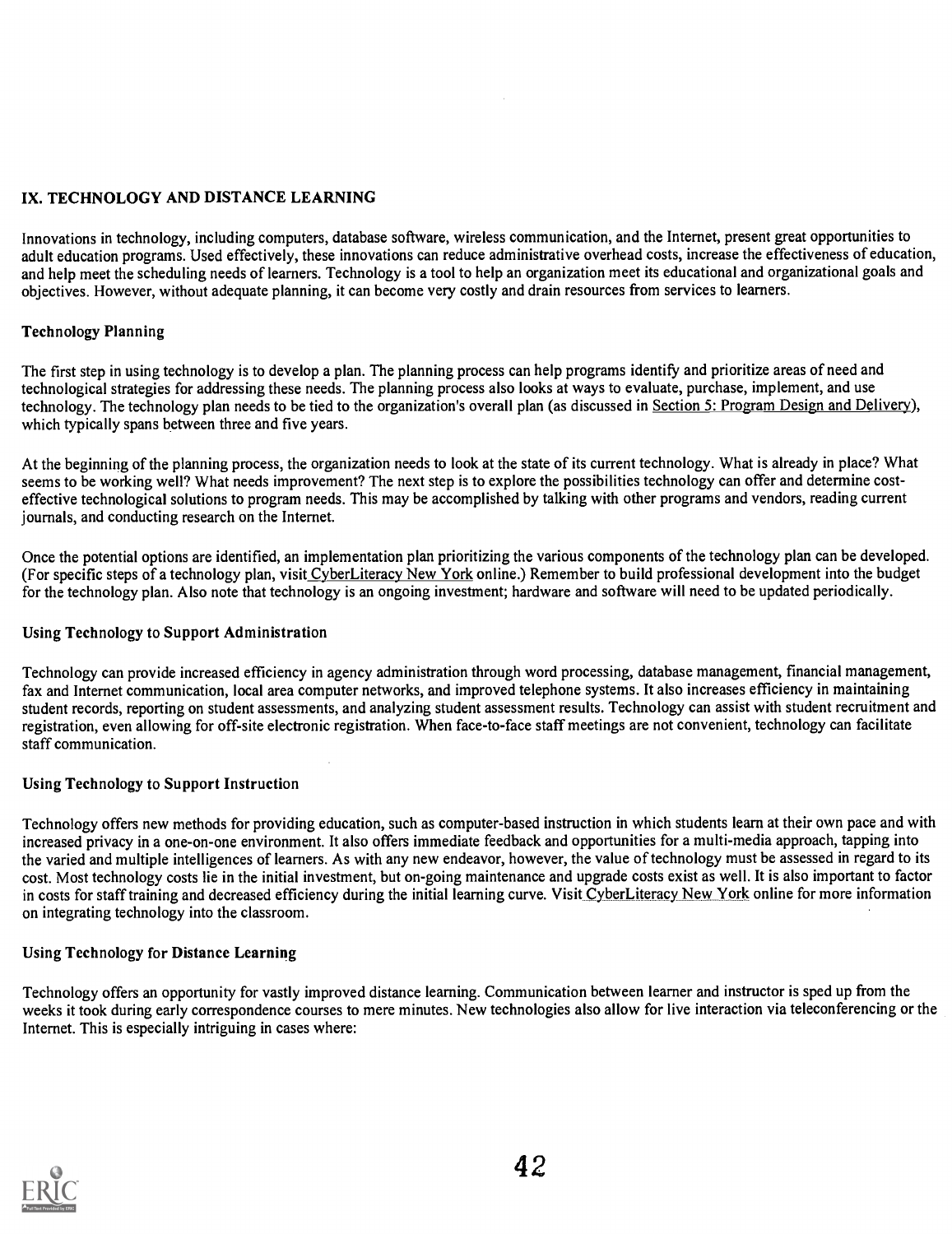## IX. TECHNOLOGY AND DISTANCE LEARNING

Innovations in technology, including computers, database software, wireless communication, and the Internet, present great opportunities to adult education programs. Used effectively, these innovations can reduce administrative overhead costs, increase the effectiveness of education, and help meet the scheduling needs of learners. Technology is a tool to help an organization meet its educational and organizational goals and objectives. However, without adequate planning, it can become very costly and drain resources from services to learners.

### Technology Planning

The first step in using technology is to develop a plan. The planning process can help programs identify and prioritize areas of need and technological strategies for addressing these needs. The planning process also looks at ways to evaluate, purchase, implement, and use technology. The technology plan needs to be tied to the organization's overall plan (as discussed in Section 5: Program Design and Delivery), which typically spans between three and five years.

At the beginning of the planning process, the organization needs to look at the state of its current technology. What is already in place? What seems to be working well? What needs improvement? The next step is to explore the possibilities technology can offer and determine cost-effective technological solutions to program needs. This may be accomplished by talking with other programs and vendors, reading current journals, and conducting research on the Internet.

Once the potential options are identified, an implementation plan prioritizing the various components of the technology plan can be developed. (For specific steps of a technology plan, visit CyberLiteracy New York online.) Remember to build professional development into the budget for the technology plan. Also note that technology is an ongoing investment; hardware and software will need to be updated periodically.

### Using Technology to Support Administration

Technology can provide increased efficiency in agency administration through word processing, database management, financial management, fax and Internet communication, local area computer networks, and improved telephone systems. It also increases efficiency in maintaining student records, reporting on student assessments, and analyzing student assessment results. Technology can assist with student recruitment and registration, even allowing for off-site electronic registration. When face-to-face staff meetings are not convenient, technology can facilitate staff communication.

### Using Technology to Support Instruction

Technology offers new methods for providing education, such as computer-based instruction in which students learn at their own pace and with increased privacy in a one-on-one environment. It also offers immediate feedback and opportunities for a multi-media approach, tapping into the varied and multiple intelligences of learners. As with any new endeavor, however, the value of technology must be assessed in regard to its cost. Most technology costs lie in the initial investment, but on-going maintenance and upgrade costs exist as well. It is also important to factor in costs for staff training and decreased efficiency during the initial learning curve. Visit CyberLiteracy New York online for more information on integrating technology into the classroom.

### Using Technology for Distance Learning

Technology offers an opportunity for vastly improved distance learning. Communication between learner and instructor is sped up from the weeks it took during early correspondence courses to mere minutes. New technologies also allow for live interaction via teleconferencing or the Internet. This is especially intriguing in cases where: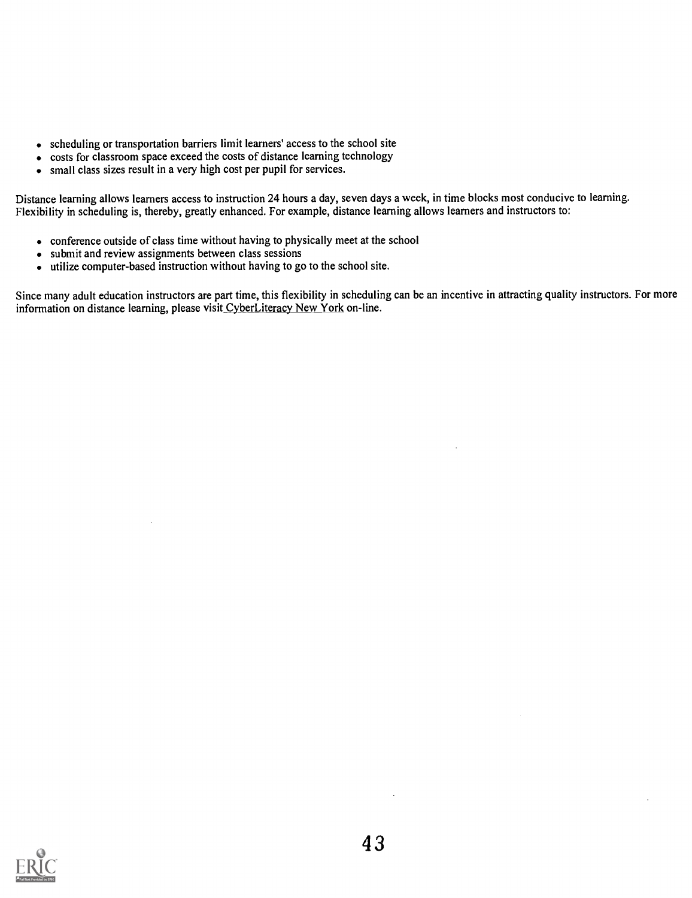- scheduling or transportation barriers limit learners' access to the school site
- costs for classroom space exceed the costs of distance learning technology
- small class sizes result in a very high cost per pupil for services.

Distance learning allows learners access to instruction 24 hours a day, seven days a week, in time blocks most conducive to learning. Flexibility in scheduling is, thereby, greatly enhanced. For example, distance learning allows learners and instructors to:

- conference outside of class time without having to physically meet at the school
- submit and review assignments between class sessions
- utilize computer-based instruction without having to go to the school site.

Since many adult education instructors are part time, this flexibility in scheduling can be an incentive in attracting quality instructors. For more information on distance learning, please visit CyberLiteracy New York on-line.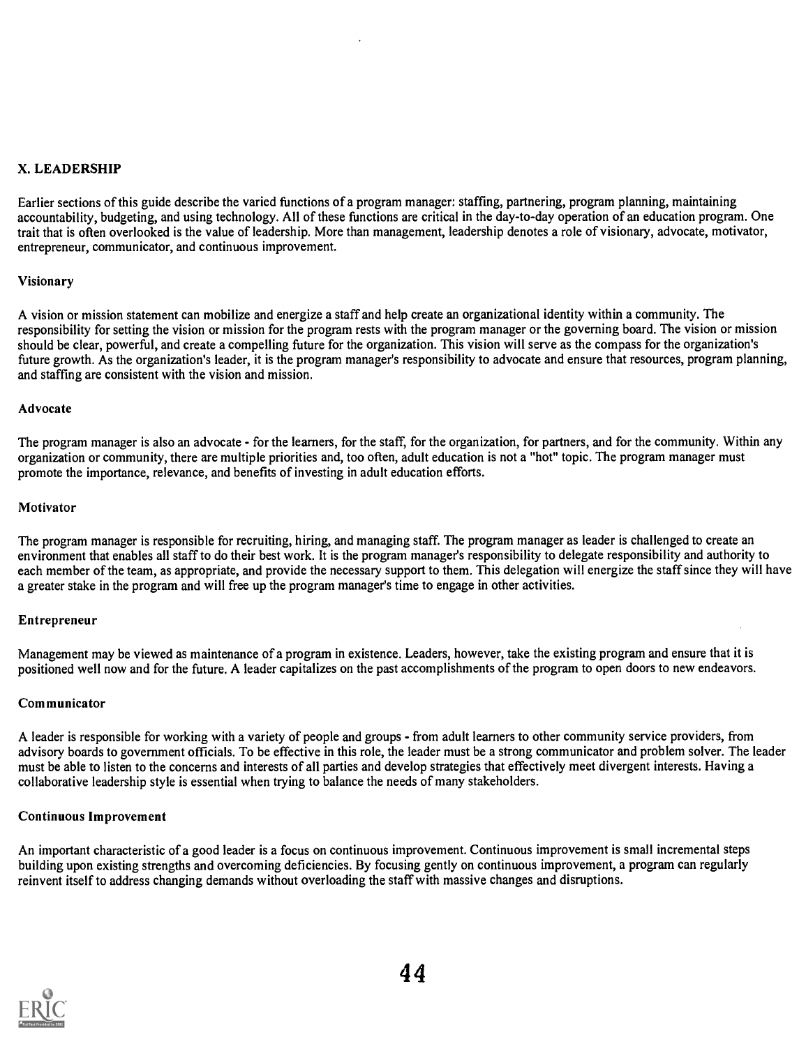## X. LEADERSHIP

Earlier sections of this guide describe the varied functions of a program manager: staffing, partnering, program planning, maintaining accountability, budgeting, and using technology. All of these functions are critical in the day-to-day operation of an education program. One trait that is often overlooked is the value of leadership. More than management, leadership denotes a role of visionary, advocate, motivator, entrepreneur, communicator, and continuous improvement.

### Visionary

A vision or mission statement can mobilize and energize a staff and help create an organizational identity within a community. The responsibility for setting the vision or mission for the program rests with the program manager or the governing board. The vision or mission should be clear, powerful, and create a compelling future for the organization. This vision will serve as the compass for the organization's future growth. As the organization's leader, it is the program manager's responsibility to advocate and ensure that resources, program planning, and staffing are consistent with the vision and mission.

### Advocate

The program manager is also an advocate - for the learners, for the staff, for the organization, for partners, and for the community. Within any organization or community, there are multiple priorities and, too often, adult education is not a "hot" topic. The program manager must promote the importance, relevance, and benefits of investing in adult education efforts.

### Motivator

The program manager is responsible for recruiting, hiring, and managing staff. The program manager as leader is challenged to create an environment that enables all staff to do their best work. It is the program manager's responsibility to delegate responsibility and authority to each member of the team, as appropriate, and provide the necessary support to them. This delegation will energize the staff since they will have a greater stake in the program and will free up the program manager's time to engage in other activities.

### Entrepreneur

Management may be viewed as maintenance of a program in existence. Leaders, however, take the existing program and ensure that it is positioned well now and for the future. A leader capitalizes on the past accomplishments of the program to open doors to new endeavors.

### Communicator

A leader is responsible for working with a variety of people and groups - from adult learners to other community service providers, from advisory boards to government officials. To be effective in this role, the leader must be a strong communicator and problem solver. The leader must be able to listen to the concerns and interests of all parties and develop strategies that effectively meet divergent interests. Having a collaborative leadership style is essential when trying to balance the needs of many stakeholders.

### Continuous Improvement

An important characteristic of a good leader is a focus on continuous improvement. Continuous improvement is small incremental steps building upon existing strengths and overcoming deficiencies. By focusing gently on continuous improvement, a program can regularly reinvent itself to address changing demands without overloading the staff with massive changes and disruptions.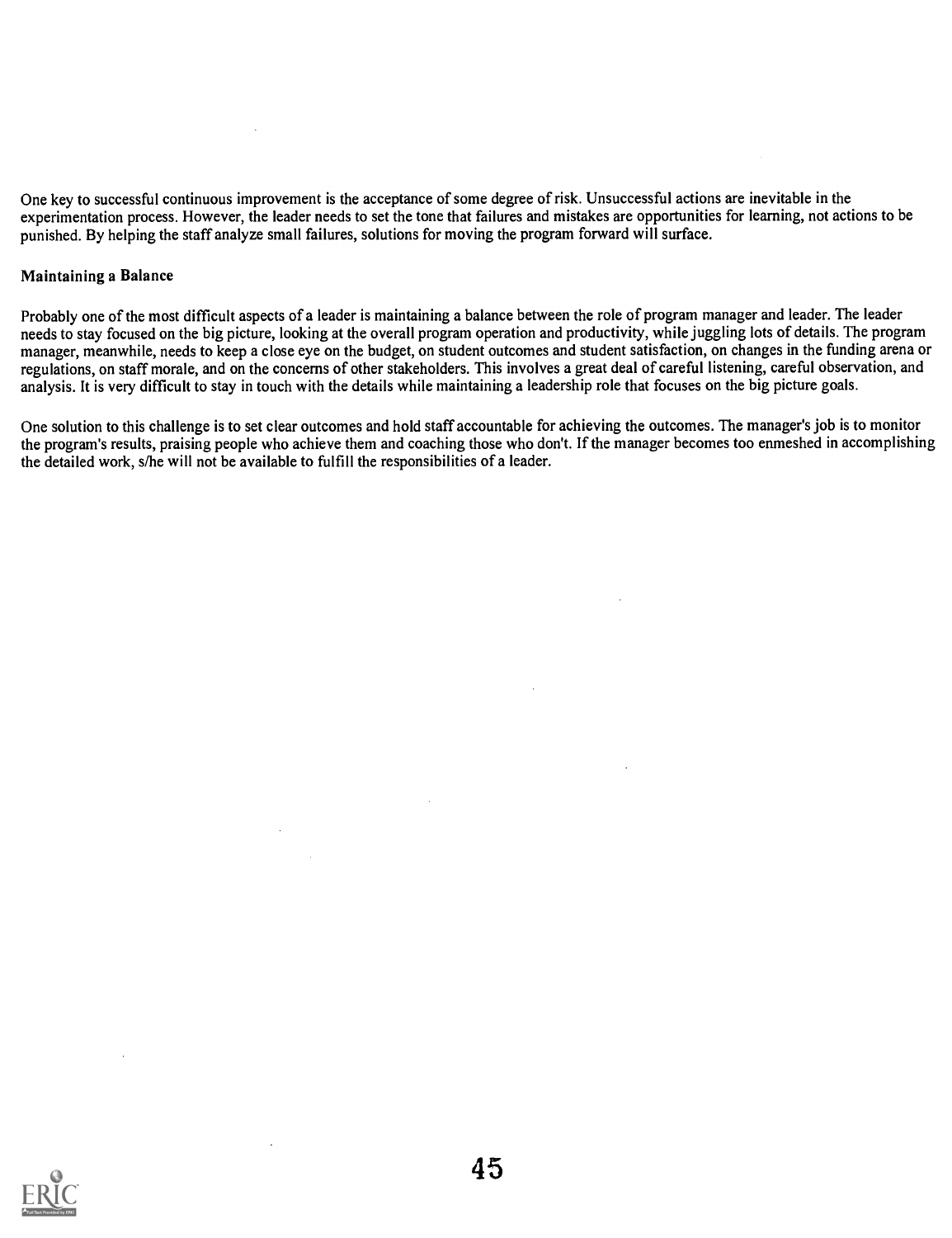One key to successful continuous improvement is the acceptance of some degree of risk. Unsuccessful actions are inevitable in the experimentation process. However, the leader needs to set the tone that failures and mistakes are opportunities for learning, not actions to be punished. By helping the staff analyze small failures, solutions for moving the program forward will surface.

### Maintaining a Balance

Probably one of the most difficult aspects of a leader is maintaining a balance between the role of program manager and leader. The leader needs to stay focused on the big picture, looking at the overall program operation and productivity, while juggling lots of details. The program manager, meanwhile, needs to keep a close eye on the budget, on student outcomes and student satisfaction, on changes in the funding arena or regulations, on staff morale, and on the concerns of other stakeholders. This involves a great deal of careful listening, careful observation, and analysis. It is very difficult to stay in touch with the details while maintaining a leadership role that focuses on the big picture goals.

One solution to this challenge is to set clear outcomes and hold staff accountable for achieving the outcomes. The manager's job is to monitor the program's results, praising people who achieve them and coaching those who don't. If the manager becomes too enmeshed in accomplishing the detailed work, s/he will not be available to fulfill the responsibilities of a leader.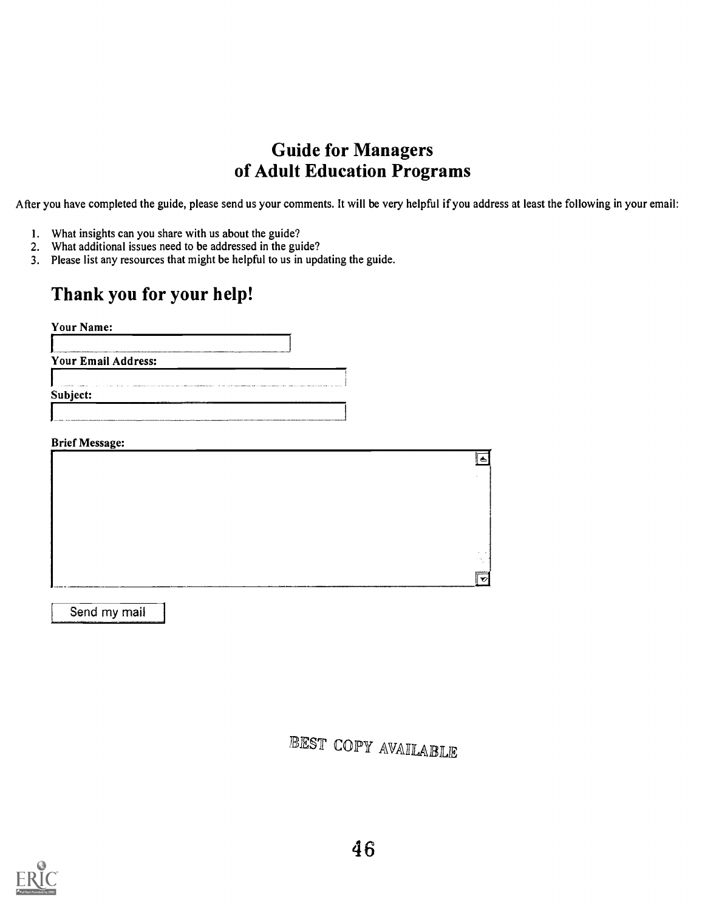# Guide for Managers of Adult Education Programs

After you have completed the guide, please send us your comments. It will be very helpful if you address at least the following in your email:

1. What insights can you share with us about the guide?
2. What additional issues need to be addressed in the guide?
3. Please list any resources that might be helpful to us in updating the guide.

## Thank you for your help!

**Your Name:**

**Your Email Address:**

**Subject:**

**Brief Message:**

Send my mail

BEST COPY AVAILABLE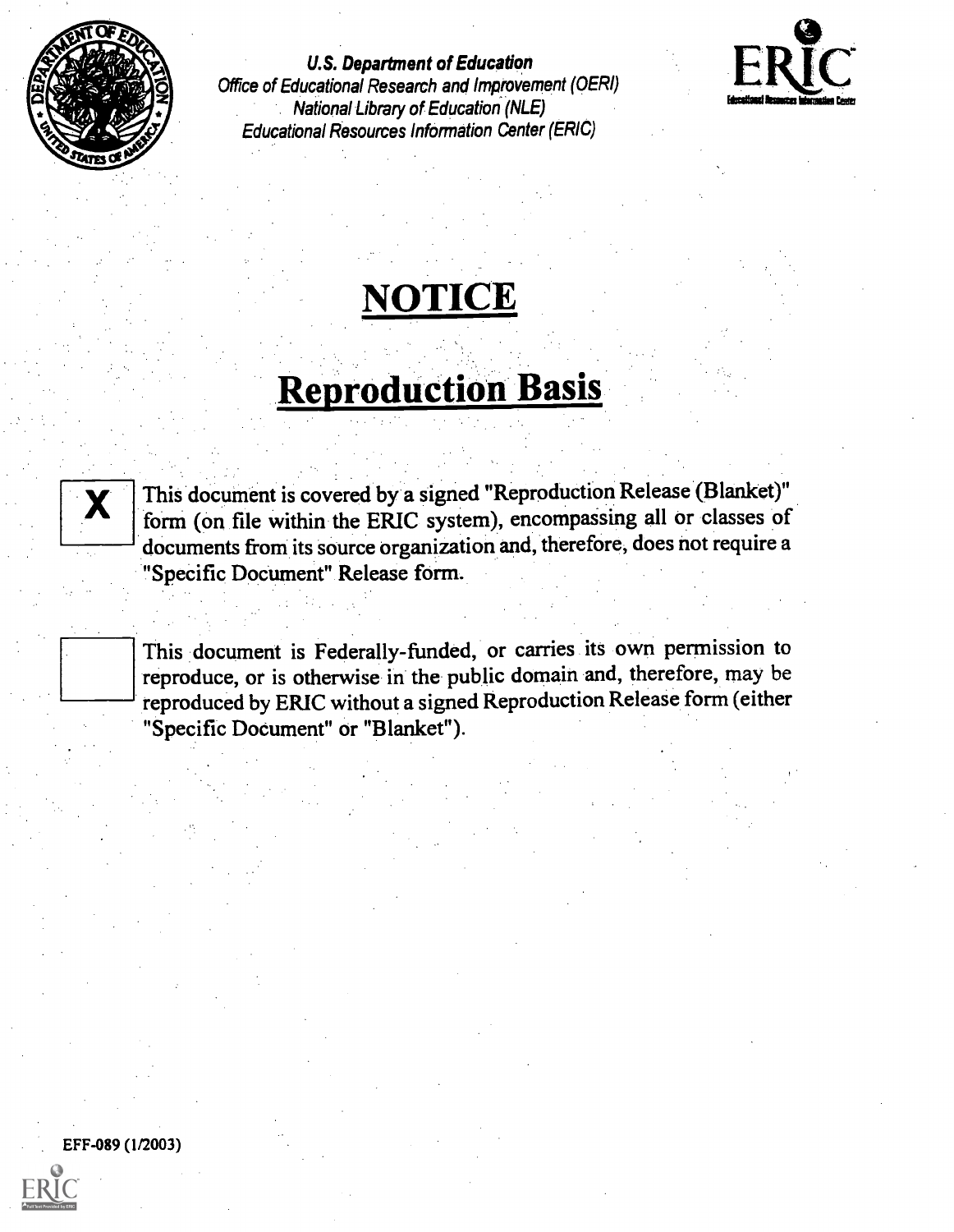***U.S. Department of Education***
*Office of Educational Research and Improvement (OERI)*
*National Library of Education (NLE)*
*Educational Resources Information Center (ERIC)*

# NOTICE

# Reproduction Basis

- [X] This document is covered by a signed "Reproduction Release (Blanket)" form (on file within the ERIC system), encompassing all or classes of documents from its source organization and, therefore, does not require a "Specific Document" Release form.

- [ ] This document is Federally-funded, or carries its own permission to reproduce, or is otherwise in the public domain and, therefore, may be reproduced by ERIC without a signed Reproduction Release form (either "Specific Document" or "Blanket").

EFF-089 (1/2003)